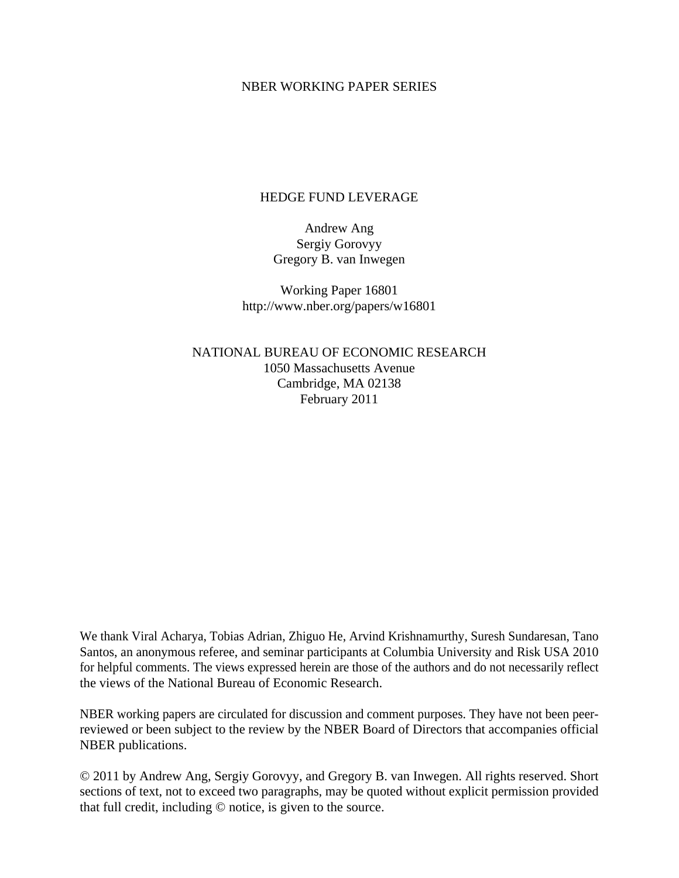NBER WORKING PAPER SERIES

# HEDGE FUND LEVERAGE

Andrew Ang
Sergiy Gorovyy
Gregory B. van Inwegen

Working Paper 16801
http://www.nber.org/papers/w16801

NATIONAL BUREAU OF ECONOMIC RESEARCH
1050 Massachusetts Avenue
Cambridge, MA 02138
February 2011

We thank Viral Acharya, Tobias Adrian, Zhiguo He, Arvind Krishnamurthy, Suresh Sundaresan, Tano Santos, an anonymous referee, and seminar participants at Columbia University and Risk USA 2010 for helpful comments. The views expressed herein are those of the authors and do not necessarily reflect the views of the National Bureau of Economic Research.

NBER working papers are circulated for discussion and comment purposes. They have not been peer-reviewed or been subject to the review by the NBER Board of Directors that accompanies official NBER publications.

© 2011 by Andrew Ang, Sergiy Gorovyy, and Gregory B. van Inwegen. All rights reserved. Short sections of text, not to exceed two paragraphs, may be quoted without explicit permission provided that full credit, including © notice, is given to the source.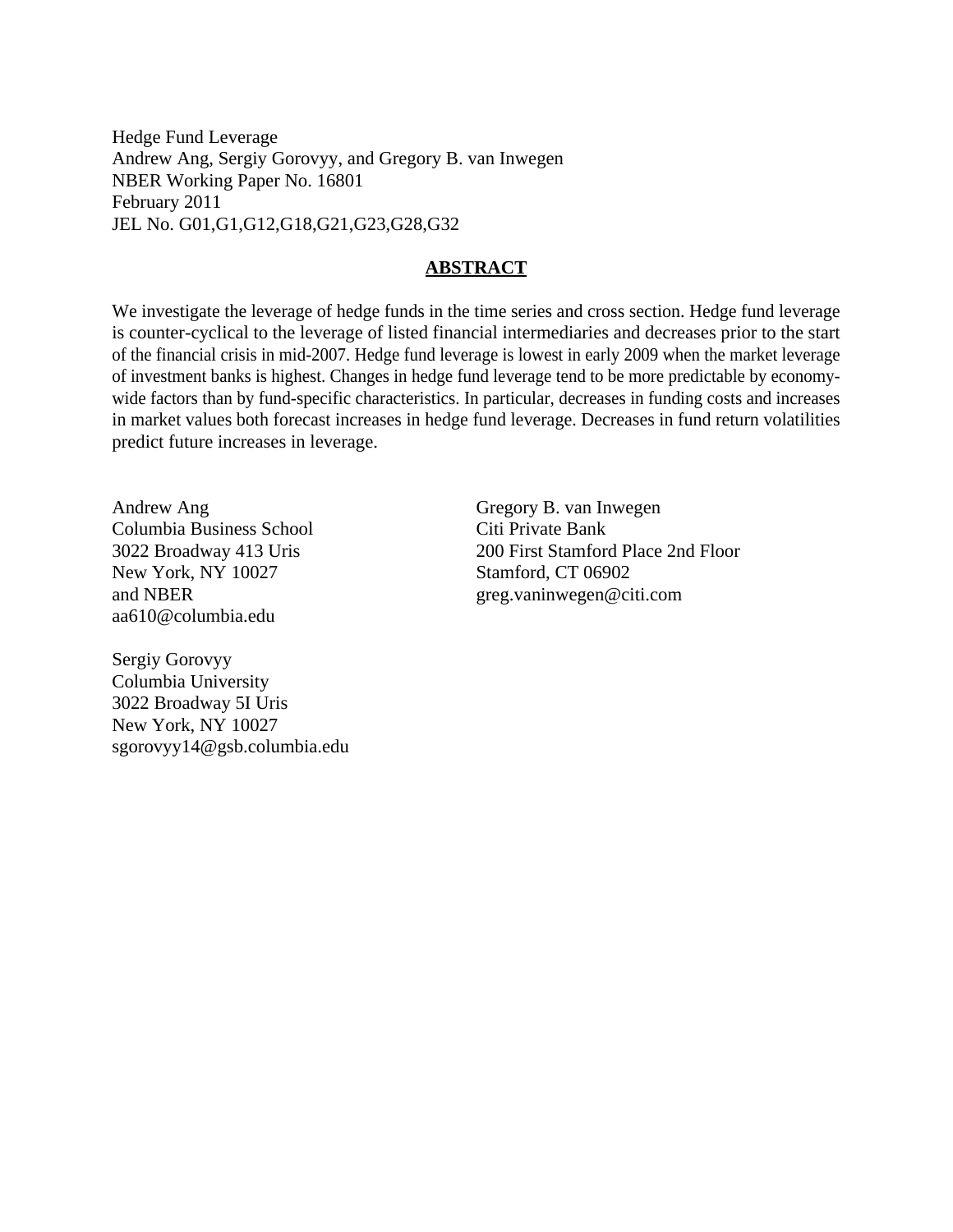Hedge Fund Leverage
Andrew Ang, Sergiy Gorovyy, and Gregory B. van Inwegen
NBER Working Paper No. 16801
February 2011
JEL No. G01,G1,G12,G18,G21,G23,G28,G32

## ABSTRACT

We investigate the leverage of hedge funds in the time series and cross section. Hedge fund leverage is counter-cyclical to the leverage of listed financial intermediaries and decreases prior to the start of the financial crisis in mid-2007. Hedge fund leverage is lowest in early 2009 when the market leverage of investment banks is highest. Changes in hedge fund leverage tend to be more predictable by economy-wide factors than by fund-specific characteristics. In particular, decreases in funding costs and increases in market values both forecast increases in hedge fund leverage. Decreases in fund return volatilities predict future increases in leverage.

Andrew Ang
Columbia Business School
3022 Broadway 413 Uris
New York, NY 10027
and NBER
aa610@columbia.edu

Sergiy Gorovyy
Columbia University
3022 Broadway 5I Uris
New York, NY 10027
sgorovyy14@gsb.columbia.edu

Gregory B. van Inwegen
Citi Private Bank
200 First Stamford Place 2nd Floor
Stamford, CT 06902
greg.vaninwegen@citi.com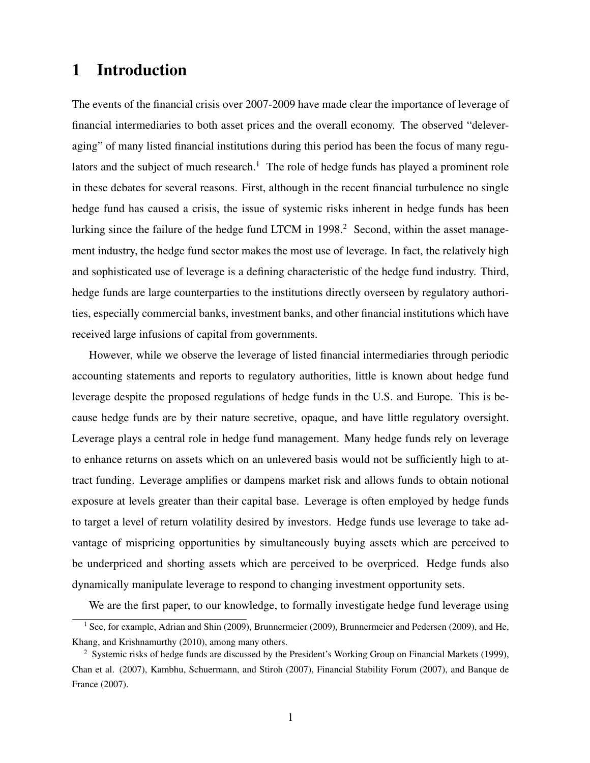# 1 Introduction

The events of the financial crisis over 2007-2009 have made clear the importance of leverage of financial intermediaries to both asset prices and the overall economy. The observed "deleveraging" of many listed financial institutions during this period has been the focus of many regulators and the subject of much research.[1] The role of hedge funds has played a prominent role in these debates for several reasons. First, although in the recent financial turbulence no single hedge fund has caused a crisis, the issue of systemic risks inherent in hedge funds has been lurking since the failure of the hedge fund LTCM in 1998.[2] Second, within the asset management industry, the hedge fund sector makes the most use of leverage. In fact, the relatively high and sophisticated use of leverage is a defining characteristic of the hedge fund industry. Third, hedge funds are large counterparties to the institutions directly overseen by regulatory authorities, especially commercial banks, investment banks, and other financial institutions which have received large infusions of capital from governments.

However, while we observe the leverage of listed financial intermediaries through periodic accounting statements and reports to regulatory authorities, little is known about hedge fund leverage despite the proposed regulations of hedge funds in the U.S. and Europe. This is because hedge funds are by their nature secretive, opaque, and have little regulatory oversight. Leverage plays a central role in hedge fund management. Many hedge funds rely on leverage to enhance returns on assets which on an unlevered basis would not be sufficiently high to attract funding. Leverage amplifies or dampens market risk and allows funds to obtain notional exposure at levels greater than their capital base. Leverage is often employed by hedge funds to target a level of return volatility desired by investors. Hedge funds use leverage to take advantage of mispricing opportunities by simultaneously buying assets which are perceived to be underpriced and shorting assets which are perceived to be overpriced. Hedge funds also dynamically manipulate leverage to respond to changing investment opportunity sets.

We are the first paper, to our knowledge, to formally investigate hedge fund leverage using

[1] See, for example, Adrian and Shin (2009), Brunnermeier (2009), Brunnermeier and Pedersen (2009), and He, Khang, and Krishnamurthy (2010), among many others.

[2] Systemic risks of hedge funds are discussed by the President's Working Group on Financial Markets (1999), Chan et al. (2007), Kambhu, Schuermann, and Stiroh (2007), Financial Stability Forum (2007), and Banque de France (2007).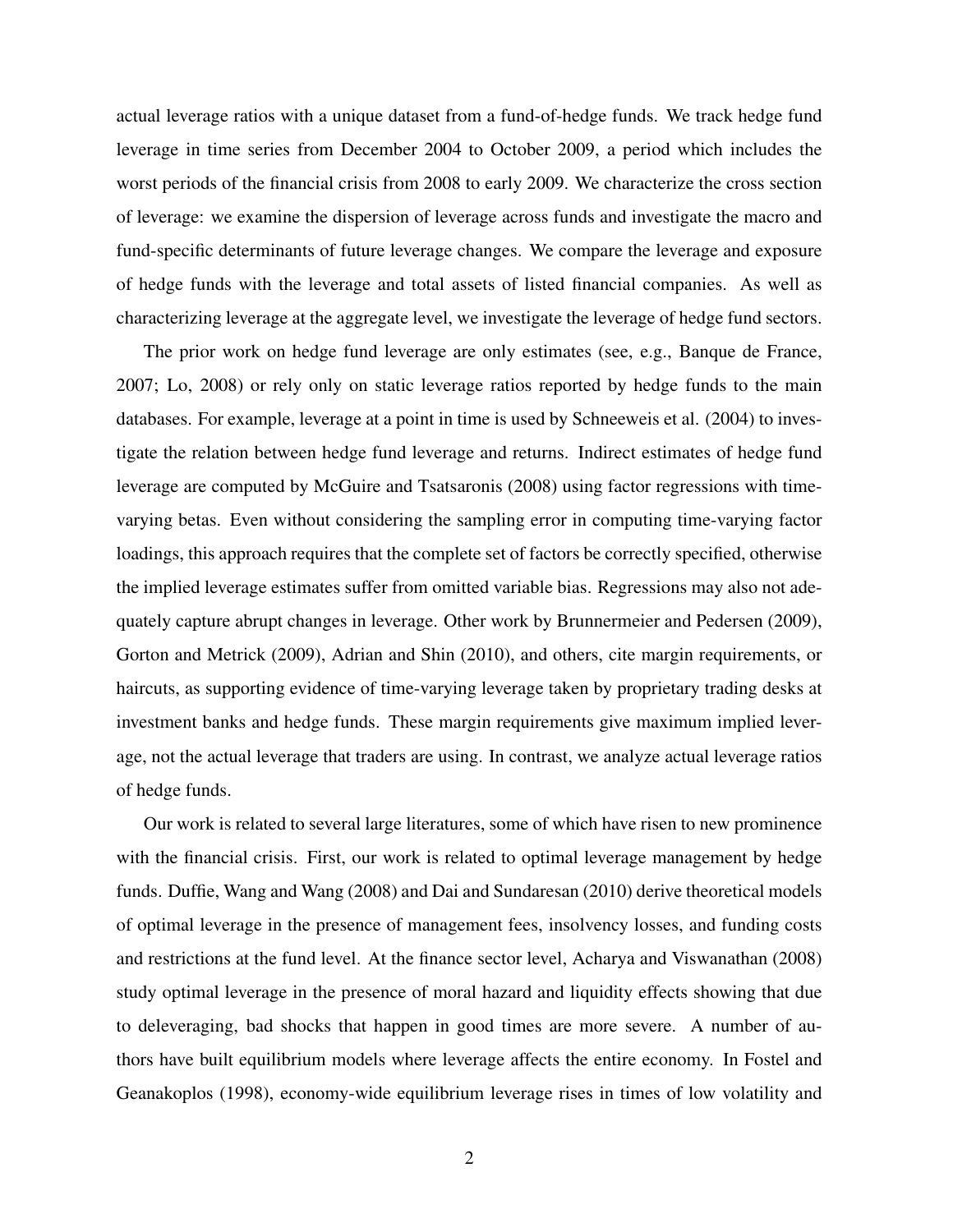actual leverage ratios with a unique dataset from a fund-of-hedge funds. We track hedge fund leverage in time series from December 2004 to October 2009, a period which includes the worst periods of the financial crisis from 2008 to early 2009. We characterize the cross section of leverage: we examine the dispersion of leverage across funds and investigate the macro and fund-specific determinants of future leverage changes. We compare the leverage and exposure of hedge funds with the leverage and total assets of listed financial companies. As well as characterizing leverage at the aggregate level, we investigate the leverage of hedge fund sectors.

The prior work on hedge fund leverage are only estimates (see, e.g., Banque de France, 2007; Lo, 2008) or rely only on static leverage ratios reported by hedge funds to the main databases. For example, leverage at a point in time is used by Schneeweis et al. (2004) to investigate the relation between hedge fund leverage and returns. Indirect estimates of hedge fund leverage are computed by McGuire and Tsatsaronis (2008) using factor regressions with time-varying betas. Even without considering the sampling error in computing time-varying factor loadings, this approach requires that the complete set of factors be correctly specified, otherwise the implied leverage estimates suffer from omitted variable bias. Regressions may also not adequately capture abrupt changes in leverage. Other work by Brunnermeier and Pedersen (2009), Gorton and Metrick (2009), Adrian and Shin (2010), and others, cite margin requirements, or haircuts, as supporting evidence of time-varying leverage taken by proprietary trading desks at investment banks and hedge funds. These margin requirements give maximum implied leverage, not the actual leverage that traders are using. In contrast, we analyze actual leverage ratios of hedge funds.

Our work is related to several large literatures, some of which have risen to new prominence with the financial crisis. First, our work is related to optimal leverage management by hedge funds. Duffie, Wang and Wang (2008) and Dai and Sundaresan (2010) derive theoretical models of optimal leverage in the presence of management fees, insolvency losses, and funding costs and restrictions at the fund level. At the finance sector level, Acharya and Viswanathan (2008) study optimal leverage in the presence of moral hazard and liquidity effects showing that due to deleveraging, bad shocks that happen in good times are more severe. A number of authors have built equilibrium models where leverage affects the entire economy. In Fostel and Geanakoplos (1998), economy-wide equilibrium leverage rises in times of low volatility and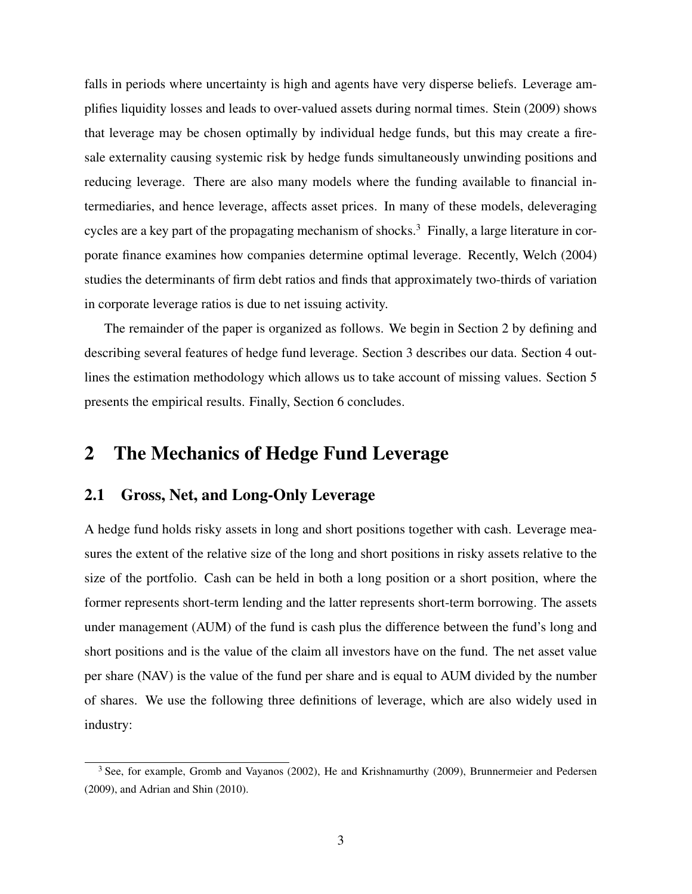falls in periods where uncertainty is high and agents have very disperse beliefs. Leverage amplifies liquidity losses and leads to over-valued assets during normal times. Stein (2009) shows that leverage may be chosen optimally by individual hedge funds, but this may create a fire-sale externality causing systemic risk by hedge funds simultaneously unwinding positions and reducing leverage. There are also many models where the funding available to financial intermediaries, and hence leverage, affects asset prices. In many of these models, deleveraging cycles are a key part of the propagating mechanism of shocks.[3] Finally, a large literature in corporate finance examines how companies determine optimal leverage. Recently, Welch (2004) studies the determinants of firm debt ratios and finds that approximately two-thirds of variation in corporate leverage ratios is due to net issuing activity.

The remainder of the paper is organized as follows. We begin in Section 2 by defining and describing several features of hedge fund leverage. Section 3 describes our data. Section 4 outlines the estimation methodology which allows us to take account of missing values. Section 5 presents the empirical results. Finally, Section 6 concludes.

# 2 The Mechanics of Hedge Fund Leverage

## 2.1 Gross, Net, and Long-Only Leverage

A hedge fund holds risky assets in long and short positions together with cash. Leverage measures the extent of the relative size of the long and short positions in risky assets relative to the size of the portfolio. Cash can be held in both a long position or a short position, where the former represents short-term lending and the latter represents short-term borrowing. The assets under management (AUM) of the fund is cash plus the difference between the fund's long and short positions and is the value of the claim all investors have on the fund. The net asset value per share (NAV) is the value of the fund per share and is equal to AUM divided by the number of shares. We use the following three definitions of leverage, which are also widely used in industry:

[3] See, for example, Gromb and Vayanos (2002), He and Krishnamurthy (2009), Brunnermeier and Pedersen (2009), and Adrian and Shin (2010).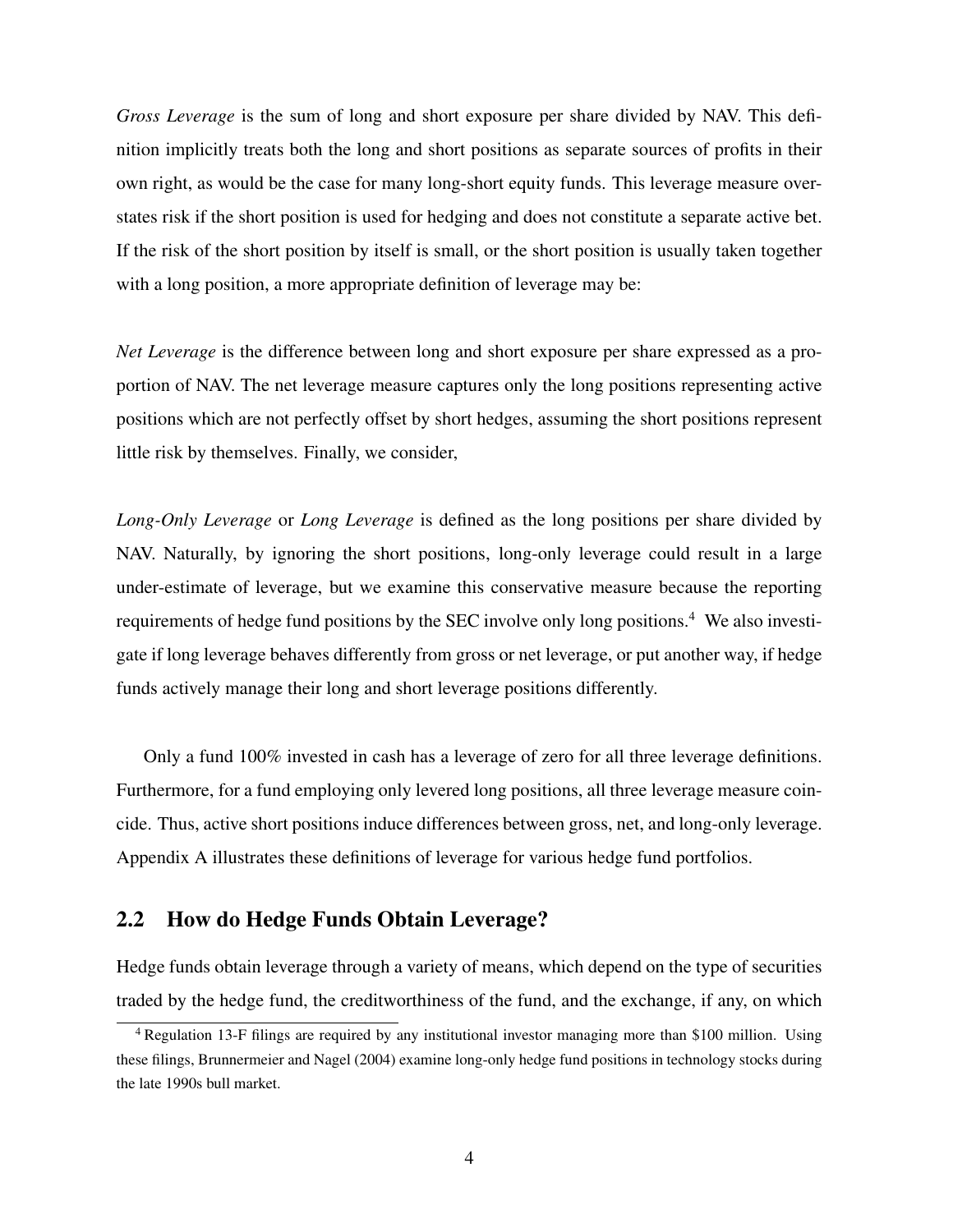*Gross Leverage* is the sum of long and short exposure per share divided by NAV. This definition implicitly treats both the long and short positions as separate sources of profits in their own right, as would be the case for many long-short equity funds. This leverage measure overstates risk if the short position is used for hedging and does not constitute a separate active bet. If the risk of the short position by itself is small, or the short position is usually taken together with a long position, a more appropriate definition of leverage may be:

*Net Leverage* is the difference between long and short exposure per share expressed as a proportion of NAV. The net leverage measure captures only the long positions representing active positions which are not perfectly offset by short hedges, assuming the short positions represent little risk by themselves. Finally, we consider,

*Long-Only Leverage* or *Long Leverage* is defined as the long positions per share divided by NAV. Naturally, by ignoring the short positions, long-only leverage could result in a large under-estimate of leverage, but we examine this conservative measure because the reporting requirements of hedge fund positions by the SEC involve only long positions.[4] We also investigate if long leverage behaves differently from gross or net leverage, or put another way, if hedge funds actively manage their long and short leverage positions differently.

Only a fund 100% invested in cash has a leverage of zero for all three leverage definitions. Furthermore, for a fund employing only levered long positions, all three leverage measure coincide. Thus, active short positions induce differences between gross, net, and long-only leverage. Appendix A illustrates these definitions of leverage for various hedge fund portfolios.

## 2.2 How do Hedge Funds Obtain Leverage?

Hedge funds obtain leverage through a variety of means, which depend on the type of securities traded by the hedge fund, the creditworthiness of the fund, and the exchange, if any, on which

[4] Regulation 13-F filings are required by any institutional investor managing more than $100 million. Using these filings, Brunnermeier and Nagel (2004) examine long-only hedge fund positions in technology stocks during the late 1990s bull market.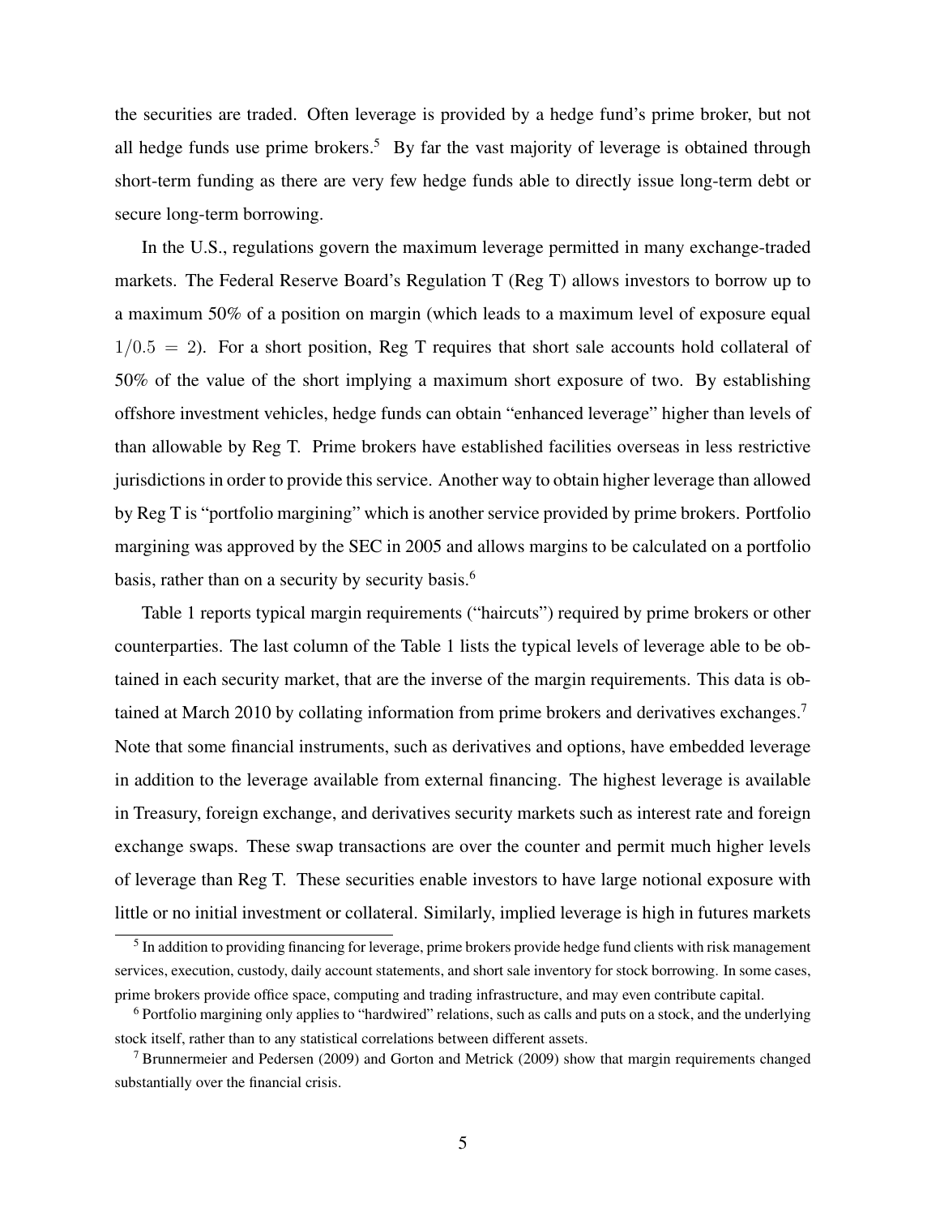the securities are traded. Often leverage is provided by a hedge fund's prime broker, but not all hedge funds use prime brokers.[5] By far the vast majority of leverage is obtained through short-term funding as there are very few hedge funds able to directly issue long-term debt or secure long-term borrowing.

In the U.S., regulations govern the maximum leverage permitted in many exchange-traded markets. The Federal Reserve Board's Regulation T (Reg T) allows investors to borrow up to a maximum 50% of a position on margin (which leads to a maximum level of exposure equal $1/0.5 = 2$). For a short position, Reg T requires that short sale accounts hold collateral of 50% of the value of the short implying a maximum short exposure of two. By establishing offshore investment vehicles, hedge funds can obtain "enhanced leverage" higher than levels of than allowable by Reg T. Prime brokers have established facilities overseas in less restrictive jurisdictions in order to provide this service. Another way to obtain higher leverage than allowed by Reg T is "portfolio margining" which is another service provided by prime brokers. Portfolio margining was approved by the SEC in 2005 and allows margins to be calculated on a portfolio basis, rather than on a security by security basis.[6]

Table 1 reports typical margin requirements ("haircuts") required by prime brokers or other counterparties. The last column of the Table 1 lists the typical levels of leverage able to be obtained in each security market, that are the inverse of the margin requirements. This data is obtained at March 2010 by collating information from prime brokers and derivatives exchanges.[7] Note that some financial instruments, such as derivatives and options, have embedded leverage in addition to the leverage available from external financing. The highest leverage is available in Treasury, foreign exchange, and derivatives security markets such as interest rate and foreign exchange swaps. These swap transactions are over the counter and permit much higher levels of leverage than Reg T. These securities enable investors to have large notional exposure with little or no initial investment or collateral. Similarly, implied leverage is high in futures markets

[5] In addition to providing financing for leverage, prime brokers provide hedge fund clients with risk management services, execution, custody, daily account statements, and short sale inventory for stock borrowing. In some cases, prime brokers provide office space, computing and trading infrastructure, and may even contribute capital.

[6] Portfolio margining only applies to "hardwired" relations, such as calls and puts on a stock, and the underlying stock itself, rather than to any statistical correlations between different assets.

[7] Brunnermeier and Pedersen (2009) and Gorton and Metrick (2009) show that margin requirements changed substantially over the financial crisis.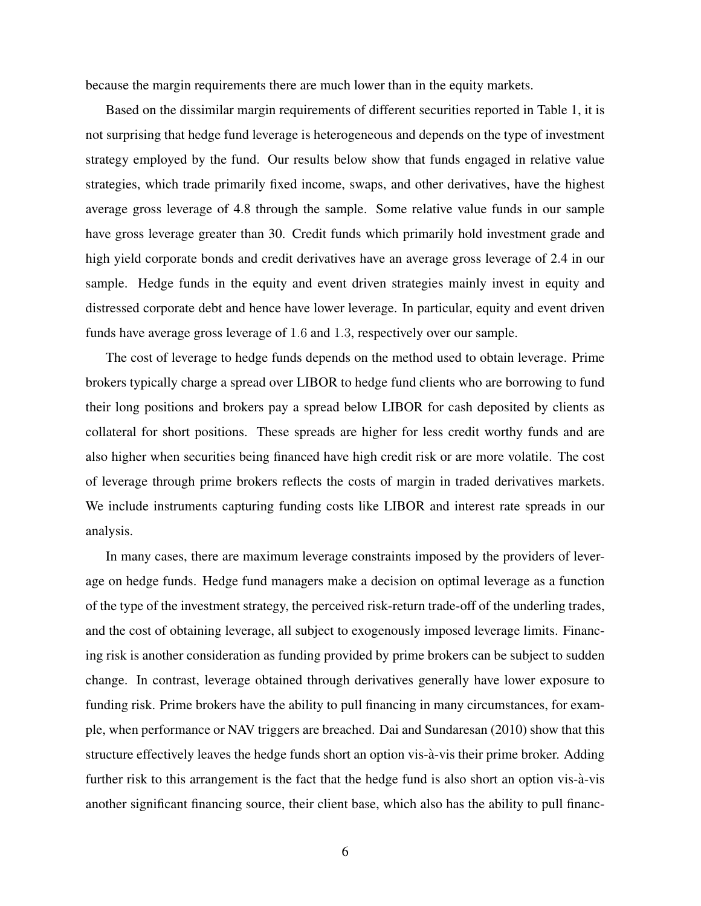because the margin requirements there are much lower than in the equity markets.

Based on the dissimilar margin requirements of different securities reported in Table 1, it is not surprising that hedge fund leverage is heterogeneous and depends on the type of investment strategy employed by the fund. Our results below show that funds engaged in relative value strategies, which trade primarily fixed income, swaps, and other derivatives, have the highest average gross leverage of 4.8 through the sample. Some relative value funds in our sample have gross leverage greater than 30. Credit funds which primarily hold investment grade and high yield corporate bonds and credit derivatives have an average gross leverage of 2.4 in our sample. Hedge funds in the equity and event driven strategies mainly invest in equity and distressed corporate debt and hence have lower leverage. In particular, equity and event driven funds have average gross leverage of 1.6 and 1.3, respectively over our sample.

The cost of leverage to hedge funds depends on the method used to obtain leverage. Prime brokers typically charge a spread over LIBOR to hedge fund clients who are borrowing to fund their long positions and brokers pay a spread below LIBOR for cash deposited by clients as collateral for short positions. These spreads are higher for less credit worthy funds and are also higher when securities being financed have high credit risk or are more volatile. The cost of leverage through prime brokers reflects the costs of margin in traded derivatives markets. We include instruments capturing funding costs like LIBOR and interest rate spreads in our analysis.

In many cases, there are maximum leverage constraints imposed by the providers of leverage on hedge funds. Hedge fund managers make a decision on optimal leverage as a function of the type of the investment strategy, the perceived risk-return trade-off of the underling trades, and the cost of obtaining leverage, all subject to exogenously imposed leverage limits. Financing risk is another consideration as funding provided by prime brokers can be subject to sudden change. In contrast, leverage obtained through derivatives generally have lower exposure to funding risk. Prime brokers have the ability to pull financing in many circumstances, for example, when performance or NAV triggers are breached. Dai and Sundaresan (2010) show that this structure effectively leaves the hedge funds short an option vis-à-vis their prime broker. Adding further risk to this arrangement is the fact that the hedge fund is also short an option vis-à-vis another significant financing source, their client base, which also has the ability to pull financ-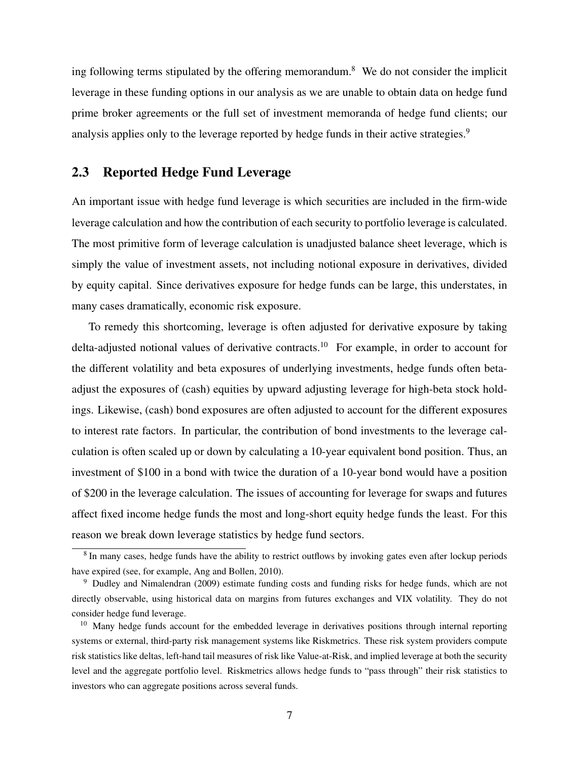ing following terms stipulated by the offering memorandum.[8] We do not consider the implicit leverage in these funding options in our analysis as we are unable to obtain data on hedge fund prime broker agreements or the full set of investment memoranda of hedge fund clients; our analysis applies only to the leverage reported by hedge funds in their active strategies.[9]

## 2.3 Reported Hedge Fund Leverage

An important issue with hedge fund leverage is which securities are included in the firm-wide leverage calculation and how the contribution of each security to portfolio leverage is calculated. The most primitive form of leverage calculation is unadjusted balance sheet leverage, which is simply the value of investment assets, not including notional exposure in derivatives, divided by equity capital. Since derivatives exposure for hedge funds can be large, this understates, in many cases dramatically, economic risk exposure.

To remedy this shortcoming, leverage is often adjusted for derivative exposure by taking delta-adjusted notional values of derivative contracts.[10] For example, in order to account for the different volatility and beta exposures of underlying investments, hedge funds often beta-adjust the exposures of (cash) equities by upward adjusting leverage for high-beta stock holdings. Likewise, (cash) bond exposures are often adjusted to account for the different exposures to interest rate factors. In particular, the contribution of bond investments to the leverage calculation is often scaled up or down by calculating a 10-year equivalent bond position. Thus, an investment of \$100 in a bond with twice the duration of a 10-year bond would have a position of \$200 in the leverage calculation. The issues of accounting for leverage for swaps and futures affect fixed income hedge funds the most and long-short equity hedge funds the least. For this reason we break down leverage statistics by hedge fund sectors.

[8] In many cases, hedge funds have the ability to restrict outflows by invoking gates even after lockup periods have expired (see, for example, Ang and Bollen, 2010).

[9] Dudley and Nimalendran (2009) estimate funding costs and funding risks for hedge funds, which are not directly observable, using historical data on margins from futures exchanges and VIX volatility. They do not consider hedge fund leverage.

[10] Many hedge funds account for the embedded leverage in derivatives positions through internal reporting systems or external, third-party risk management systems like Riskmetrics. These risk system providers compute risk statistics like deltas, left-hand tail measures of risk like Value-at-Risk, and implied leverage at both the security level and the aggregate portfolio level. Riskmetrics allows hedge funds to "pass through" their risk statistics to investors who can aggregate positions across several funds.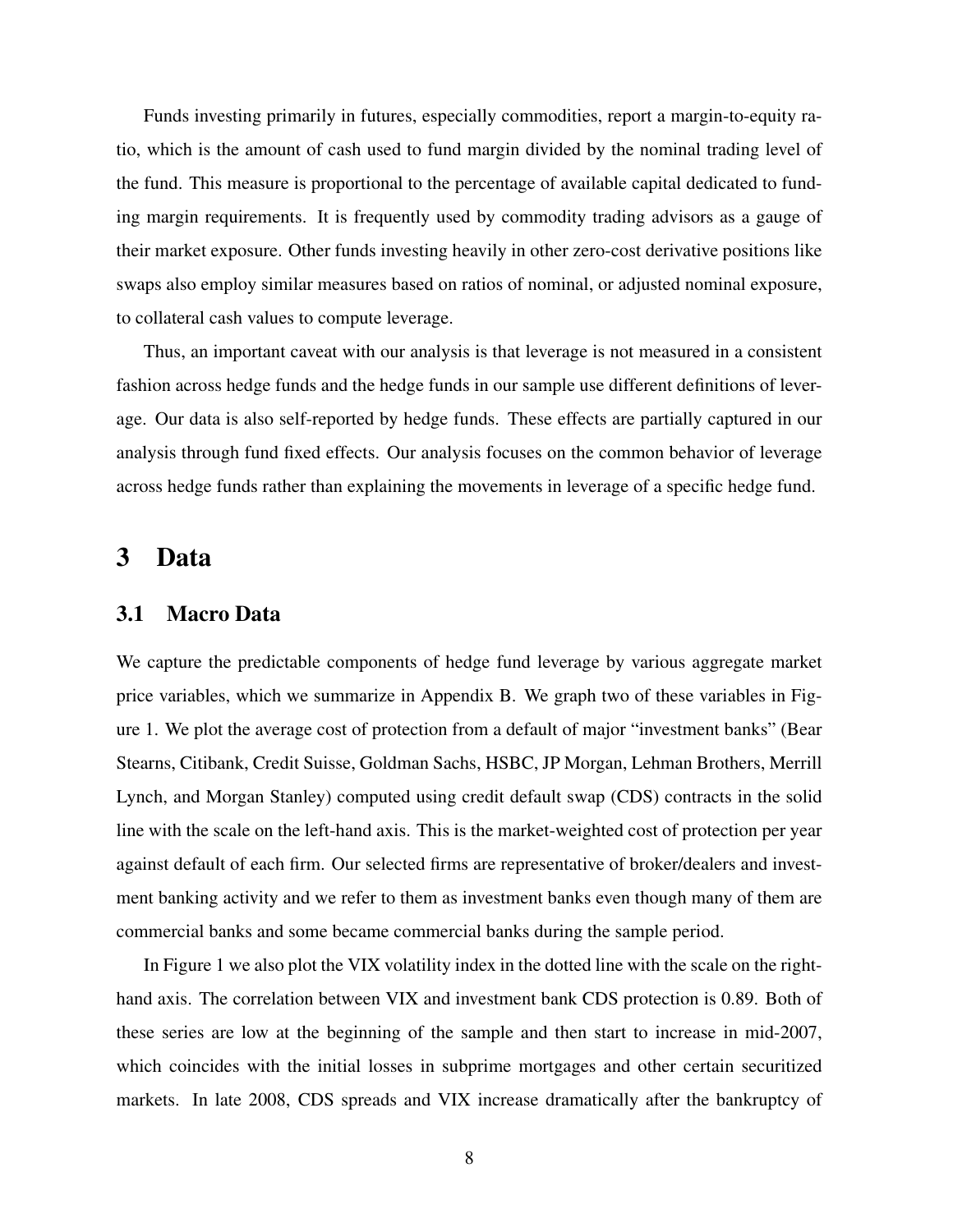Funds investing primarily in futures, especially commodities, report a margin-to-equity ratio, which is the amount of cash used to fund margin divided by the nominal trading level of the fund. This measure is proportional to the percentage of available capital dedicated to funding margin requirements. It is frequently used by commodity trading advisors as a gauge of their market exposure. Other funds investing heavily in other zero-cost derivative positions like swaps also employ similar measures based on ratios of nominal, or adjusted nominal exposure, to collateral cash values to compute leverage.

Thus, an important caveat with our analysis is that leverage is not measured in a consistent fashion across hedge funds and the hedge funds in our sample use different definitions of leverage. Our data is also self-reported by hedge funds. These effects are partially captured in our analysis through fund fixed effects. Our analysis focuses on the common behavior of leverage across hedge funds rather than explaining the movements in leverage of a specific hedge fund.

# 3 Data

## 3.1 Macro Data

We capture the predictable components of hedge fund leverage by various aggregate market price variables, which we summarize in Appendix B. We graph two of these variables in Figure 1. We plot the average cost of protection from a default of major "investment banks" (Bear Stearns, Citibank, Credit Suisse, Goldman Sachs, HSBC, JP Morgan, Lehman Brothers, Merrill Lynch, and Morgan Stanley) computed using credit default swap (CDS) contracts in the solid line with the scale on the left-hand axis. This is the market-weighted cost of protection per year against default of each firm. Our selected firms are representative of broker/dealers and investment banking activity and we refer to them as investment banks even though many of them are commercial banks and some became commercial banks during the sample period.

In Figure 1 we also plot the VIX volatility index in the dotted line with the scale on the right-hand axis. The correlation between VIX and investment bank CDS protection is 0.89. Both of these series are low at the beginning of the sample and then start to increase in mid-2007, which coincides with the initial losses in subprime mortgages and other certain securitized markets. In late 2008, CDS spreads and VIX increase dramatically after the bankruptcy of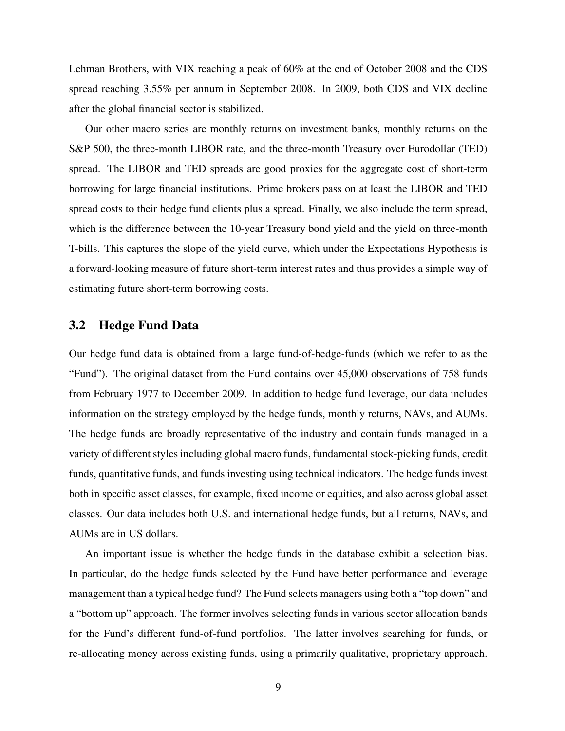Lehman Brothers, with VIX reaching a peak of 60% at the end of October 2008 and the CDS spread reaching 3.55% per annum in September 2008. In 2009, both CDS and VIX decline after the global financial sector is stabilized.

Our other macro series are monthly returns on investment banks, monthly returns on the S&P 500, the three-month LIBOR rate, and the three-month Treasury over Eurodollar (TED) spread. The LIBOR and TED spreads are good proxies for the aggregate cost of short-term borrowing for large financial institutions. Prime brokers pass on at least the LIBOR and TED spread costs to their hedge fund clients plus a spread. Finally, we also include the term spread, which is the difference between the 10-year Treasury bond yield and the yield on three-month T-bills. This captures the slope of the yield curve, which under the Expectations Hypothesis is a forward-looking measure of future short-term interest rates and thus provides a simple way of estimating future short-term borrowing costs.

## 3.2 Hedge Fund Data

Our hedge fund data is obtained from a large fund-of-hedge-funds (which we refer to as the "Fund"). The original dataset from the Fund contains over 45,000 observations of 758 funds from February 1977 to December 2009. In addition to hedge fund leverage, our data includes information on the strategy employed by the hedge funds, monthly returns, NAVs, and AUMs. The hedge funds are broadly representative of the industry and contain funds managed in a variety of different styles including global macro funds, fundamental stock-picking funds, credit funds, quantitative funds, and funds investing using technical indicators. The hedge funds invest both in specific asset classes, for example, fixed income or equities, and also across global asset classes. Our data includes both U.S. and international hedge funds, but all returns, NAVs, and AUMs are in US dollars.

An important issue is whether the hedge funds in the database exhibit a selection bias. In particular, do the hedge funds selected by the Fund have better performance and leverage management than a typical hedge fund? The Fund selects managers using both a "top down" and a "bottom up" approach. The former involves selecting funds in various sector allocation bands for the Fund's different fund-of-fund portfolios. The latter involves searching for funds, or re-allocating money across existing funds, using a primarily qualitative, proprietary approach.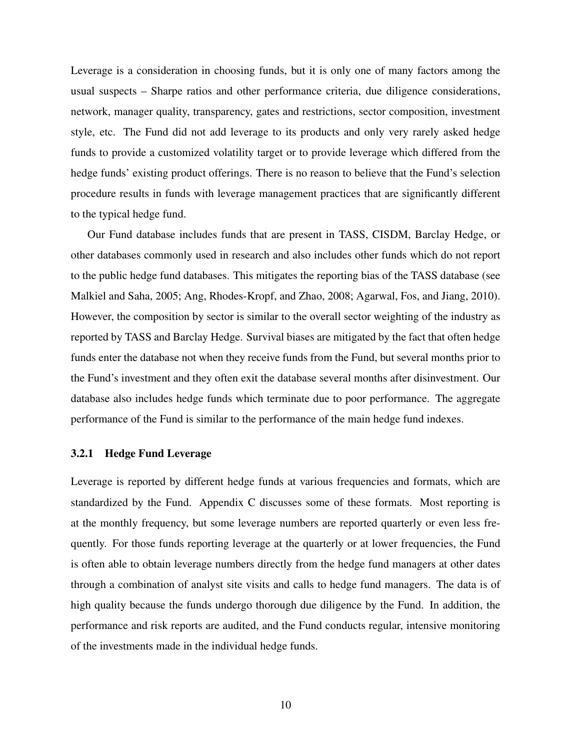Leverage is a consideration in choosing funds, but it is only one of many factors among the usual suspects – Sharpe ratios and other performance criteria, due diligence considerations, network, manager quality, transparency, gates and restrictions, sector composition, investment style, etc. The Fund did not add leverage to its products and only very rarely asked hedge funds to provide a customized volatility target or to provide leverage which differed from the hedge funds' existing product offerings. There is no reason to believe that the Fund's selection procedure results in funds with leverage management practices that are significantly different to the typical hedge fund.

Our Fund database includes funds that are present in TASS, CISDM, Barclay Hedge, or other databases commonly used in research and also includes other funds which do not report to the public hedge fund databases. This mitigates the reporting bias of the TASS database (see Malkiel and Saha, 2005; Ang, Rhodes-Kropf, and Zhao, 2008; Agarwal, Fos, and Jiang, 2010). However, the composition by sector is similar to the overall sector weighting of the industry as reported by TASS and Barclay Hedge. Survival biases are mitigated by the fact that often hedge funds enter the database not when they receive funds from the Fund, but several months prior to the Fund's investment and they often exit the database several months after disinvestment. Our database also includes hedge funds which terminate due to poor performance. The aggregate performance of the Fund is similar to the performance of the main hedge fund indexes.

### 3.2.1 Hedge Fund Leverage

Leverage is reported by different hedge funds at various frequencies and formats, which are standardized by the Fund. Appendix C discusses some of these formats. Most reporting is at the monthly frequency, but some leverage numbers are reported quarterly or even less frequently. For those funds reporting leverage at the quarterly or at lower frequencies, the Fund is often able to obtain leverage numbers directly from the hedge fund managers at other dates through a combination of analyst site visits and calls to hedge fund managers. The data is of high quality because the funds undergo thorough due diligence by the Fund. In addition, the performance and risk reports are audited, and the Fund conducts regular, intensive monitoring of the investments made in the individual hedge funds.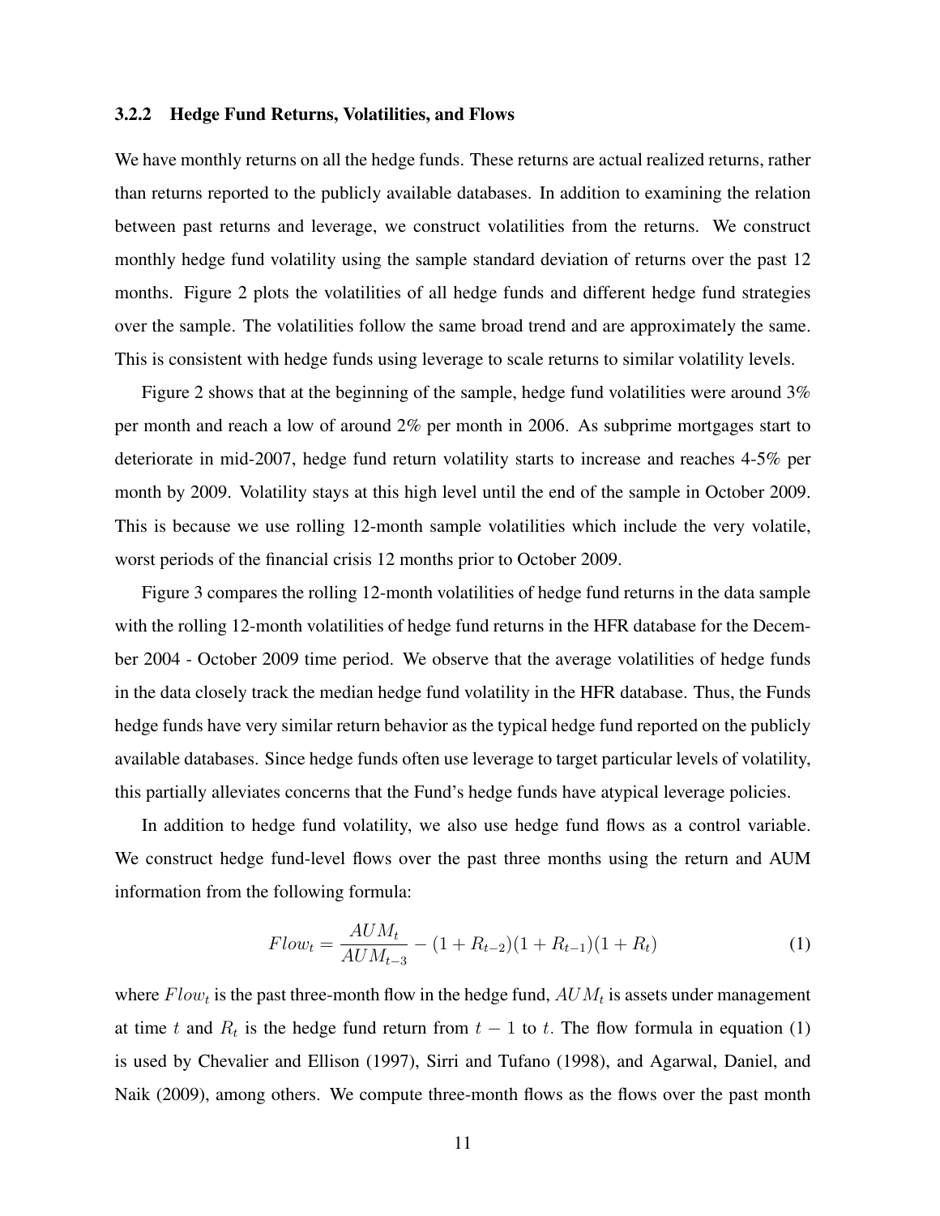### 3.2.2 Hedge Fund Returns, Volatilities, and Flows

We have monthly returns on all the hedge funds. These returns are actual realized returns, rather than returns reported to the publicly available databases. In addition to examining the relation between past returns and leverage, we construct volatilities from the returns. We construct monthly hedge fund volatility using the sample standard deviation of returns over the past 12 months. Figure 2 plots the volatilities of all hedge funds and different hedge fund strategies over the sample. The volatilities follow the same broad trend and are approximately the same. This is consistent with hedge funds using leverage to scale returns to similar volatility levels.

Figure 2 shows that at the beginning of the sample, hedge fund volatilities were around 3% per month and reach a low of around 2% per month in 2006. As subprime mortgages start to deteriorate in mid-2007, hedge fund return volatility starts to increase and reaches 4-5% per month by 2009. Volatility stays at this high level until the end of the sample in October 2009. This is because we use rolling 12-month sample volatilities which include the very volatile, worst periods of the financial crisis 12 months prior to October 2009.

Figure 3 compares the rolling 12-month volatilities of hedge fund returns in the data sample with the rolling 12-month volatilities of hedge fund returns in the HFR database for the December 2004 - October 2009 time period. We observe that the average volatilities of hedge funds in the data closely track the median hedge fund volatility in the HFR database. Thus, the Funds hedge funds have very similar return behavior as the typical hedge fund reported on the publicly available databases. Since hedge funds often use leverage to target particular levels of volatility, this partially alleviates concerns that the Fund's hedge funds have atypical leverage policies.

In addition to hedge fund volatility, we also use hedge fund flows as a control variable. We construct hedge fund-level flows over the past three months using the return and AUM information from the following formula:

$$Flow_t = \frac{AUM_t}{AUM_{t-3}} - (1 + R_{t-2})(1 + R_{t-1})(1 + R_t) \tag{1}$$

where $Flow_t$ is the past three-month flow in the hedge fund, $AUM_t$ is assets under management at time $t$ and $R_t$ is the hedge fund return from $t-1$ to $t$. The flow formula in equation (1) is used by Chevalier and Ellison (1997), Sirri and Tufano (1998), and Agarwal, Daniel, and Naik (2009), among others. We compute three-month flows as the flows over the past month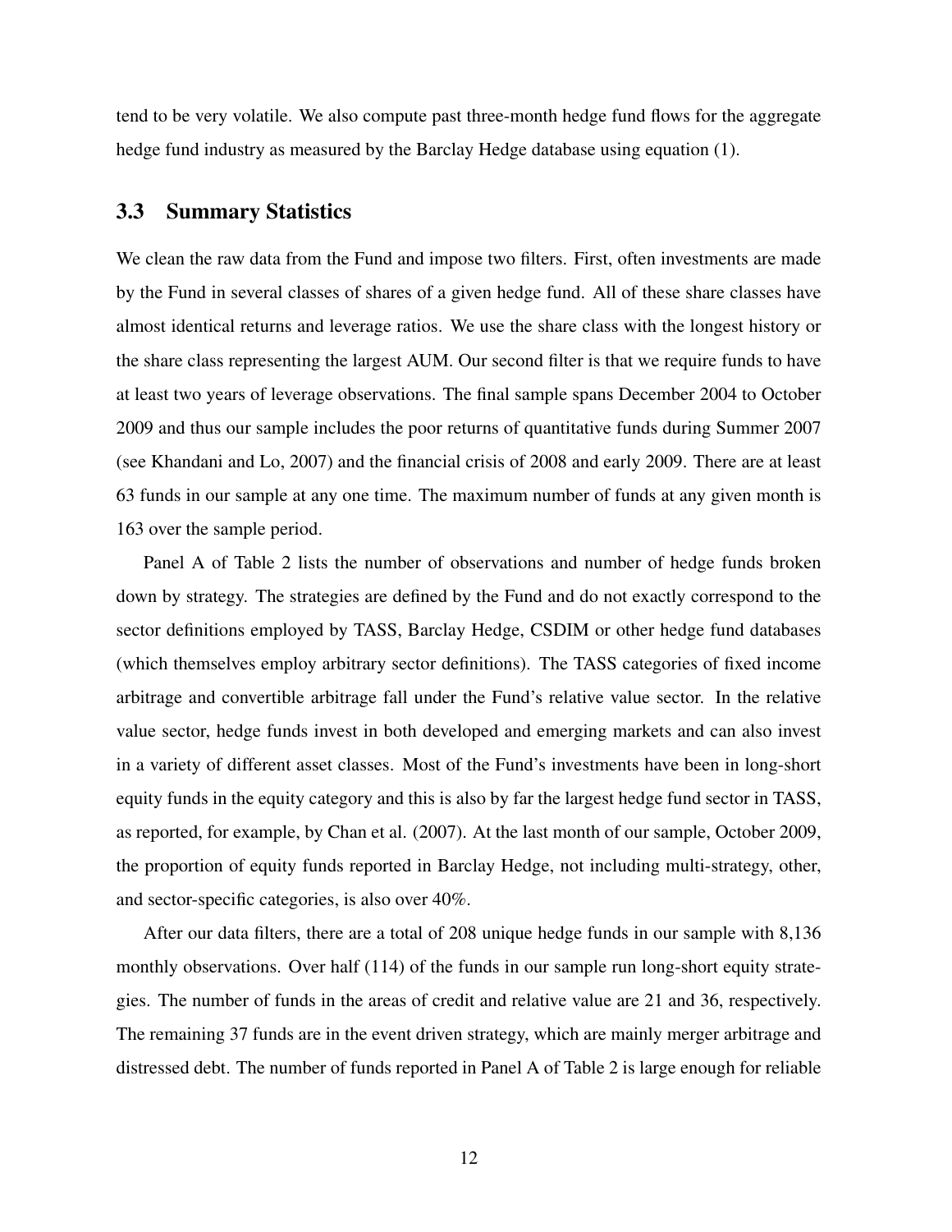tend to be very volatile. We also compute past three-month hedge fund flows for the aggregate hedge fund industry as measured by the Barclay Hedge database using equation (1).

### 3.3 Summary Statistics

We clean the raw data from the Fund and impose two filters. First, often investments are made by the Fund in several classes of shares of a given hedge fund. All of these share classes have almost identical returns and leverage ratios. We use the share class with the longest history or the share class representing the largest AUM. Our second filter is that we require funds to have at least two years of leverage observations. The final sample spans December 2004 to October 2009 and thus our sample includes the poor returns of quantitative funds during Summer 2007 (see Khandani and Lo, 2007) and the financial crisis of 2008 and early 2009. There are at least 63 funds in our sample at any one time. The maximum number of funds at any given month is 163 over the sample period.

Panel A of Table 2 lists the number of observations and number of hedge funds broken down by strategy. The strategies are defined by the Fund and do not exactly correspond to the sector definitions employed by TASS, Barclay Hedge, CSDIM or other hedge fund databases (which themselves employ arbitrary sector definitions). The TASS categories of fixed income arbitrage and convertible arbitrage fall under the Fund's relative value sector. In the relative value sector, hedge funds invest in both developed and emerging markets and can also invest in a variety of different asset classes. Most of the Fund's investments have been in long-short equity funds in the equity category and this is also by far the largest hedge fund sector in TASS, as reported, for example, by Chan et al. (2007). At the last month of our sample, October 2009, the proportion of equity funds reported in Barclay Hedge, not including multi-strategy, other, and sector-specific categories, is also over 40%.

After our data filters, there are a total of 208 unique hedge funds in our sample with 8,136 monthly observations. Over half (114) of the funds in our sample run long-short equity strategies. The number of funds in the areas of credit and relative value are 21 and 36, respectively. The remaining 37 funds are in the event driven strategy, which are mainly merger arbitrage and distressed debt. The number of funds reported in Panel A of Table 2 is large enough for reliable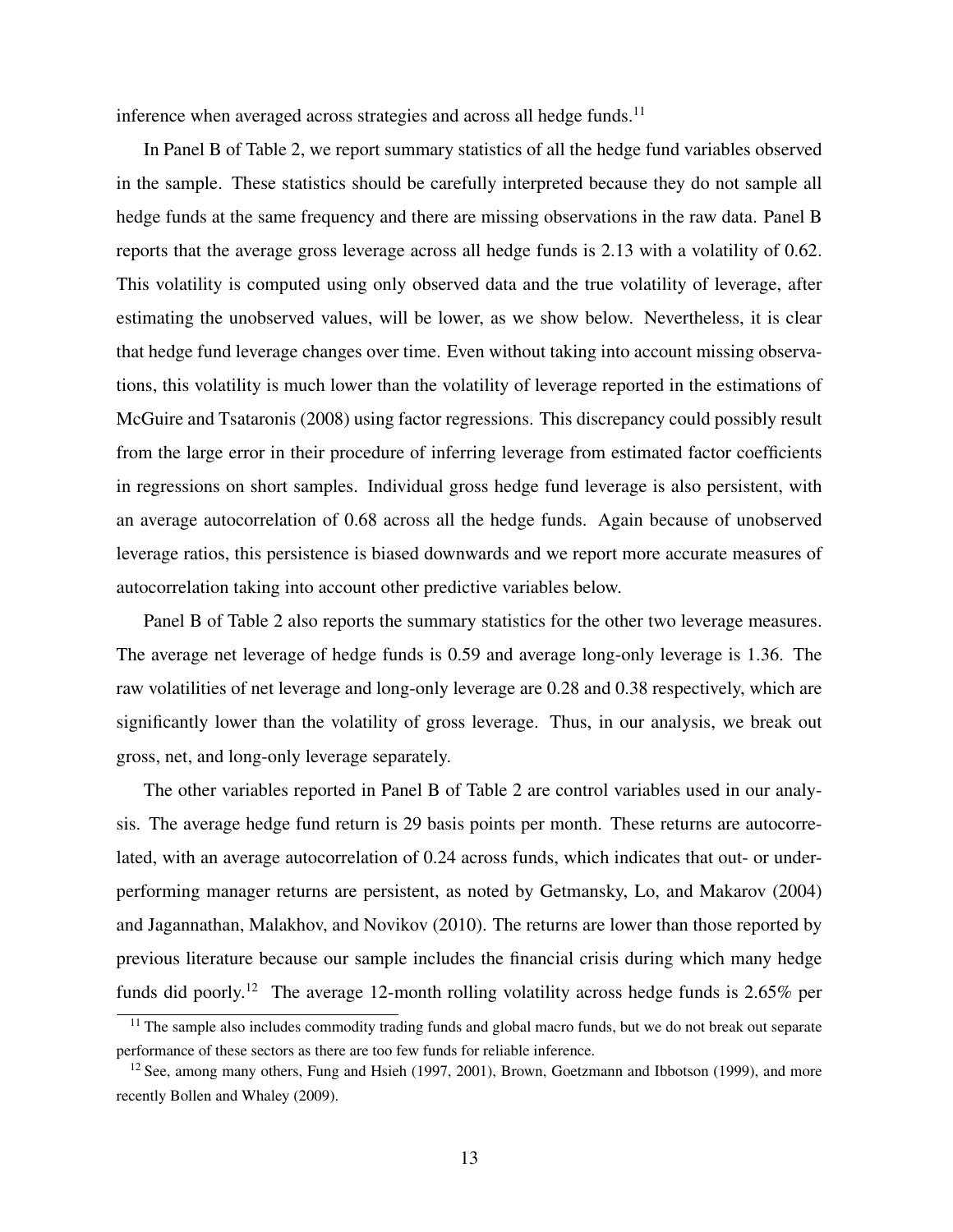inference when averaged across strategies and across all hedge funds.[11]

In Panel B of Table 2, we report summary statistics of all the hedge fund variables observed in the sample. These statistics should be carefully interpreted because they do not sample all hedge funds at the same frequency and there are missing observations in the raw data. Panel B reports that the average gross leverage across all hedge funds is 2.13 with a volatility of 0.62. This volatility is computed using only observed data and the true volatility of leverage, after estimating the unobserved values, will be lower, as we show below. Nevertheless, it is clear that hedge fund leverage changes over time. Even without taking into account missing observations, this volatility is much lower than the volatility of leverage reported in the estimations of McGuire and Tsataronis (2008) using factor regressions. This discrepancy could possibly result from the large error in their procedure of inferring leverage from estimated factor coefficients in regressions on short samples. Individual gross hedge fund leverage is also persistent, with an average autocorrelation of 0.68 across all the hedge funds. Again because of unobserved leverage ratios, this persistence is biased downwards and we report more accurate measures of autocorrelation taking into account other predictive variables below.

Panel B of Table 2 also reports the summary statistics for the other two leverage measures. The average net leverage of hedge funds is 0.59 and average long-only leverage is 1.36. The raw volatilities of net leverage and long-only leverage are 0.28 and 0.38 respectively, which are significantly lower than the volatility of gross leverage. Thus, in our analysis, we break out gross, net, and long-only leverage separately.

The other variables reported in Panel B of Table 2 are control variables used in our analysis. The average hedge fund return is 29 basis points per month. These returns are autocorrelated, with an average autocorrelation of 0.24 across funds, which indicates that out- or underperforming manager returns are persistent, as noted by Getmansky, Lo, and Makarov (2004) and Jagannathan, Malakhov, and Novikov (2010). The returns are lower than those reported by previous literature because our sample includes the financial crisis during which many hedge funds did poorly.[12] The average 12-month rolling volatility across hedge funds is 2.65% per

[11] The sample also includes commodity trading funds and global macro funds, but we do not break out separate performance of these sectors as there are too few funds for reliable inference.

[12] See, among many others, Fung and Hsieh (1997, 2001), Brown, Goetzmann and Ibbotson (1999), and more recently Bollen and Whaley (2009).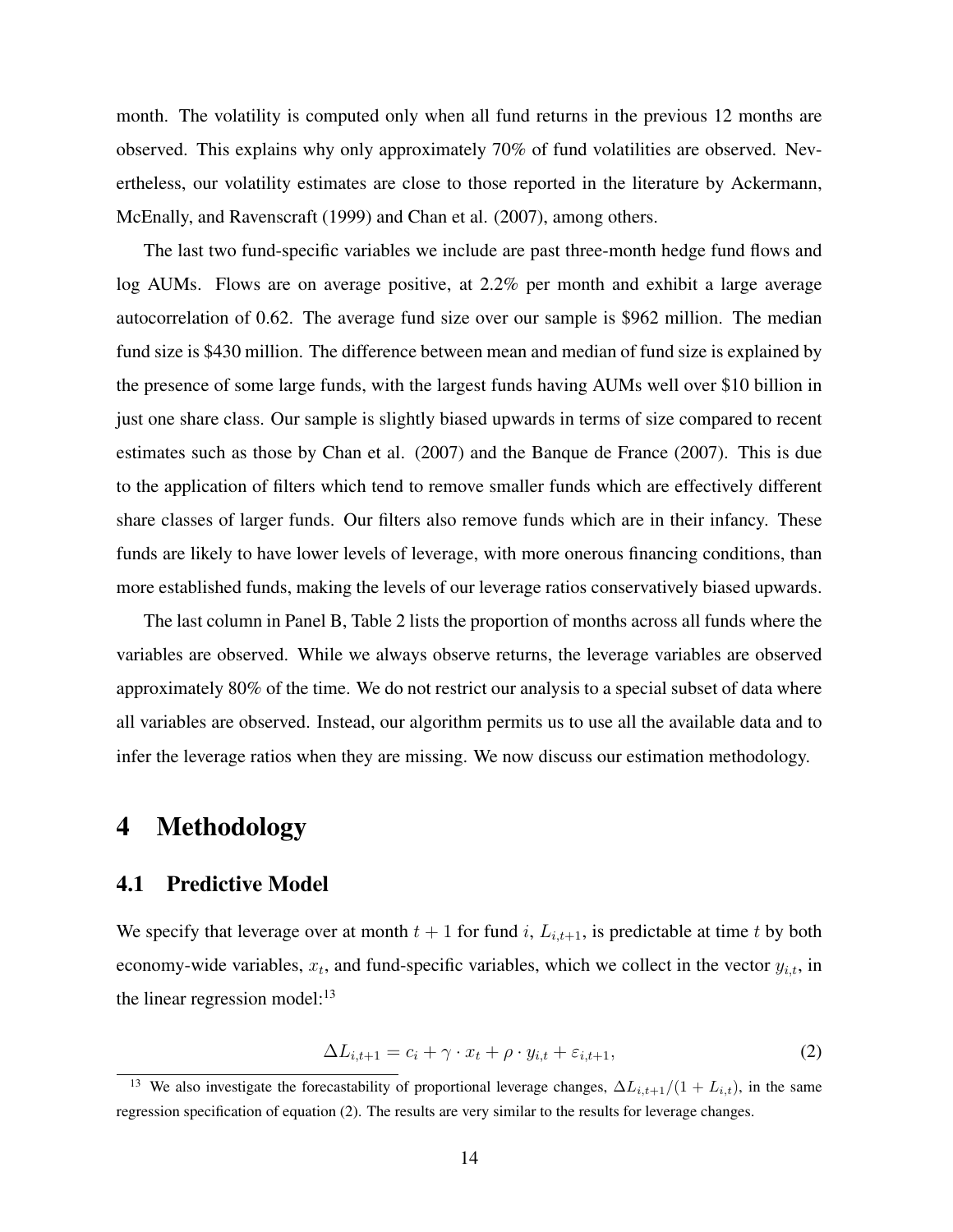month. The volatility is computed only when all fund returns in the previous 12 months are observed. This explains why only approximately 70% of fund volatilities are observed. Nevertheless, our volatility estimates are close to those reported in the literature by Ackermann, McEnally, and Ravenscraft (1999) and Chan et al. (2007), among others.

The last two fund-specific variables we include are past three-month hedge fund flows and log AUMs. Flows are on average positive, at 2.2% per month and exhibit a large average autocorrelation of 0.62. The average fund size over our sample is \$962 million. The median fund size is \$430 million. The difference between mean and median of fund size is explained by the presence of some large funds, with the largest funds having AUMs well over \$10 billion in just one share class. Our sample is slightly biased upwards in terms of size compared to recent estimates such as those by Chan et al. (2007) and the Banque de France (2007). This is due to the application of filters which tend to remove smaller funds which are effectively different share classes of larger funds. Our filters also remove funds which are in their infancy. These funds are likely to have lower levels of leverage, with more onerous financing conditions, than more established funds, making the levels of our leverage ratios conservatively biased upwards.

The last column in Panel B, Table 2 lists the proportion of months across all funds where the variables are observed. While we always observe returns, the leverage variables are observed approximately 80% of the time. We do not restrict our analysis to a special subset of data where all variables are observed. Instead, our algorithm permits us to use all the available data and to infer the leverage ratios when they are missing. We now discuss our estimation methodology.

# 4 Methodology

## 4.1 Predictive Model

We specify that leverage over at month $t+1$ for fund $i$, $L_{i,t+1}$, is predictable at time $t$ by both economy-wide variables, $x_t$, and fund-specific variables, which we collect in the vector $y_{i,t}$, in the linear regression model:[13]

$$\Delta L_{i,t+1} = c_i + \gamma \cdot x_t + \rho \cdot y_{i,t} + \varepsilon_{i,t+1}, \tag{2}$$

[13] We also investigate the forecastability of proportional leverage changes, $\Delta L_{i,t+1}/(1+L_{i,t})$, in the same regression specification of equation (2). The results are very similar to the results for leverage changes.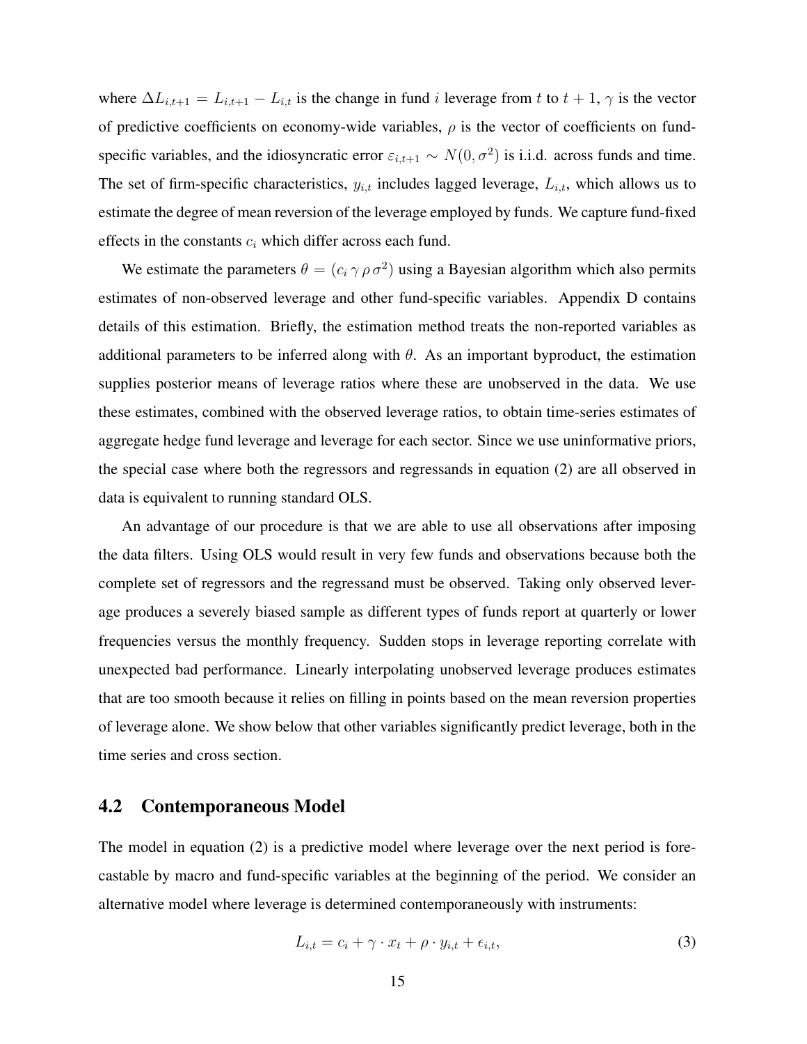where $\Delta L_{i,t+1} = L_{i,t+1} - L_{i,t}$ is the change in fund $i$ leverage from $t$ to $t+1$, $\gamma$ is the vector of predictive coefficients on economy-wide variables, $\rho$ is the vector of coefficients on fund-specific variables, and the idiosyncratic error $\varepsilon_{i,t+1} \sim N(0, \sigma^2)$ is i.i.d. across funds and time. The set of firm-specific characteristics, $y_{i,t}$ includes lagged leverage, $L_{i,t}$, which allows us to estimate the degree of mean reversion of the leverage employed by funds. We capture fund-fixed effects in the constants $c_i$ which differ across each fund.

We estimate the parameters $\theta = (c_i\, \gamma\, \rho\, \sigma^2)$ using a Bayesian algorithm which also permits estimates of non-observed leverage and other fund-specific variables. Appendix D contains details of this estimation. Briefly, the estimation method treats the non-reported variables as additional parameters to be inferred along with $\theta$. As an important byproduct, the estimation supplies posterior means of leverage ratios where these are unobserved in the data. We use these estimates, combined with the observed leverage ratios, to obtain time-series estimates of aggregate hedge fund leverage and leverage for each sector. Since we use uninformative priors, the special case where both the regressors and regressands in equation (2) are all observed in data is equivalent to running standard OLS.

An advantage of our procedure is that we are able to use all observations after imposing the data filters. Using OLS would result in very few funds and observations because both the complete set of regressors and the regressand must be observed. Taking only observed leverage produces a severely biased sample as different types of funds report at quarterly or lower frequencies versus the monthly frequency. Sudden stops in leverage reporting correlate with unexpected bad performance. Linearly interpolating unobserved leverage produces estimates that are too smooth because it relies on filling in points based on the mean reversion properties of leverage alone. We show below that other variables significantly predict leverage, both in the time series and cross section.

## 4.2 Contemporaneous Model

The model in equation (2) is a predictive model where leverage over the next period is forecastable by macro and fund-specific variables at the beginning of the period. We consider an alternative model where leverage is determined contemporaneously with instruments:

$$L_{i,t} = c_i + \gamma \cdot x_t + \rho \cdot y_{i,t} + \epsilon_{i,t}, \tag{3}$$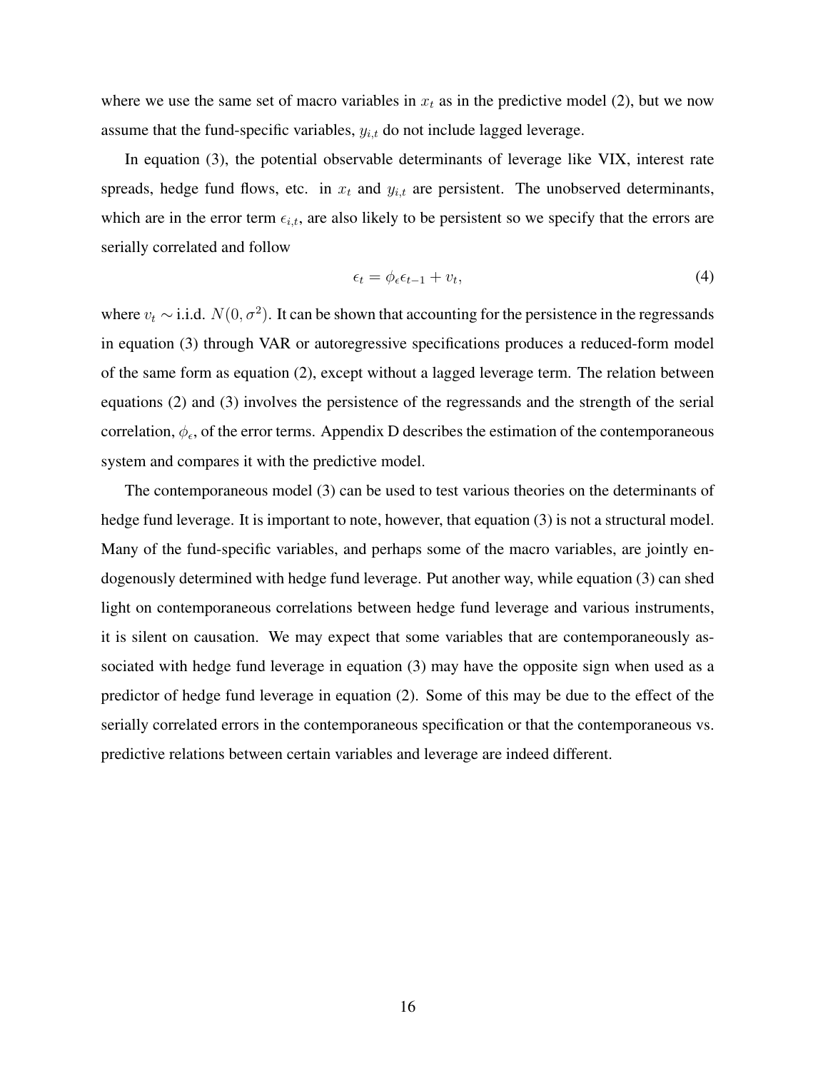where we use the same set of macro variables in $x_t$ as in the predictive model (2), but we now assume that the fund-specific variables, $y_{i,t}$ do not include lagged leverage.

In equation (3), the potential observable determinants of leverage like VIX, interest rate spreads, hedge fund flows, etc. in $x_t$ and $y_{i,t}$ are persistent. The unobserved determinants, which are in the error term $\epsilon_{i,t}$, are also likely to be persistent so we specify that the errors are serially correlated and follow

$$\epsilon_t = \phi_\epsilon \epsilon_{t-1} + v_t, \tag{4}$$

where $v_t \sim$ i.i.d. $N(0, \sigma^2)$. It can be shown that accounting for the persistence in the regressands in equation (3) through VAR or autoregressive specifications produces a reduced-form model of the same form as equation (2), except without a lagged leverage term. The relation between equations (2) and (3) involves the persistence of the regressands and the strength of the serial correlation, $\phi_\epsilon$, of the error terms. Appendix D describes the estimation of the contemporaneous system and compares it with the predictive model.

The contemporaneous model (3) can be used to test various theories on the determinants of hedge fund leverage. It is important to note, however, that equation (3) is not a structural model. Many of the fund-specific variables, and perhaps some of the macro variables, are jointly endogenously determined with hedge fund leverage. Put another way, while equation (3) can shed light on contemporaneous correlations between hedge fund leverage and various instruments, it is silent on causation. We may expect that some variables that are contemporaneously associated with hedge fund leverage in equation (3) may have the opposite sign when used as a predictor of hedge fund leverage in equation (2). Some of this may be due to the effect of the serially correlated errors in the contemporaneous specification or that the contemporaneous vs. predictive relations between certain variables and leverage are indeed different.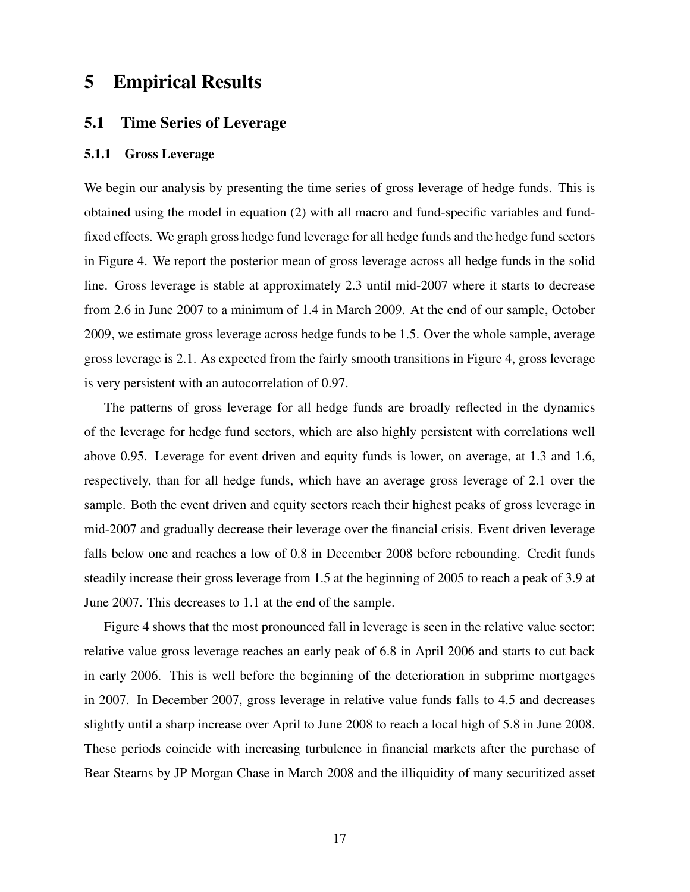# 5 Empirical Results

## 5.1 Time Series of Leverage

### 5.1.1 Gross Leverage

We begin our analysis by presenting the time series of gross leverage of hedge funds. This is obtained using the model in equation (2) with all macro and fund-specific variables and fund-fixed effects. We graph gross hedge fund leverage for all hedge funds and the hedge fund sectors in Figure 4. We report the posterior mean of gross leverage across all hedge funds in the solid line. Gross leverage is stable at approximately 2.3 until mid-2007 where it starts to decrease from 2.6 in June 2007 to a minimum of 1.4 in March 2009. At the end of our sample, October 2009, we estimate gross leverage across hedge funds to be 1.5. Over the whole sample, average gross leverage is 2.1. As expected from the fairly smooth transitions in Figure 4, gross leverage is very persistent with an autocorrelation of 0.97.

The patterns of gross leverage for all hedge funds are broadly reflected in the dynamics of the leverage for hedge fund sectors, which are also highly persistent with correlations well above 0.95. Leverage for event driven and equity funds is lower, on average, at 1.3 and 1.6, respectively, than for all hedge funds, which have an average gross leverage of 2.1 over the sample. Both the event driven and equity sectors reach their highest peaks of gross leverage in mid-2007 and gradually decrease their leverage over the financial crisis. Event driven leverage falls below one and reaches a low of 0.8 in December 2008 before rebounding. Credit funds steadily increase their gross leverage from 1.5 at the beginning of 2005 to reach a peak of 3.9 at June 2007. This decreases to 1.1 at the end of the sample.

Figure 4 shows that the most pronounced fall in leverage is seen in the relative value sector: relative value gross leverage reaches an early peak of 6.8 in April 2006 and starts to cut back in early 2006. This is well before the beginning of the deterioration in subprime mortgages in 2007. In December 2007, gross leverage in relative value funds falls to 4.5 and decreases slightly until a sharp increase over April to June 2008 to reach a local high of 5.8 in June 2008. These periods coincide with increasing turbulence in financial markets after the purchase of Bear Stearns by JP Morgan Chase in March 2008 and the illiquidity of many securitized asset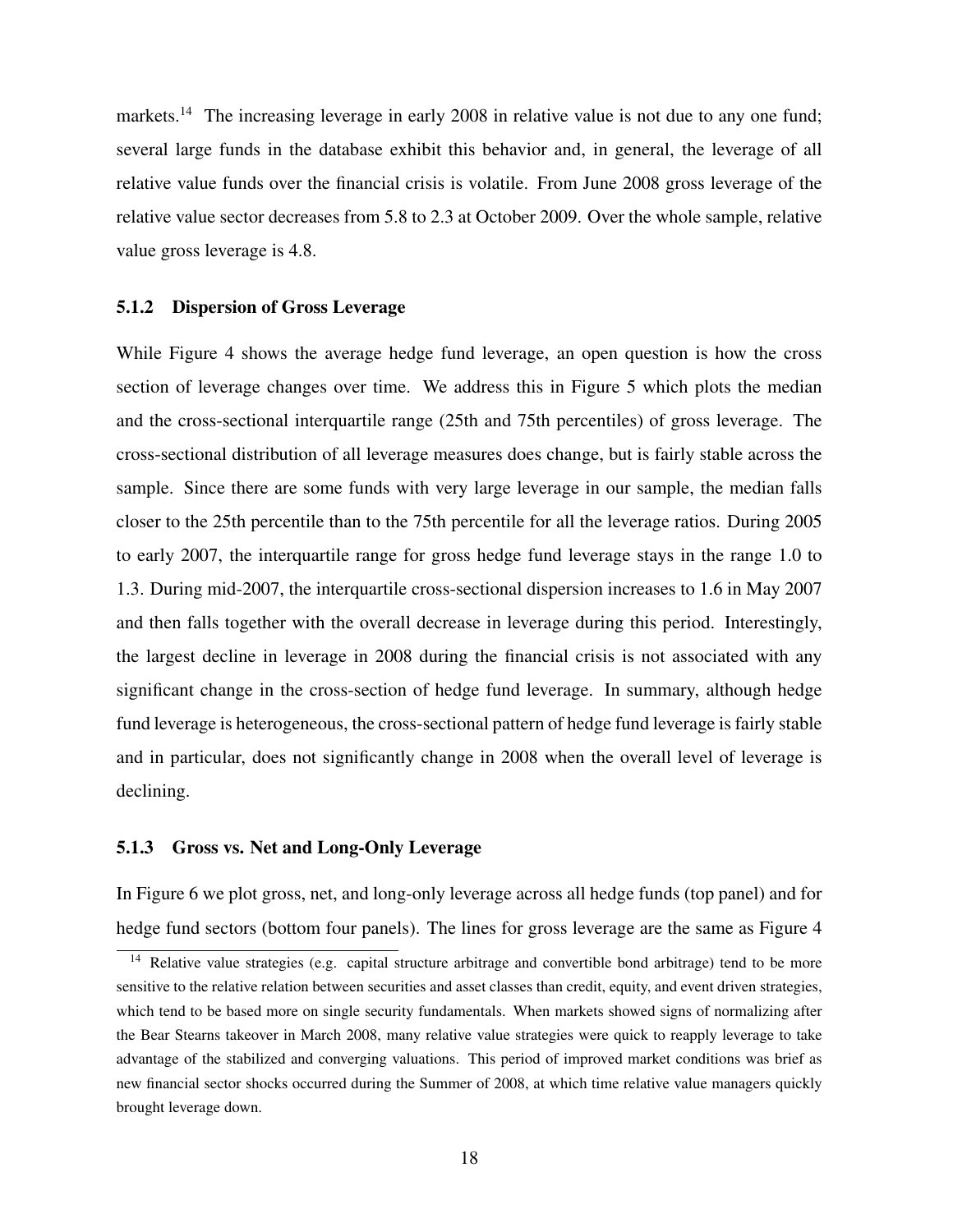markets.[14] The increasing leverage in early 2008 in relative value is not due to any one fund; several large funds in the database exhibit this behavior and, in general, the leverage of all relative value funds over the financial crisis is volatile. From June 2008 gross leverage of the relative value sector decreases from 5.8 to 2.3 at October 2009. Over the whole sample, relative value gross leverage is 4.8.

### 5.1.2 Dispersion of Gross Leverage

While Figure 4 shows the average hedge fund leverage, an open question is how the cross section of leverage changes over time. We address this in Figure 5 which plots the median and the cross-sectional interquartile range (25th and 75th percentiles) of gross leverage. The cross-sectional distribution of all leverage measures does change, but is fairly stable across the sample. Since there are some funds with very large leverage in our sample, the median falls closer to the 25th percentile than to the 75th percentile for all the leverage ratios. During 2005 to early 2007, the interquartile range for gross hedge fund leverage stays in the range 1.0 to 1.3. During mid-2007, the interquartile cross-sectional dispersion increases to 1.6 in May 2007 and then falls together with the overall decrease in leverage during this period. Interestingly, the largest decline in leverage in 2008 during the financial crisis is not associated with any significant change in the cross-section of hedge fund leverage. In summary, although hedge fund leverage is heterogeneous, the cross-sectional pattern of hedge fund leverage is fairly stable and in particular, does not significantly change in 2008 when the overall level of leverage is declining.

### 5.1.3 Gross vs. Net and Long-Only Leverage

In Figure 6 we plot gross, net, and long-only leverage across all hedge funds (top panel) and for hedge fund sectors (bottom four panels). The lines for gross leverage are the same as Figure 4

[14] Relative value strategies (e.g. capital structure arbitrage and convertible bond arbitrage) tend to be more sensitive to the relative relation between securities and asset classes than credit, equity, and event driven strategies, which tend to be based more on single security fundamentals. When markets showed signs of normalizing after the Bear Stearns takeover in March 2008, many relative value strategies were quick to reapply leverage to take advantage of the stabilized and converging valuations. This period of improved market conditions was brief as new financial sector shocks occurred during the Summer of 2008, at which time relative value managers quickly brought leverage down.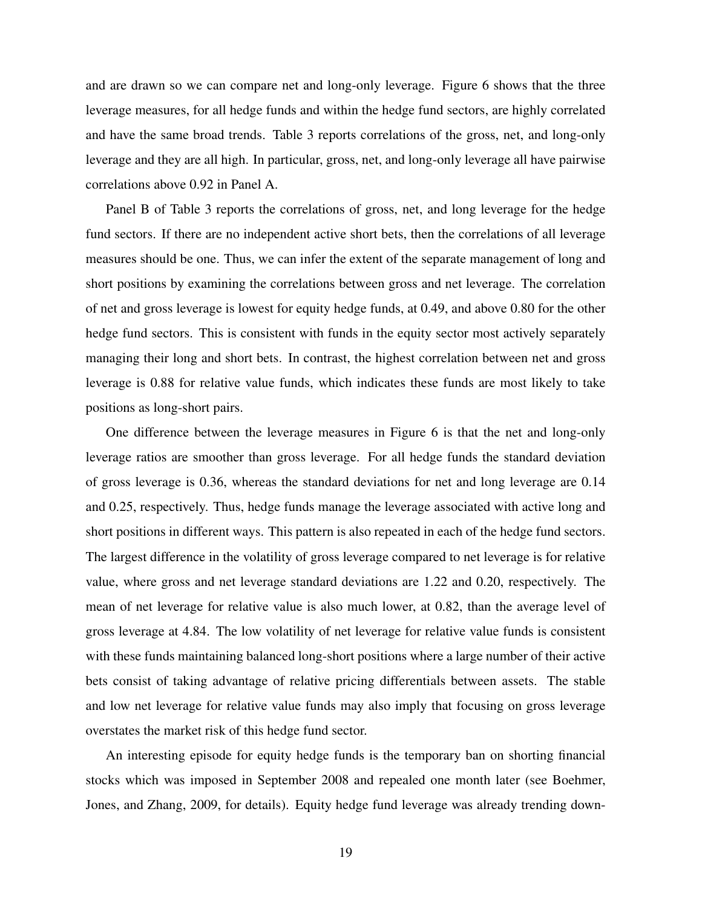and are drawn so we can compare net and long-only leverage. Figure 6 shows that the three leverage measures, for all hedge funds and within the hedge fund sectors, are highly correlated and have the same broad trends. Table 3 reports correlations of the gross, net, and long-only leverage and they are all high. In particular, gross, net, and long-only leverage all have pairwise correlations above 0.92 in Panel A.

Panel B of Table 3 reports the correlations of gross, net, and long leverage for the hedge fund sectors. If there are no independent active short bets, then the correlations of all leverage measures should be one. Thus, we can infer the extent of the separate management of long and short positions by examining the correlations between gross and net leverage. The correlation of net and gross leverage is lowest for equity hedge funds, at 0.49, and above 0.80 for the other hedge fund sectors. This is consistent with funds in the equity sector most actively separately managing their long and short bets. In contrast, the highest correlation between net and gross leverage is 0.88 for relative value funds, which indicates these funds are most likely to take positions as long-short pairs.

One difference between the leverage measures in Figure 6 is that the net and long-only leverage ratios are smoother than gross leverage. For all hedge funds the standard deviation of gross leverage is 0.36, whereas the standard deviations for net and long leverage are 0.14 and 0.25, respectively. Thus, hedge funds manage the leverage associated with active long and short positions in different ways. This pattern is also repeated in each of the hedge fund sectors. The largest difference in the volatility of gross leverage compared to net leverage is for relative value, where gross and net leverage standard deviations are 1.22 and 0.20, respectively. The mean of net leverage for relative value is also much lower, at 0.82, than the average level of gross leverage at 4.84. The low volatility of net leverage for relative value funds is consistent with these funds maintaining balanced long-short positions where a large number of their active bets consist of taking advantage of relative pricing differentials between assets. The stable and low net leverage for relative value funds may also imply that focusing on gross leverage overstates the market risk of this hedge fund sector.

An interesting episode for equity hedge funds is the temporary ban on shorting financial stocks which was imposed in September 2008 and repealed one month later (see Boehmer, Jones, and Zhang, 2009, for details). Equity hedge fund leverage was already trending down-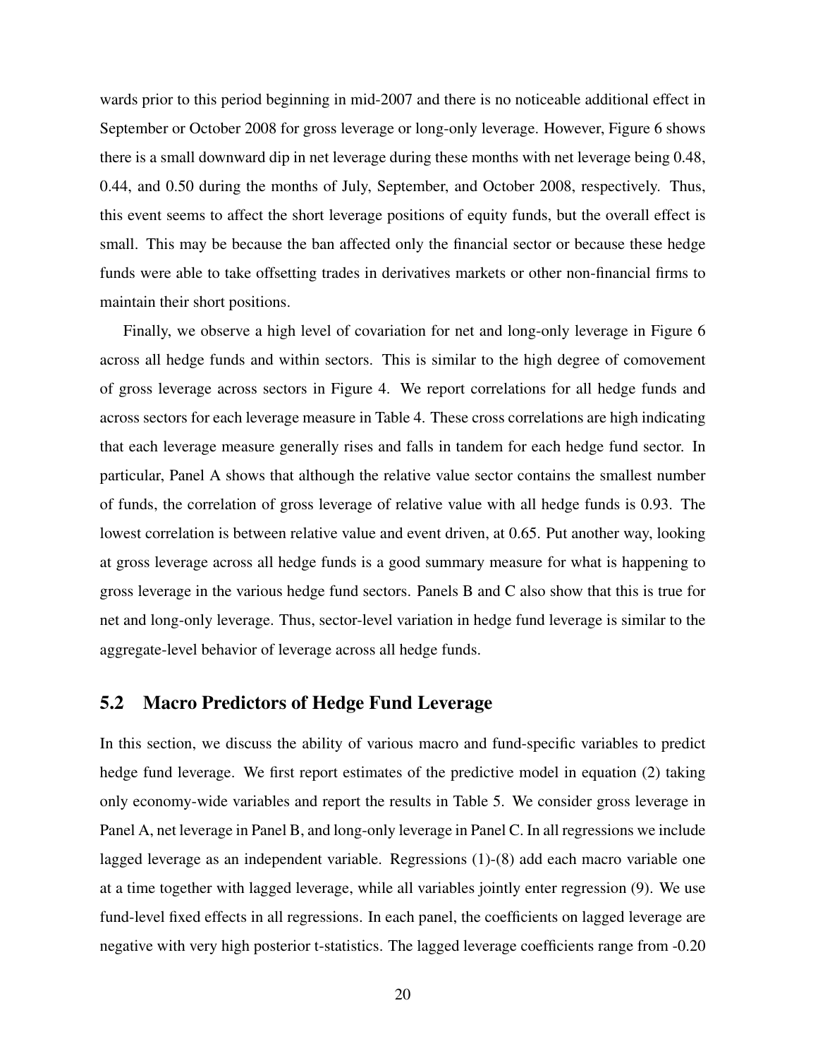wards prior to this period beginning in mid-2007 and there is no noticeable additional effect in September or October 2008 for gross leverage or long-only leverage. However, Figure 6 shows there is a small downward dip in net leverage during these months with net leverage being 0.48, 0.44, and 0.50 during the months of July, September, and October 2008, respectively. Thus, this event seems to affect the short leverage positions of equity funds, but the overall effect is small. This may be because the ban affected only the financial sector or because these hedge funds were able to take offsetting trades in derivatives markets or other non-financial firms to maintain their short positions.

Finally, we observe a high level of covariation for net and long-only leverage in Figure 6 across all hedge funds and within sectors. This is similar to the high degree of comovement of gross leverage across sectors in Figure 4. We report correlations for all hedge funds and across sectors for each leverage measure in Table 4. These cross correlations are high indicating that each leverage measure generally rises and falls in tandem for each hedge fund sector. In particular, Panel A shows that although the relative value sector contains the smallest number of funds, the correlation of gross leverage of relative value with all hedge funds is 0.93. The lowest correlation is between relative value and event driven, at 0.65. Put another way, looking at gross leverage across all hedge funds is a good summary measure for what is happening to gross leverage in the various hedge fund sectors. Panels B and C also show that this is true for net and long-only leverage. Thus, sector-level variation in hedge fund leverage is similar to the aggregate-level behavior of leverage across all hedge funds.

## 5.2 Macro Predictors of Hedge Fund Leverage

In this section, we discuss the ability of various macro and fund-specific variables to predict hedge fund leverage. We first report estimates of the predictive model in equation (2) taking only economy-wide variables and report the results in Table 5. We consider gross leverage in Panel A, net leverage in Panel B, and long-only leverage in Panel C. In all regressions we include lagged leverage as an independent variable. Regressions (1)-(8) add each macro variable one at a time together with lagged leverage, while all variables jointly enter regression (9). We use fund-level fixed effects in all regressions. In each panel, the coefficients on lagged leverage are negative with very high posterior t-statistics. The lagged leverage coefficients range from -0.20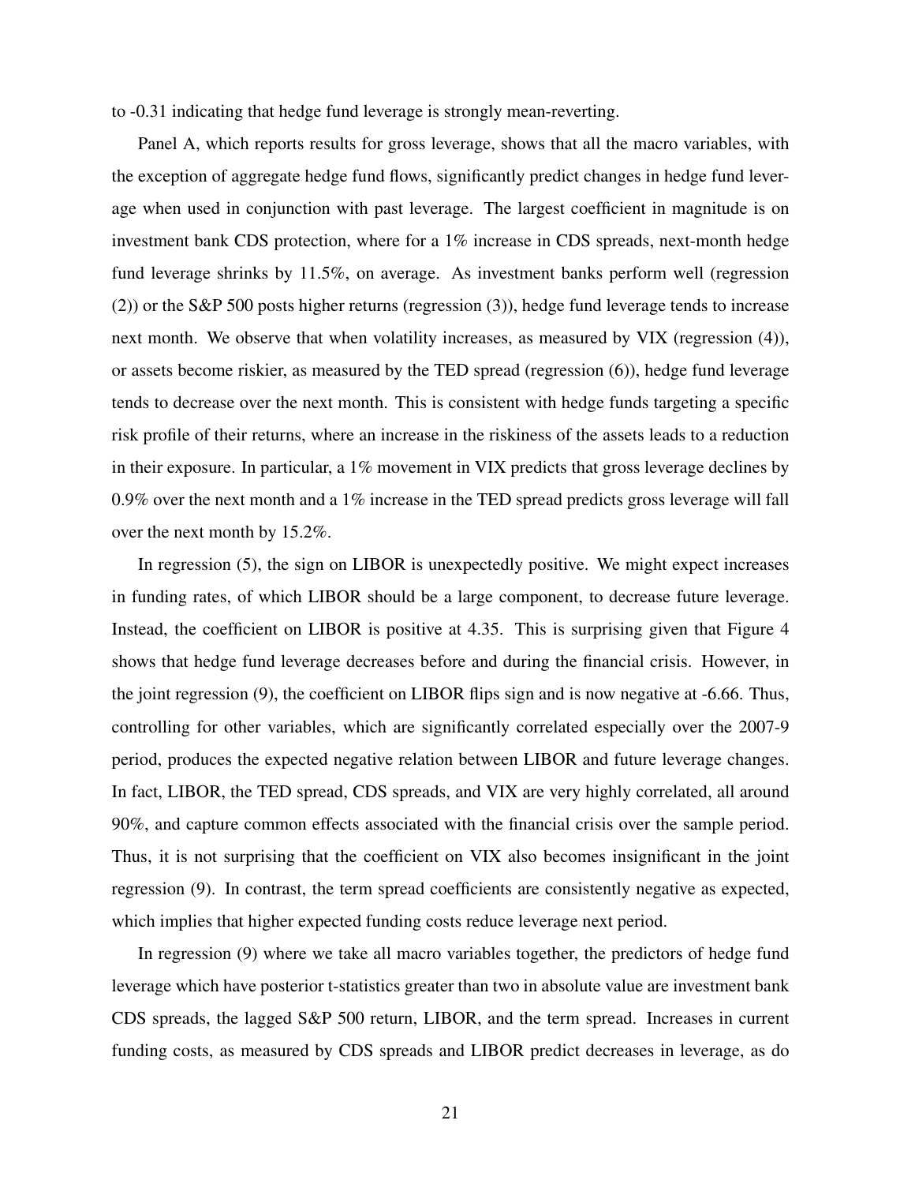to -0.31 indicating that hedge fund leverage is strongly mean-reverting.

Panel A, which reports results for gross leverage, shows that all the macro variables, with the exception of aggregate hedge fund flows, significantly predict changes in hedge fund leverage when used in conjunction with past leverage. The largest coefficient in magnitude is on investment bank CDS protection, where for a 1% increase in CDS spreads, next-month hedge fund leverage shrinks by 11.5%, on average. As investment banks perform well (regression (2)) or the S&P 500 posts higher returns (regression (3)), hedge fund leverage tends to increase next month. We observe that when volatility increases, as measured by VIX (regression (4)), or assets become riskier, as measured by the TED spread (regression (6)), hedge fund leverage tends to decrease over the next month. This is consistent with hedge funds targeting a specific risk profile of their returns, where an increase in the riskiness of the assets leads to a reduction in their exposure. In particular, a 1% movement in VIX predicts that gross leverage declines by 0.9% over the next month and a 1% increase in the TED spread predicts gross leverage will fall over the next month by 15.2%.

In regression (5), the sign on LIBOR is unexpectedly positive. We might expect increases in funding rates, of which LIBOR should be a large component, to decrease future leverage. Instead, the coefficient on LIBOR is positive at 4.35. This is surprising given that Figure 4 shows that hedge fund leverage decreases before and during the financial crisis. However, in the joint regression (9), the coefficient on LIBOR flips sign and is now negative at -6.66. Thus, controlling for other variables, which are significantly correlated especially over the 2007-9 period, produces the expected negative relation between LIBOR and future leverage changes. In fact, LIBOR, the TED spread, CDS spreads, and VIX are very highly correlated, all around 90%, and capture common effects associated with the financial crisis over the sample period. Thus, it is not surprising that the coefficient on VIX also becomes insignificant in the joint regression (9). In contrast, the term spread coefficients are consistently negative as expected, which implies that higher expected funding costs reduce leverage next period.

In regression (9) where we take all macro variables together, the predictors of hedge fund leverage which have posterior t-statistics greater than two in absolute value are investment bank CDS spreads, the lagged S&P 500 return, LIBOR, and the term spread. Increases in current funding costs, as measured by CDS spreads and LIBOR predict decreases in leverage, as do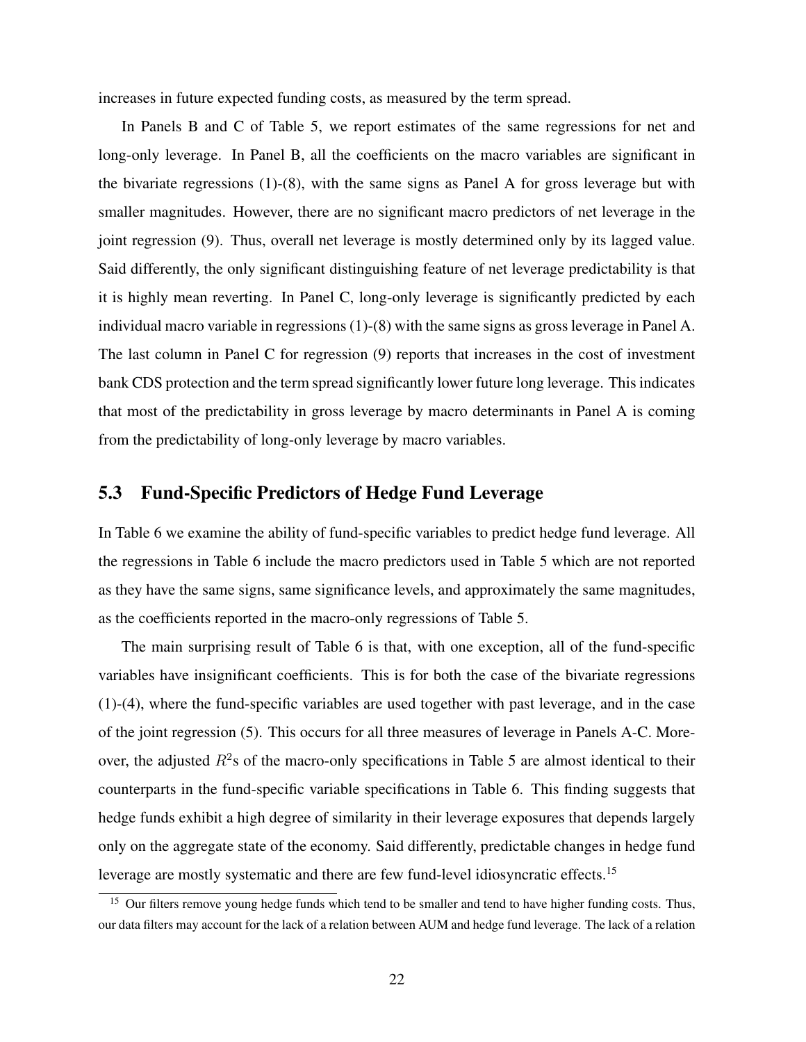increases in future expected funding costs, as measured by the term spread.

In Panels B and C of Table 5, we report estimates of the same regressions for net and long-only leverage. In Panel B, all the coefficients on the macro variables are significant in the bivariate regressions (1)-(8), with the same signs as Panel A for gross leverage but with smaller magnitudes. However, there are no significant macro predictors of net leverage in the joint regression (9). Thus, overall net leverage is mostly determined only by its lagged value. Said differently, the only significant distinguishing feature of net leverage predictability is that it is highly mean reverting. In Panel C, long-only leverage is significantly predicted by each individual macro variable in regressions (1)-(8) with the same signs as gross leverage in Panel A. The last column in Panel C for regression (9) reports that increases in the cost of investment bank CDS protection and the term spread significantly lower future long leverage. This indicates that most of the predictability in gross leverage by macro determinants in Panel A is coming from the predictability of long-only leverage by macro variables.

## 5.3 Fund-Specific Predictors of Hedge Fund Leverage

In Table 6 we examine the ability of fund-specific variables to predict hedge fund leverage. All the regressions in Table 6 include the macro predictors used in Table 5 which are not reported as they have the same signs, same significance levels, and approximately the same magnitudes, as the coefficients reported in the macro-only regressions of Table 5.

The main surprising result of Table 6 is that, with one exception, all of the fund-specific variables have insignificant coefficients. This is for both the case of the bivariate regressions (1)-(4), where the fund-specific variables are used together with past leverage, and in the case of the joint regression (5). This occurs for all three measures of leverage in Panels A-C. Moreover, the adjusted $R^2$s of the macro-only specifications in Table 5 are almost identical to their counterparts in the fund-specific variable specifications in Table 6. This finding suggests that hedge funds exhibit a high degree of similarity in their leverage exposures that depends largely only on the aggregate state of the economy. Said differently, predictable changes in hedge fund leverage are mostly systematic and there are few fund-level idiosyncratic effects.[15]

[15] Our filters remove young hedge funds which tend to be smaller and tend to have higher funding costs. Thus, our data filters may account for the lack of a relation between AUM and hedge fund leverage. The lack of a relation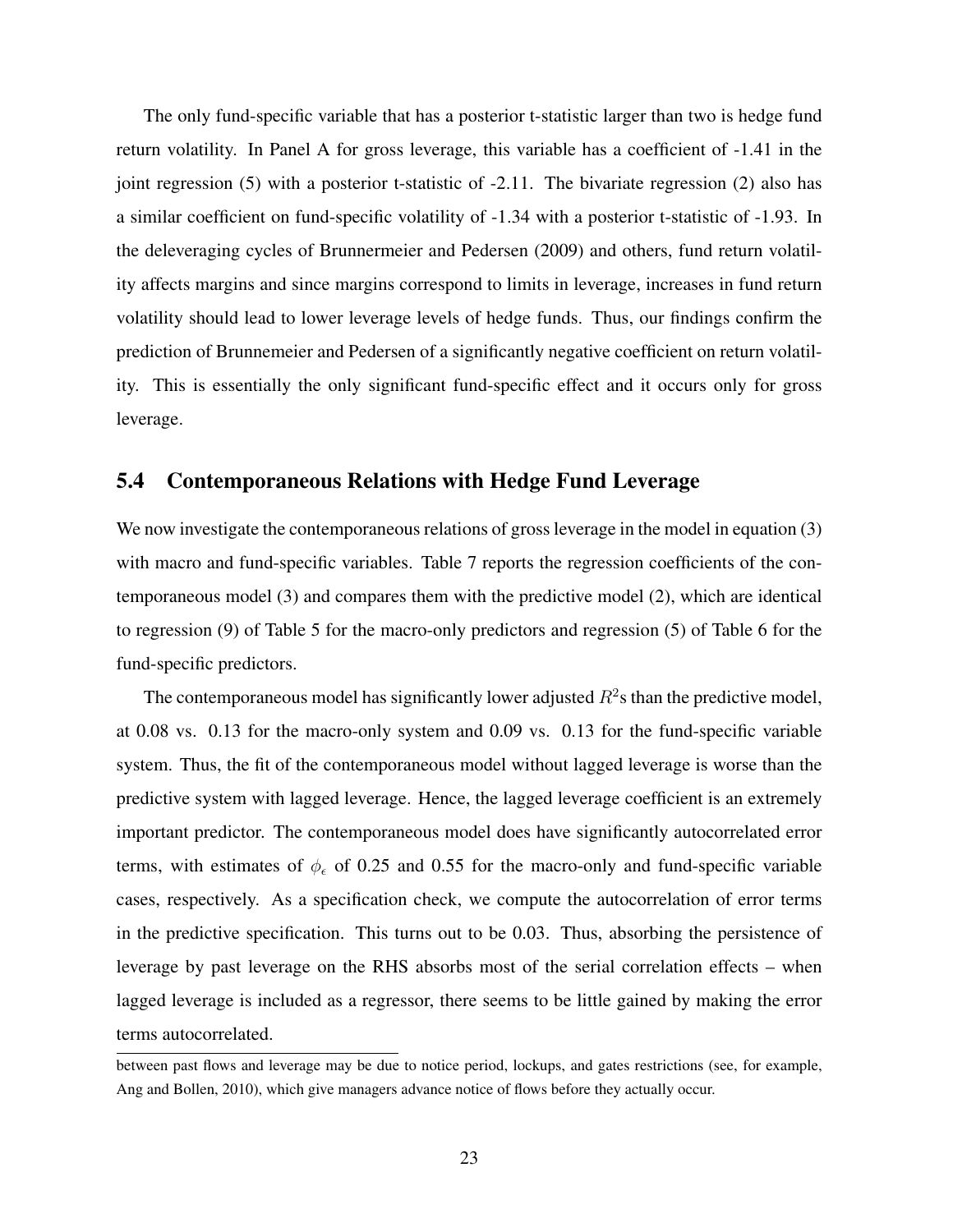The only fund-specific variable that has a posterior t-statistic larger than two is hedge fund return volatility. In Panel A for gross leverage, this variable has a coefficient of -1.41 in the joint regression (5) with a posterior t-statistic of -2.11. The bivariate regression (2) also has a similar coefficient on fund-specific volatility of -1.34 with a posterior t-statistic of -1.93. In the deleveraging cycles of Brunnermeier and Pedersen (2009) and others, fund return volatility affects margins and since margins correspond to limits in leverage, increases in fund return volatility should lead to lower leverage levels of hedge funds. Thus, our findings confirm the prediction of Brunnemeier and Pedersen of a significantly negative coefficient on return volatility. This is essentially the only significant fund-specific effect and it occurs only for gross leverage.

## 5.4 Contemporaneous Relations with Hedge Fund Leverage

We now investigate the contemporaneous relations of gross leverage in the model in equation (3) with macro and fund-specific variables. Table 7 reports the regression coefficients of the contemporaneous model (3) and compares them with the predictive model (2), which are identical to regression (9) of Table 5 for the macro-only predictors and regression (5) of Table 6 for the fund-specific predictors.

The contemporaneous model has significantly lower adjusted $R^2$s than the predictive model, at 0.08 vs. 0.13 for the macro-only system and 0.09 vs. 0.13 for the fund-specific variable system. Thus, the fit of the contemporaneous model without lagged leverage is worse than the predictive system with lagged leverage. Hence, the lagged leverage coefficient is an extremely important predictor. The contemporaneous model does have significantly autocorrelated error terms, with estimates of $\phi_\epsilon$ of 0.25 and 0.55 for the macro-only and fund-specific variable cases, respectively. As a specification check, we compute the autocorrelation of error terms in the predictive specification. This turns out to be 0.03. Thus, absorbing the persistence of leverage by past leverage on the RHS absorbs most of the serial correlation effects – when lagged leverage is included as a regressor, there seems to be little gained by making the error terms autocorrelated.

between past flows and leverage may be due to notice period, lockups, and gates restrictions (see, for example, Ang and Bollen, 2010), which give managers advance notice of flows before they actually occur.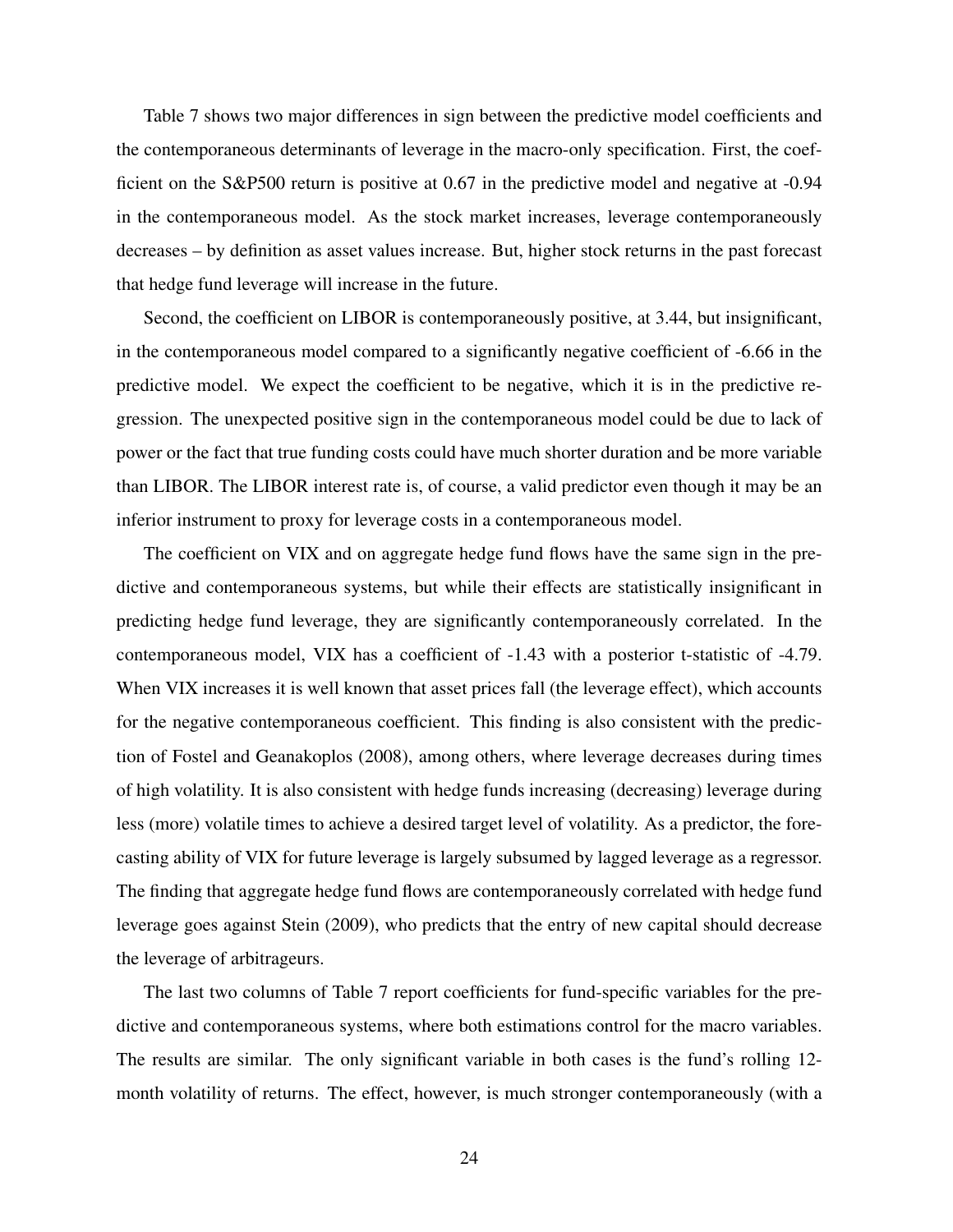Table 7 shows two major differences in sign between the predictive model coefficients and the contemporaneous determinants of leverage in the macro-only specification. First, the coefficient on the S&P500 return is positive at 0.67 in the predictive model and negative at -0.94 in the contemporaneous model. As the stock market increases, leverage contemporaneously decreases – by definition as asset values increase. But, higher stock returns in the past forecast that hedge fund leverage will increase in the future.

Second, the coefficient on LIBOR is contemporaneously positive, at 3.44, but insignificant, in the contemporaneous model compared to a significantly negative coefficient of -6.66 in the predictive model. We expect the coefficient to be negative, which it is in the predictive regression. The unexpected positive sign in the contemporaneous model could be due to lack of power or the fact that true funding costs could have much shorter duration and be more variable than LIBOR. The LIBOR interest rate is, of course, a valid predictor even though it may be an inferior instrument to proxy for leverage costs in a contemporaneous model.

The coefficient on VIX and on aggregate hedge fund flows have the same sign in the predictive and contemporaneous systems, but while their effects are statistically insignificant in predicting hedge fund leverage, they are significantly contemporaneously correlated. In the contemporaneous model, VIX has a coefficient of -1.43 with a posterior t-statistic of -4.79. When VIX increases it is well known that asset prices fall (the leverage effect), which accounts for the negative contemporaneous coefficient. This finding is also consistent with the prediction of Fostel and Geanakoplos (2008), among others, where leverage decreases during times of high volatility. It is also consistent with hedge funds increasing (decreasing) leverage during less (more) volatile times to achieve a desired target level of volatility. As a predictor, the forecasting ability of VIX for future leverage is largely subsumed by lagged leverage as a regressor. The finding that aggregate hedge fund flows are contemporaneously correlated with hedge fund leverage goes against Stein (2009), who predicts that the entry of new capital should decrease the leverage of arbitrageurs.

The last two columns of Table 7 report coefficients for fund-specific variables for the predictive and contemporaneous systems, where both estimations control for the macro variables. The results are similar. The only significant variable in both cases is the fund's rolling 12-month volatility of returns. The effect, however, is much stronger contemporaneously (with a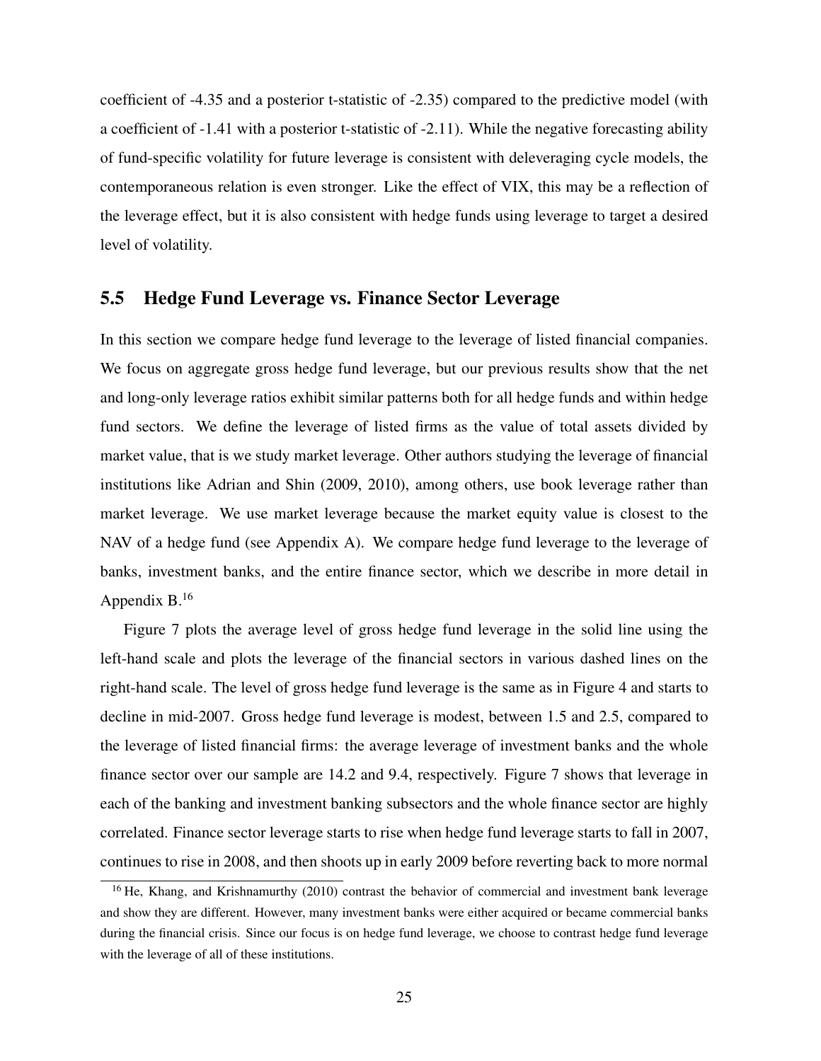coefficient of -4.35 and a posterior t-statistic of -2.35) compared to the predictive model (with a coefficient of -1.41 with a posterior t-statistic of -2.11). While the negative forecasting ability of fund-specific volatility for future leverage is consistent with deleveraging cycle models, the contemporaneous relation is even stronger. Like the effect of VIX, this may be a reflection of the leverage effect, but it is also consistent with hedge funds using leverage to target a desired level of volatility.

## 5.5 Hedge Fund Leverage vs. Finance Sector Leverage

In this section we compare hedge fund leverage to the leverage of listed financial companies. We focus on aggregate gross hedge fund leverage, but our previous results show that the net and long-only leverage ratios exhibit similar patterns both for all hedge funds and within hedge fund sectors. We define the leverage of listed firms as the value of total assets divided by market value, that is we study market leverage. Other authors studying the leverage of financial institutions like Adrian and Shin (2009, 2010), among others, use book leverage rather than market leverage. We use market leverage because the market equity value is closest to the NAV of a hedge fund (see Appendix A). We compare hedge fund leverage to the leverage of banks, investment banks, and the entire finance sector, which we describe in more detail in Appendix B.[16]

Figure 7 plots the average level of gross hedge fund leverage in the solid line using the left-hand scale and plots the leverage of the financial sectors in various dashed lines on the right-hand scale. The level of gross hedge fund leverage is the same as in Figure 4 and starts to decline in mid-2007. Gross hedge fund leverage is modest, between 1.5 and 2.5, compared to the leverage of listed financial firms: the average leverage of investment banks and the whole finance sector over our sample are 14.2 and 9.4, respectively. Figure 7 shows that leverage in each of the banking and investment banking subsectors and the whole finance sector are highly correlated. Finance sector leverage starts to rise when hedge fund leverage starts to fall in 2007, continues to rise in 2008, and then shoots up in early 2009 before reverting back to more normal

[16] He, Khang, and Krishnamurthy (2010) contrast the behavior of commercial and investment bank leverage and show they are different. However, many investment banks were either acquired or became commercial banks during the financial crisis. Since our focus is on hedge fund leverage, we choose to contrast hedge fund leverage with the leverage of all of these institutions.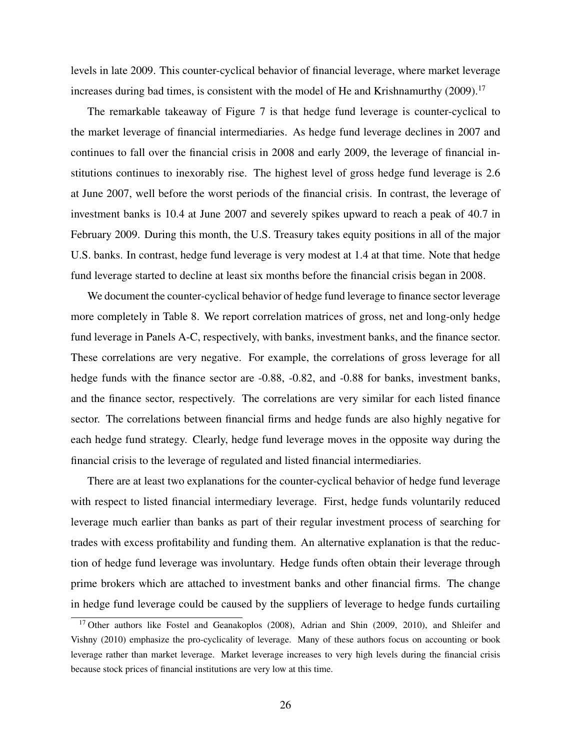levels in late 2009. This counter-cyclical behavior of financial leverage, where market leverage increases during bad times, is consistent with the model of He and Krishnamurthy (2009).[17]

The remarkable takeaway of Figure 7 is that hedge fund leverage is counter-cyclical to the market leverage of financial intermediaries. As hedge fund leverage declines in 2007 and continues to fall over the financial crisis in 2008 and early 2009, the leverage of financial institutions continues to inexorably rise. The highest level of gross hedge fund leverage is 2.6 at June 2007, well before the worst periods of the financial crisis. In contrast, the leverage of investment banks is 10.4 at June 2007 and severely spikes upward to reach a peak of 40.7 in February 2009. During this month, the U.S. Treasury takes equity positions in all of the major U.S. banks. In contrast, hedge fund leverage is very modest at 1.4 at that time. Note that hedge fund leverage started to decline at least six months before the financial crisis began in 2008.

We document the counter-cyclical behavior of hedge fund leverage to finance sector leverage more completely in Table 8. We report correlation matrices of gross, net and long-only hedge fund leverage in Panels A-C, respectively, with banks, investment banks, and the finance sector. These correlations are very negative. For example, the correlations of gross leverage for all hedge funds with the finance sector are -0.88, -0.82, and -0.88 for banks, investment banks, and the finance sector, respectively. The correlations are very similar for each listed finance sector. The correlations between financial firms and hedge funds are also highly negative for each hedge fund strategy. Clearly, hedge fund leverage moves in the opposite way during the financial crisis to the leverage of regulated and listed financial intermediaries.

There are at least two explanations for the counter-cyclical behavior of hedge fund leverage with respect to listed financial intermediary leverage. First, hedge funds voluntarily reduced leverage much earlier than banks as part of their regular investment process of searching for trades with excess profitability and funding them. An alternative explanation is that the reduction of hedge fund leverage was involuntary. Hedge funds often obtain their leverage through prime brokers which are attached to investment banks and other financial firms. The change in hedge fund leverage could be caused by the suppliers of leverage to hedge funds curtailing

[17] Other authors like Fostel and Geanakoplos (2008), Adrian and Shin (2009, 2010), and Shleifer and Vishny (2010) emphasize the pro-cyclicality of leverage. Many of these authors focus on accounting or book leverage rather than market leverage. Market leverage increases to very high levels during the financial crisis because stock prices of financial institutions are very low at this time.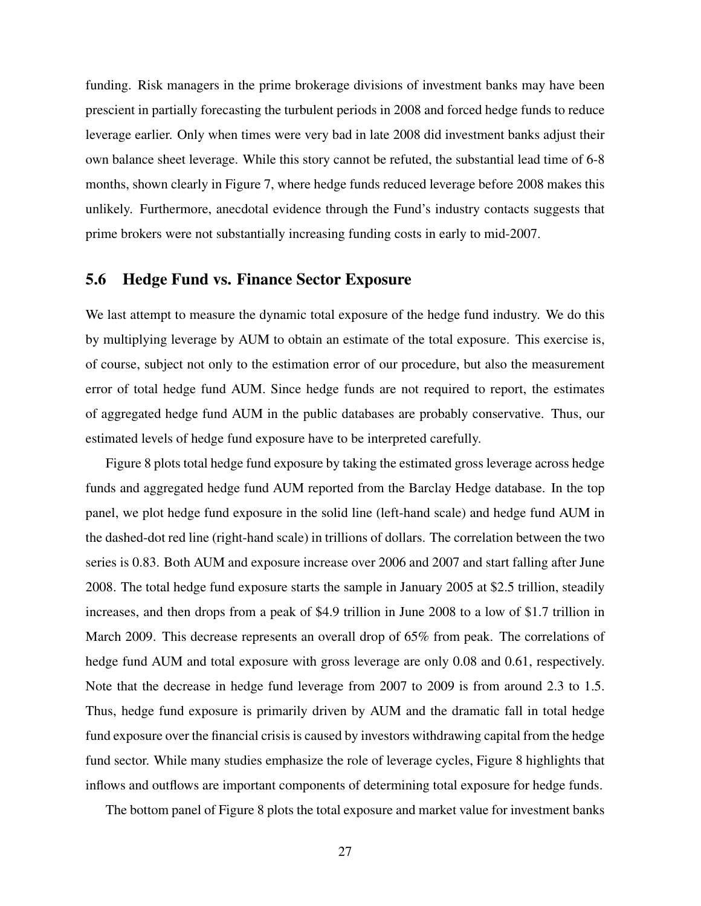funding. Risk managers in the prime brokerage divisions of investment banks may have been prescient in partially forecasting the turbulent periods in 2008 and forced hedge funds to reduce leverage earlier. Only when times were very bad in late 2008 did investment banks adjust their own balance sheet leverage. While this story cannot be refuted, the substantial lead time of 6-8 months, shown clearly in Figure 7, where hedge funds reduced leverage before 2008 makes this unlikely. Furthermore, anecdotal evidence through the Fund's industry contacts suggests that prime brokers were not substantially increasing funding costs in early to mid-2007.

## 5.6 Hedge Fund vs. Finance Sector Exposure

We last attempt to measure the dynamic total exposure of the hedge fund industry. We do this by multiplying leverage by AUM to obtain an estimate of the total exposure. This exercise is, of course, subject not only to the estimation error of our procedure, but also the measurement error of total hedge fund AUM. Since hedge funds are not required to report, the estimates of aggregated hedge fund AUM in the public databases are probably conservative. Thus, our estimated levels of hedge fund exposure have to be interpreted carefully.

Figure 8 plots total hedge fund exposure by taking the estimated gross leverage across hedge funds and aggregated hedge fund AUM reported from the Barclay Hedge database. In the top panel, we plot hedge fund exposure in the solid line (left-hand scale) and hedge fund AUM in the dashed-dot red line (right-hand scale) in trillions of dollars. The correlation between the two series is 0.83. Both AUM and exposure increase over 2006 and 2007 and start falling after June 2008. The total hedge fund exposure starts the sample in January 2005 at \$2.5 trillion, steadily increases, and then drops from a peak of \$4.9 trillion in June 2008 to a low of \$1.7 trillion in March 2009. This decrease represents an overall drop of 65% from peak. The correlations of hedge fund AUM and total exposure with gross leverage are only 0.08 and 0.61, respectively. Note that the decrease in hedge fund leverage from 2007 to 2009 is from around 2.3 to 1.5. Thus, hedge fund exposure is primarily driven by AUM and the dramatic fall in total hedge fund exposure over the financial crisis is caused by investors withdrawing capital from the hedge fund sector. While many studies emphasize the role of leverage cycles, Figure 8 highlights that inflows and outflows are important components of determining total exposure for hedge funds.

The bottom panel of Figure 8 plots the total exposure and market value for investment banks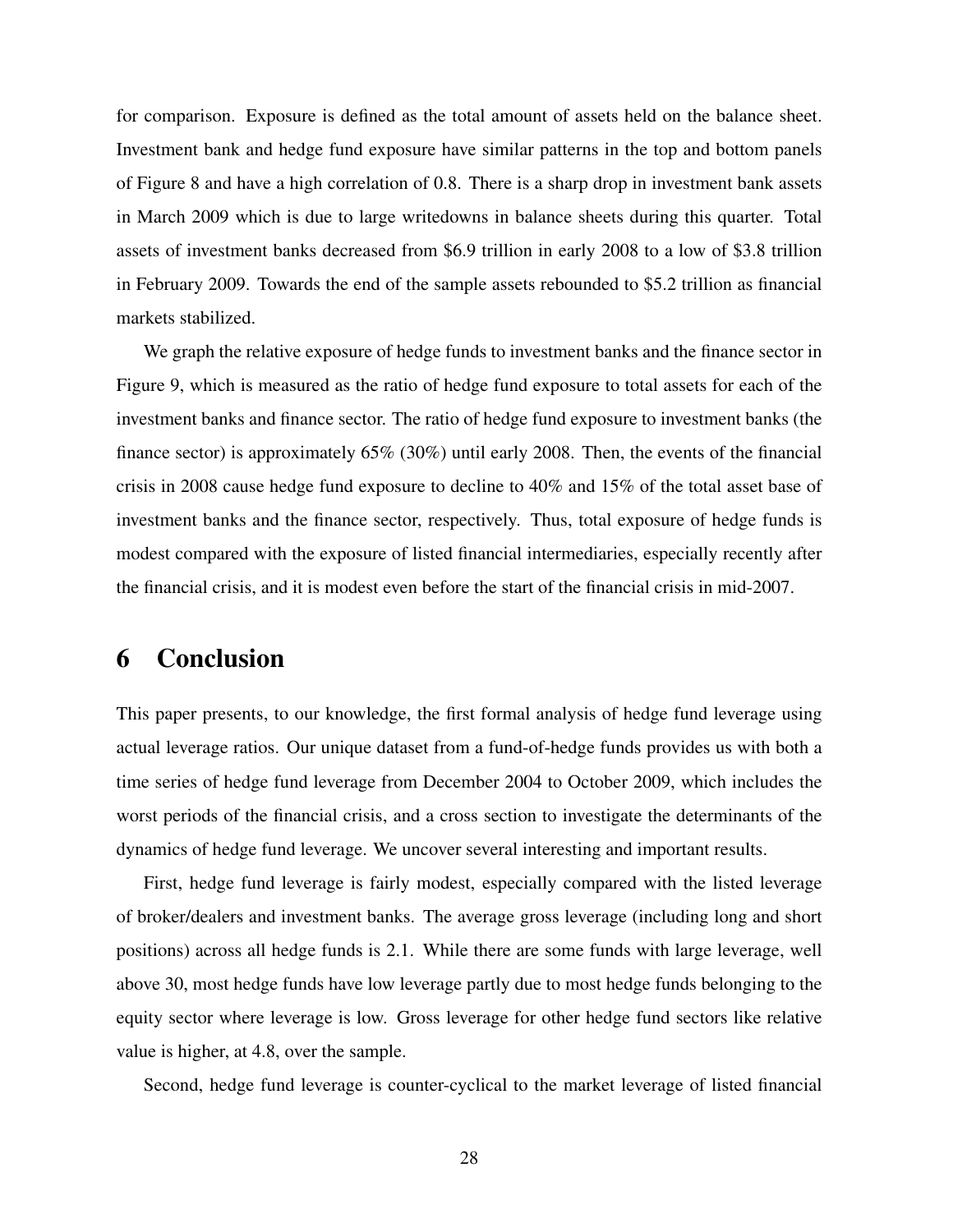for comparison. Exposure is defined as the total amount of assets held on the balance sheet. Investment bank and hedge fund exposure have similar patterns in the top and bottom panels of Figure 8 and have a high correlation of 0.8. There is a sharp drop in investment bank assets in March 2009 which is due to large writedowns in balance sheets during this quarter. Total assets of investment banks decreased from \$6.9 trillion in early 2008 to a low of \$3.8 trillion in February 2009. Towards the end of the sample assets rebounded to \$5.2 trillion as financial markets stabilized.

We graph the relative exposure of hedge funds to investment banks and the finance sector in Figure 9, which is measured as the ratio of hedge fund exposure to total assets for each of the investment banks and finance sector. The ratio of hedge fund exposure to investment banks (the finance sector) is approximately 65% (30%) until early 2008. Then, the events of the financial crisis in 2008 cause hedge fund exposure to decline to 40% and 15% of the total asset base of investment banks and the finance sector, respectively. Thus, total exposure of hedge funds is modest compared with the exposure of listed financial intermediaries, especially recently after the financial crisis, and it is modest even before the start of the financial crisis in mid-2007.

# 6 Conclusion

This paper presents, to our knowledge, the first formal analysis of hedge fund leverage using actual leverage ratios. Our unique dataset from a fund-of-hedge funds provides us with both a time series of hedge fund leverage from December 2004 to October 2009, which includes the worst periods of the financial crisis, and a cross section to investigate the determinants of the dynamics of hedge fund leverage. We uncover several interesting and important results.

First, hedge fund leverage is fairly modest, especially compared with the listed leverage of broker/dealers and investment banks. The average gross leverage (including long and short positions) across all hedge funds is 2.1. While there are some funds with large leverage, well above 30, most hedge funds have low leverage partly due to most hedge funds belonging to the equity sector where leverage is low. Gross leverage for other hedge fund sectors like relative value is higher, at 4.8, over the sample.

Second, hedge fund leverage is counter-cyclical to the market leverage of listed financial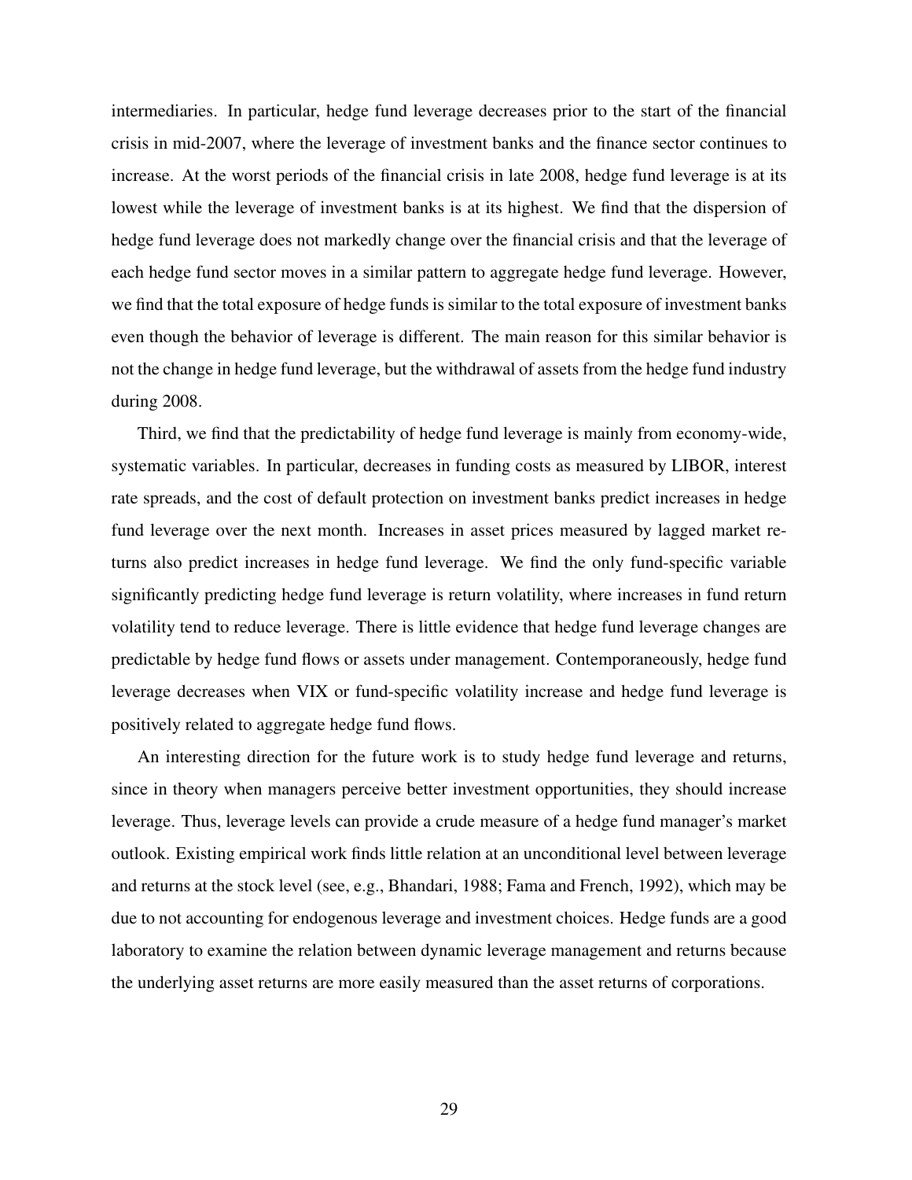intermediaries. In particular, hedge fund leverage decreases prior to the start of the financial crisis in mid-2007, where the leverage of investment banks and the finance sector continues to increase. At the worst periods of the financial crisis in late 2008, hedge fund leverage is at its lowest while the leverage of investment banks is at its highest. We find that the dispersion of hedge fund leverage does not markedly change over the financial crisis and that the leverage of each hedge fund sector moves in a similar pattern to aggregate hedge fund leverage. However, we find that the total exposure of hedge funds is similar to the total exposure of investment banks even though the behavior of leverage is different. The main reason for this similar behavior is not the change in hedge fund leverage, but the withdrawal of assets from the hedge fund industry during 2008.

Third, we find that the predictability of hedge fund leverage is mainly from economy-wide, systematic variables. In particular, decreases in funding costs as measured by LIBOR, interest rate spreads, and the cost of default protection on investment banks predict increases in hedge fund leverage over the next month. Increases in asset prices measured by lagged market returns also predict increases in hedge fund leverage. We find the only fund-specific variable significantly predicting hedge fund leverage is return volatility, where increases in fund return volatility tend to reduce leverage. There is little evidence that hedge fund leverage changes are predictable by hedge fund flows or assets under management. Contemporaneously, hedge fund leverage decreases when VIX or fund-specific volatility increase and hedge fund leverage is positively related to aggregate hedge fund flows.

An interesting direction for the future work is to study hedge fund leverage and returns, since in theory when managers perceive better investment opportunities, they should increase leverage. Thus, leverage levels can provide a crude measure of a hedge fund manager's market outlook. Existing empirical work finds little relation at an unconditional level between leverage and returns at the stock level (see, e.g., Bhandari, 1988; Fama and French, 1992), which may be due to not accounting for endogenous leverage and investment choices. Hedge funds are a good laboratory to examine the relation between dynamic leverage management and returns because the underlying asset returns are more easily measured than the asset returns of corporations.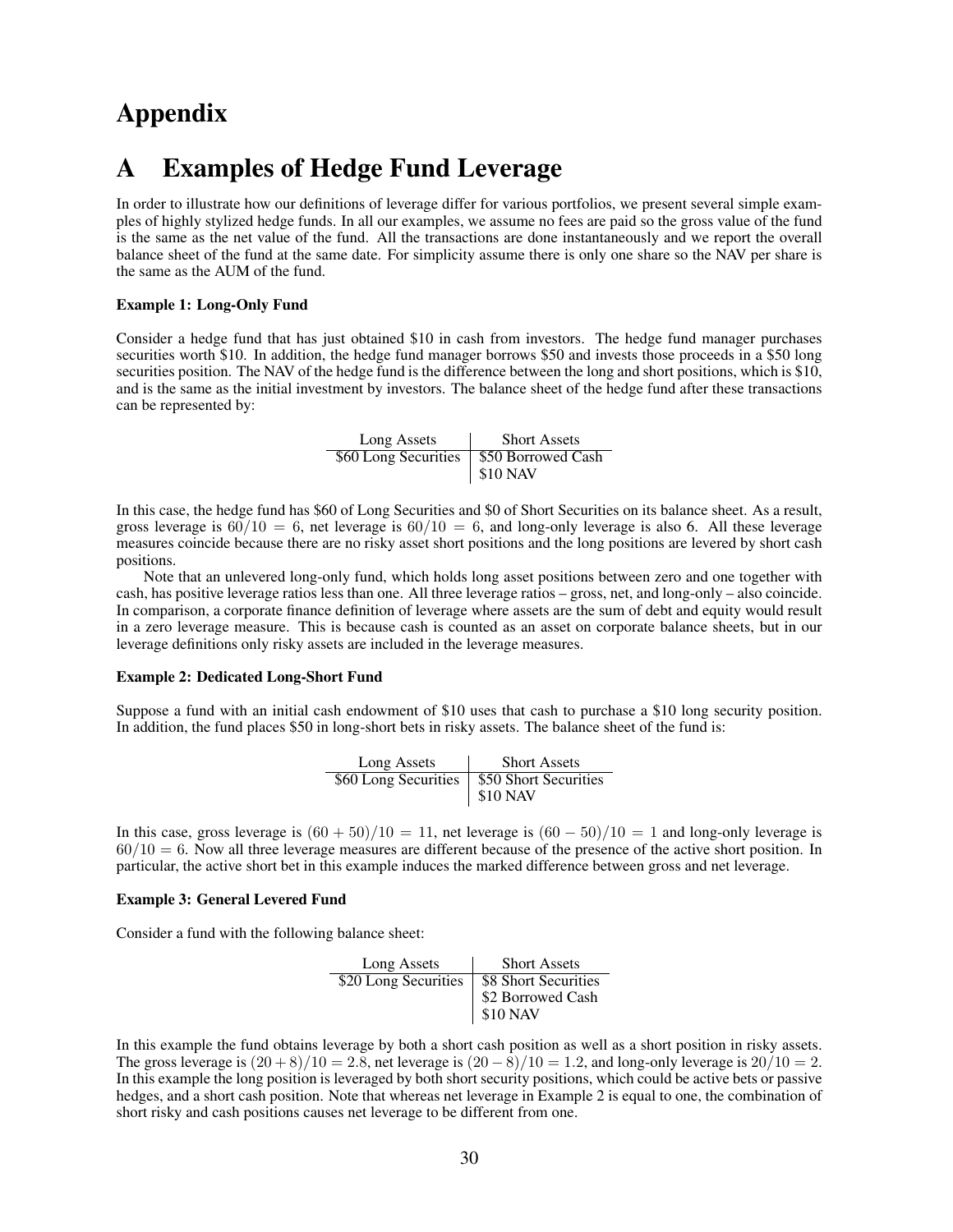# Appendix

# A Examples of Hedge Fund Leverage

In order to illustrate how our definitions of leverage differ for various portfolios, we present several simple examples of highly stylized hedge funds. In all our examples, we assume no fees are paid so the gross value of the fund is the same as the net value of the fund. All the transactions are done instantaneously and we report the overall balance sheet of the fund at the same date. For simplicity assume there is only one share so the NAV per share is the same as the AUM of the fund.

**Example 1: Long-Only Fund**

Consider a hedge fund that has just obtained \$10 in cash from investors. The hedge fund manager purchases securities worth \$10. In addition, the hedge fund manager borrows \$50 and invests those proceeds in a \$50 long securities position. The NAV of the hedge fund is the difference between the long and short positions, which is \$10, and is the same as the initial investment by investors. The balance sheet of the hedge fund after these transactions can be represented by:

| Long Assets | Short Assets |
|---|---|
| \$60 Long Securities | \$50 Borrowed Cash |
| | \$10 NAV |

In this case, the hedge fund has \$60 of Long Securities and \$0 of Short Securities on its balance sheet. As a result, gross leverage is $60/10 = 6$, net leverage is $60/10 = 6$, and long-only leverage is also 6. All these leverage measures coincide because there are no risky asset short positions and the long positions are levered by short cash positions.

Note that an unlevered long-only fund, which holds long asset positions between zero and one together with cash, has positive leverage ratios less than one. All three leverage ratios – gross, net, and long-only – also coincide. In comparison, a corporate finance definition of leverage where assets are the sum of debt and equity would result in a zero leverage measure. This is because cash is counted as an asset on corporate balance sheets, but in our leverage definitions only risky assets are included in the leverage measures.

**Example 2: Dedicated Long-Short Fund**

Suppose a fund with an initial cash endowment of \$10 uses that cash to purchase a \$10 long security position. In addition, the fund places \$50 in long-short bets in risky assets. The balance sheet of the fund is:

| Long Assets | Short Assets |
|---|---|
| \$60 Long Securities | \$50 Short Securities |
| | \$10 NAV |

In this case, gross leverage is $(60 + 50)/10 = 11$, net leverage is $(60 - 50)/10 = 1$ and long-only leverage is $60/10 = 6$. Now all three leverage measures are different because of the presence of the active short position. In particular, the active short bet in this example induces the marked difference between gross and net leverage.

**Example 3: General Levered Fund**

Consider a fund with the following balance sheet:

| Long Assets | Short Assets |
|---|---|
| \$20 Long Securities | \$8 Short Securities |
| | \$2 Borrowed Cash |
| | \$10 NAV |

In this example the fund obtains leverage by both a short cash position as well as a short position in risky assets. The gross leverage is $(20 + 8)/10 = 2.8$, net leverage is $(20 - 8)/10 = 1.2$, and long-only leverage is $20/10 = 2$. In this example the long position is leveraged by both short security positions, which could be active bets or passive hedges, and a short cash position. Note that whereas net leverage in Example 2 is equal to one, the combination of short risky and cash positions causes net leverage to be different from one.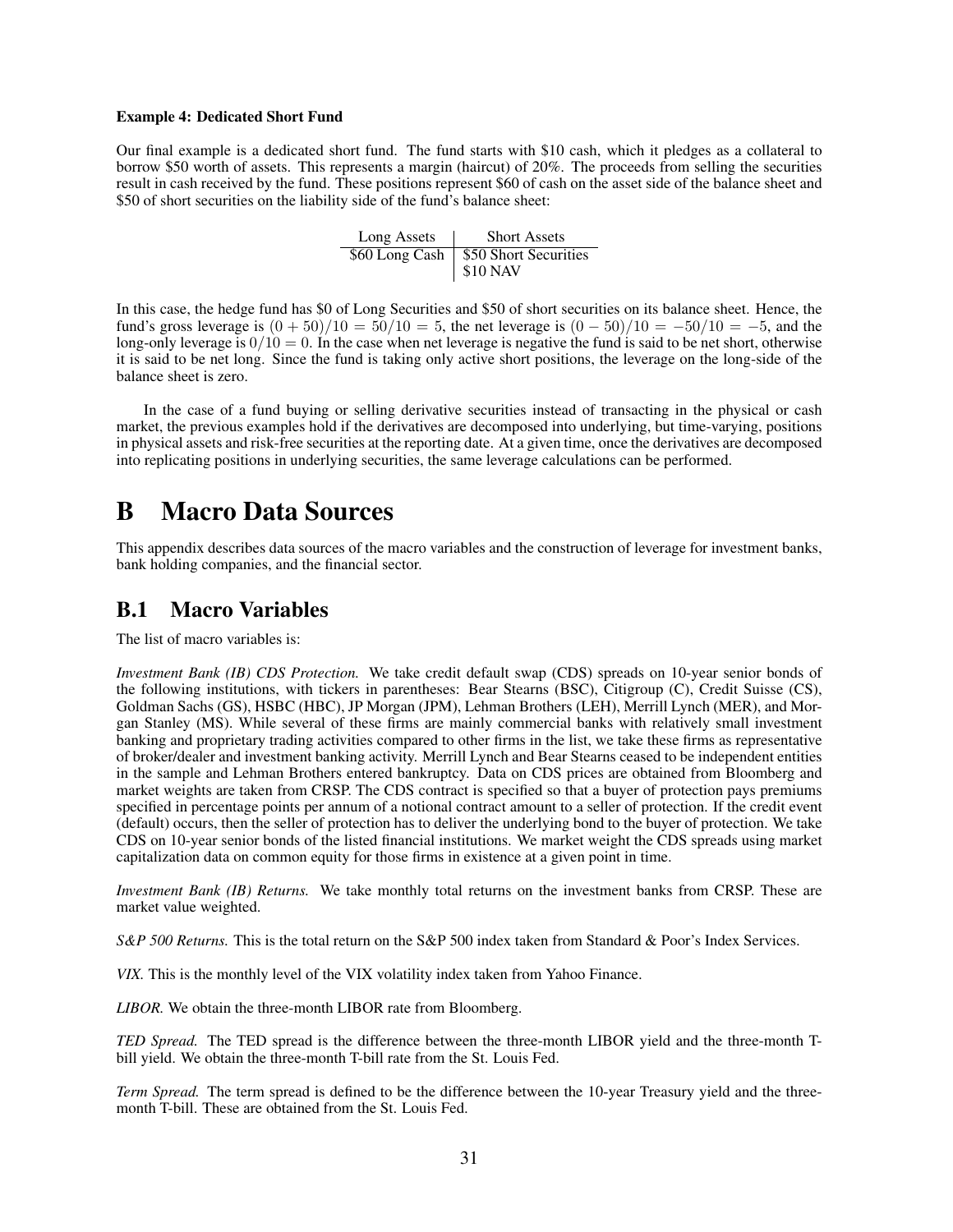**Example 4: Dedicated Short Fund**

Our final example is a dedicated short fund. The fund starts with \$10 cash, which it pledges as a collateral to borrow \$50 worth of assets. This represents a margin (haircut) of 20%. The proceeds from selling the securities result in cash received by the fund. These positions represent \$60 of cash on the asset side of the balance sheet and \$50 of short securities on the liability side of the fund's balance sheet:

| Long Assets | Short Assets |
|---|---|
| \$60 Long Cash | \$50 Short Securities |
| | \$10 NAV |

In this case, the hedge fund has \$0 of Long Securities and \$50 of short securities on its balance sheet. Hence, the fund's gross leverage is $(0 + 50)/10 = 50/10 = 5$, the net leverage is $(0 - 50)/10 = -50/10 = -5$, and the long-only leverage is $0/10 = 0$. In the case when net leverage is negative the fund is said to be net short, otherwise it is said to be net long. Since the fund is taking only active short positions, the leverage on the long-side of the balance sheet is zero.

In the case of a fund buying or selling derivative securities instead of transacting in the physical or cash market, the previous examples hold if the derivatives are decomposed into underlying, but time-varying, positions in physical assets and risk-free securities at the reporting date. At a given time, once the derivatives are decomposed into replicating positions in underlying securities, the same leverage calculations can be performed.

# B Macro Data Sources

This appendix describes data sources of the macro variables and the construction of leverage for investment banks, bank holding companies, and the financial sector.

## B.1 Macro Variables

The list of macro variables is:

*Investment Bank (IB) CDS Protection.* We take credit default swap (CDS) spreads on 10-year senior bonds of the following institutions, with tickers in parentheses: Bear Stearns (BSC), Citigroup (C), Credit Suisse (CS), Goldman Sachs (GS), HSBC (HBC), JP Morgan (JPM), Lehman Brothers (LEH), Merrill Lynch (MER), and Morgan Stanley (MS). While several of these firms are mainly commercial banks with relatively small investment banking and proprietary trading activities compared to other firms in the list, we take these firms as representative of broker/dealer and investment banking activity. Merrill Lynch and Bear Stearns ceased to be independent entities in the sample and Lehman Brothers entered bankruptcy. Data on CDS prices are obtained from Bloomberg and market weights are taken from CRSP. The CDS contract is specified so that a buyer of protection pays premiums specified in percentage points per annum of a notional contract amount to a seller of protection. If the credit event (default) occurs, then the seller of protection has to deliver the underlying bond to the buyer of protection. We take CDS on 10-year senior bonds of the listed financial institutions. We market weight the CDS spreads using market capitalization data on common equity for those firms in existence at a given point in time.

*Investment Bank (IB) Returns.* We take monthly total returns on the investment banks from CRSP. These are market value weighted.

*S&P 500 Returns.* This is the total return on the S&P 500 index taken from Standard & Poor's Index Services.

*VIX.* This is the monthly level of the VIX volatility index taken from Yahoo Finance.

*LIBOR.* We obtain the three-month LIBOR rate from Bloomberg.

*TED Spread.* The TED spread is the difference between the three-month LIBOR yield and the three-month T-bill yield. We obtain the three-month T-bill rate from the St. Louis Fed.

*Term Spread.* The term spread is defined to be the difference between the 10-year Treasury yield and the three-month T-bill. These are obtained from the St. Louis Fed.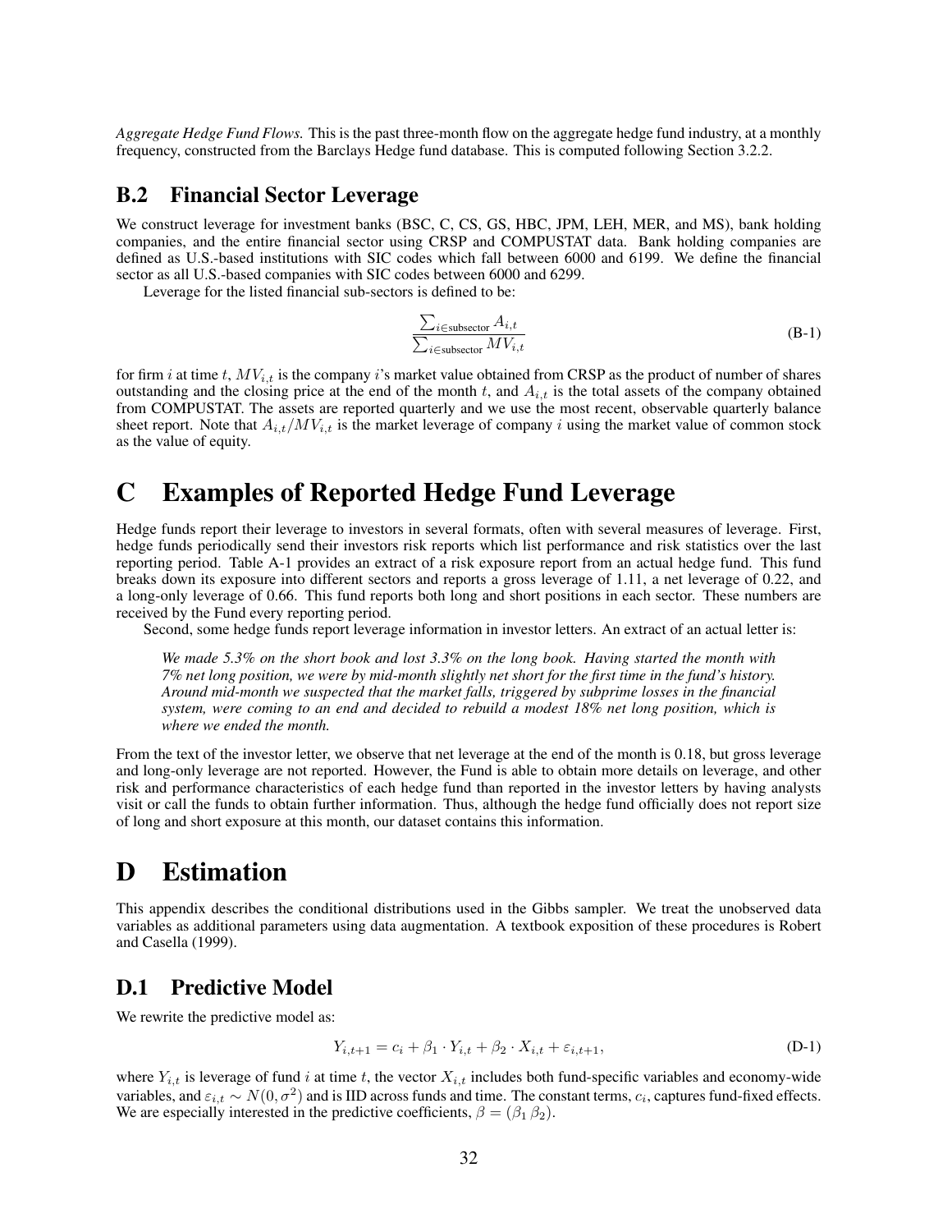*Aggregate Hedge Fund Flows.* This is the past three-month flow on the aggregate hedge fund industry, at a monthly frequency, constructed from the Barclays Hedge fund database. This is computed following Section 3.2.2.

## B.2 Financial Sector Leverage

We construct leverage for investment banks (BSC, C, CS, GS, HBC, JPM, LEH, MER, and MS), bank holding companies, and the entire financial sector using CRSP and COMPUSTAT data. Bank holding companies are defined as U.S.-based institutions with SIC codes which fall between 6000 and 6199. We define the financial sector as all U.S.-based companies with SIC codes between 6000 and 6299.

Leverage for the listed financial sub-sectors is defined to be:

$$\frac{\sum_{i \in \text{subsector}} A_{i,t}}{\sum_{i \in \text{subsector}} MV_{i,t}} \tag{B-1}$$

for firm $i$ at time $t$, $MV_{i,t}$ is the company $i$'s market value obtained from CRSP as the product of number of shares outstanding and the closing price at the end of the month $t$, and $A_{i,t}$ is the total assets of the company obtained from COMPUSTAT. The assets are reported quarterly and we use the most recent, observable quarterly balance sheet report. Note that $A_{i,t}/MV_{i,t}$ is the market leverage of company $i$ using the market value of common stock as the value of equity.

# C Examples of Reported Hedge Fund Leverage

Hedge funds report their leverage to investors in several formats, often with several measures of leverage. First, hedge funds periodically send their investors risk reports which list performance and risk statistics over the last reporting period. Table A-1 provides an extract of a risk exposure report from an actual hedge fund. This fund breaks down its exposure into different sectors and reports a gross leverage of 1.11, a net leverage of 0.22, and a long-only leverage of 0.66. This fund reports both long and short positions in each sector. These numbers are received by the Fund every reporting period.

Second, some hedge funds report leverage information in investor letters. An extract of an actual letter is:

> *We made 5.3% on the short book and lost 3.3% on the long book. Having started the month with 7% net long position, we were by mid-month slightly net short for the first time in the fund's history. Around mid-month we suspected that the market falls, triggered by subprime losses in the financial system, were coming to an end and decided to rebuild a modest 18% net long position, which is where we ended the month.*

From the text of the investor letter, we observe that net leverage at the end of the month is 0.18, but gross leverage and long-only leverage are not reported. However, the Fund is able to obtain more details on leverage, and other risk and performance characteristics of each hedge fund than reported in the investor letters by having analysts visit or call the funds to obtain further information. Thus, although the hedge fund officially does not report size of long and short exposure at this month, our dataset contains this information.

# D Estimation

This appendix describes the conditional distributions used in the Gibbs sampler. We treat the unobserved data variables as additional parameters using data augmentation. A textbook exposition of these procedures is Robert and Casella (1999).

## D.1 Predictive Model

We rewrite the predictive model as:

$$Y_{i,t+1} = c_i + \beta_1 \cdot Y_{i,t} + \beta_2 \cdot X_{i,t} + \varepsilon_{i,t+1}, \tag{D-1}$$

where $Y_{i,t}$ is leverage of fund $i$ at time $t$, the vector $X_{i,t}$ includes both fund-specific variables and economy-wide variables, and $\varepsilon_{i,t} \sim N(0, \sigma^2)$ and is IID across funds and time. The constant terms, $c_i$, captures fund-fixed effects. We are especially interested in the predictive coefficients, $\beta = (\beta_1 \, \beta_2)$.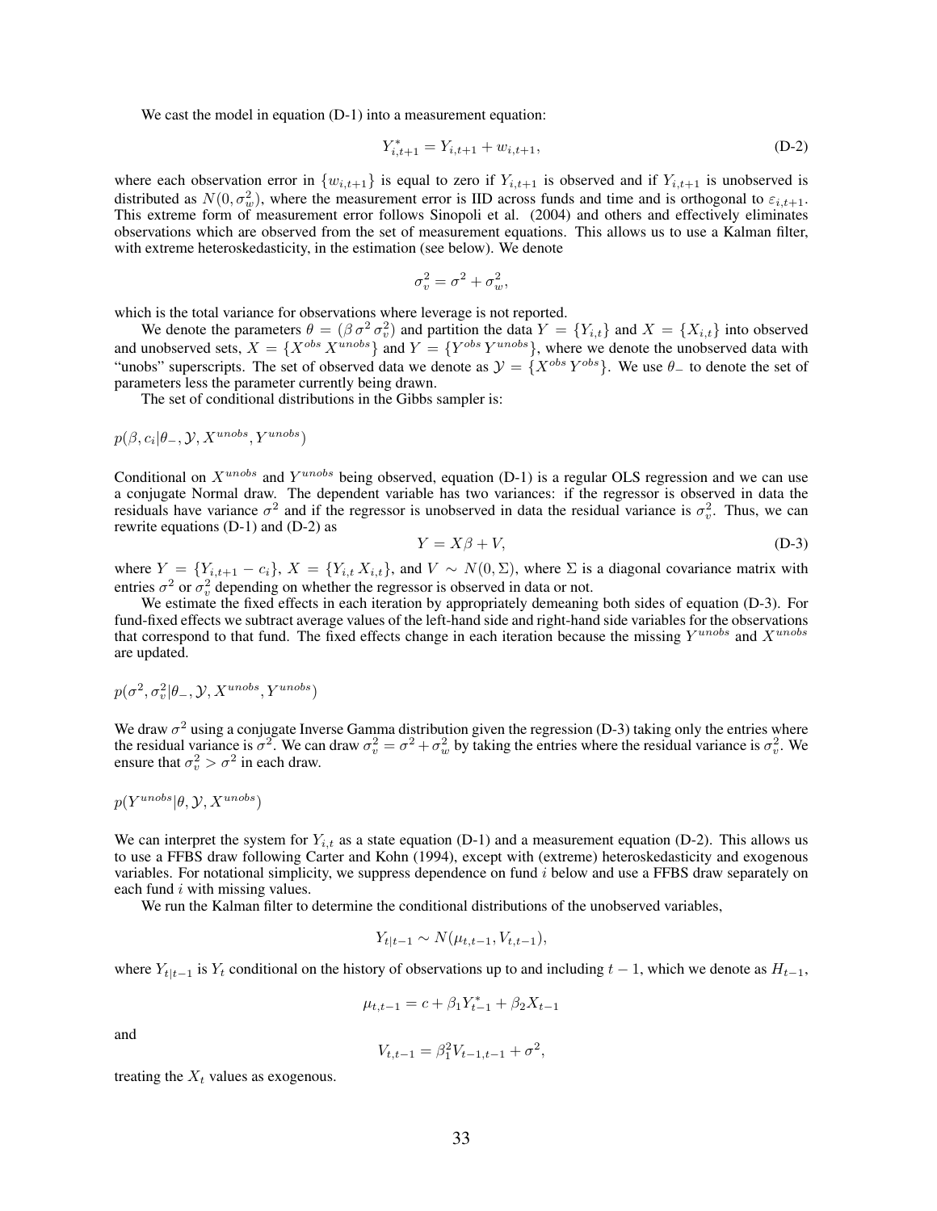We cast the model in equation (D-1) into a measurement equation:

$$Y^*_{i,t+1} = Y_{i,t+1} + w_{i,t+1}, \tag{D-2}$$

where each observation error in $\{w_{i,t+1}\}$ is equal to zero if $Y_{i,t+1}$ is observed and if $Y_{i,t+1}$ is unobserved is distributed as $N(0, \sigma^2_w)$, where the measurement error is IID across funds and time and is orthogonal to $\varepsilon_{i,t+1}$. This extreme form of measurement error follows Sinopoli et al. (2004) and others and effectively eliminates observations which are observed from the set of measurement equations. This allows us to use a Kalman filter, with extreme heteroskedasticity, in the estimation (see below). We denote

$$\sigma^2_v = \sigma^2 + \sigma^2_w,$$

which is the total variance for observations where leverage is not reported.

We denote the parameters $\theta = (\beta\, \sigma^2\, \sigma^2_v)$ and partition the data $Y = \{Y_{i,t}\}$ and $X = \{X_{i,t}\}$ into observed and unobserved sets, $X = \{X^{obs}\, X^{unobs}\}$ and $Y = \{Y^{obs}\, Y^{unobs}\}$, where we denote the unobserved data with "unobs" superscripts. The set of observed data we denote as $\mathcal{Y} = \{X^{obs}\, Y^{obs}\}$. We use $\theta_-$ to denote the set of parameters less the parameter currently being drawn.

The set of conditional distributions in the Gibbs sampler is:

$p(\beta, c_i | \theta_-, \mathcal{Y}, X^{unobs}, Y^{unobs})$

Conditional on $X^{unobs}$ and $Y^{unobs}$ being observed, equation (D-1) is a regular OLS regression and we can use a conjugate Normal draw. The dependent variable has two variances: if the regressor is observed in data the residuals have variance $\sigma^2$ and if the regressor is unobserved in data the residual variance is $\sigma^2_v$. Thus, we can rewrite equations (D-1) and (D-2) as

$$Y = X\beta + V, \tag{D-3}$$

where $Y = \{Y_{i,t+1} - c_i\}$, $X = \{Y_{i,t}\, X_{i,t}\}$, and $V \sim N(0, \Sigma)$, where $\Sigma$ is a diagonal covariance matrix with entries $\sigma^2$ or $\sigma^2_v$ depending on whether the regressor is observed in data or not.

We estimate the fixed effects in each iteration by appropriately demeaning both sides of equation (D-3). For fund-fixed effects we subtract average values of the left-hand side and right-hand side variables for the observations that correspond to that fund. The fixed effects change in each iteration because the missing $Y^{unobs}$ and $X^{unobs}$ are updated.

$p(\sigma^2, \sigma^2_v | \theta_-, \mathcal{Y}, X^{unobs}, Y^{unobs})$

We draw $\sigma^2$ using a conjugate Inverse Gamma distribution given the regression (D-3) taking only the entries where the residual variance is $\sigma^2$. We can draw $\sigma^2_v = \sigma^2 + \sigma^2_w$ by taking the entries where the residual variance is $\sigma^2_v$. We ensure that $\sigma^2_v > \sigma^2$ in each draw.

$p(Y^{unobs} | \theta, \mathcal{Y}, X^{unobs})$

We can interpret the system for $Y_{i,t}$ as a state equation (D-1) and a measurement equation (D-2). This allows us to use a FFBS draw following Carter and Kohn (1994), except with (extreme) heteroskedasticity and exogenous variables. For notational simplicity, we suppress dependence on fund $i$ below and use a FFBS draw separately on each fund $i$ with missing values.

We run the Kalman filter to determine the conditional distributions of the unobserved variables,

$$Y_{t|t-1} \sim N(\mu_{t,t-1}, V_{t,t-1}),$$

where $Y_{t|t-1}$ is $Y_t$ conditional on the history of observations up to and including $t-1$, which we denote as $H_{t-1}$,

$$\mu_{t,t-1} = c + \beta_1 Y^*_{t-1} + \beta_2 X_{t-1}$$

and

$$V_{t,t-1} = \beta_1^2 V_{t-1,t-1} + \sigma^2,$$

treating the $X_t$ values as exogenous.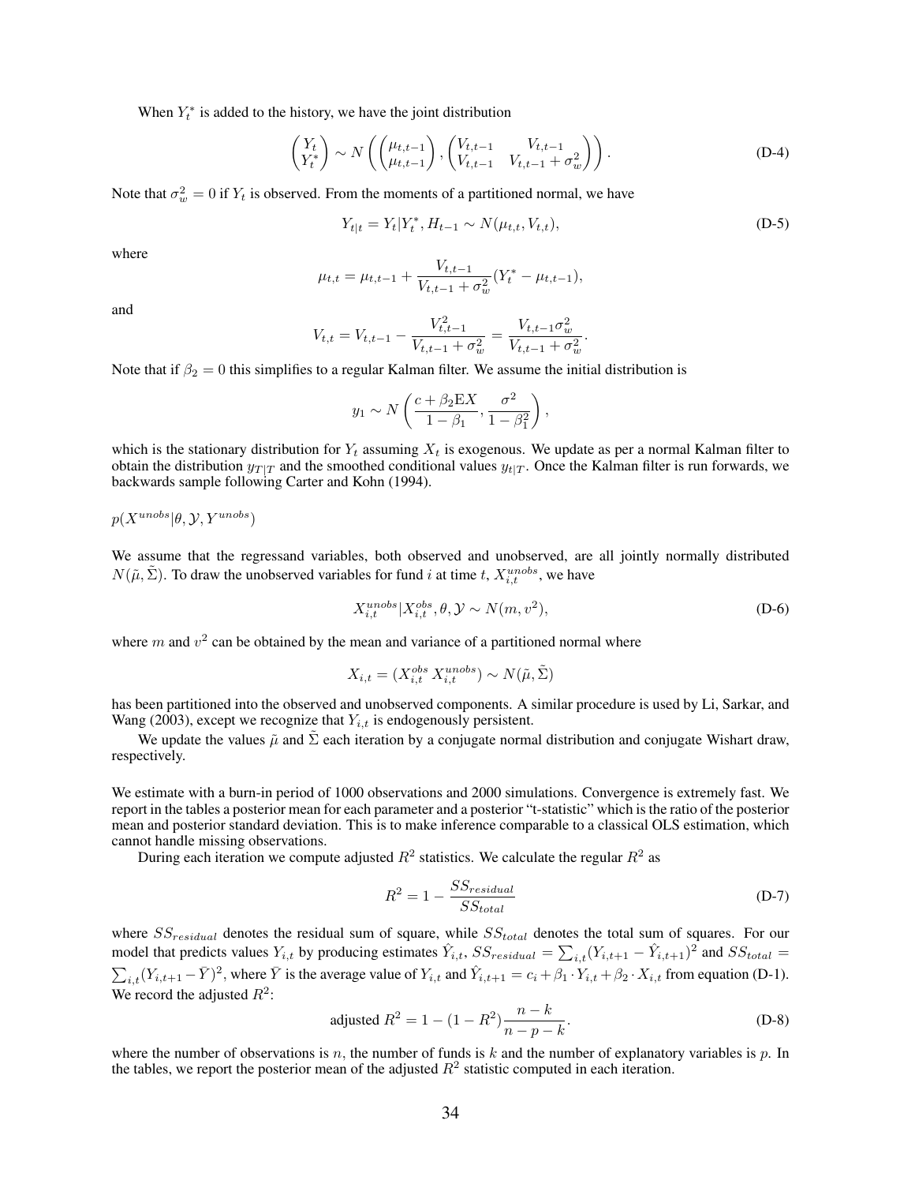When $Y_t^*$ is added to the history, we have the joint distribution

$$\begin{pmatrix} Y_t \\ Y_t^* \end{pmatrix} \sim N\left( \begin{pmatrix} \mu_{t,t-1} \\ \mu_{t,t-1} \end{pmatrix}, \begin{pmatrix} V_{t,t-1} & V_{t,t-1} \\ V_{t,t-1} & V_{t,t-1} + \sigma_w^2 \end{pmatrix} \right). \tag{D-4}$$

Note that $\sigma_w^2 = 0$ if $Y_t$ is observed. From the moments of a partitioned normal, we have

$$Y_{t|t} = Y_t | Y_t^*, H_{t-1} \sim N(\mu_{t,t}, V_{t,t}), \tag{D-5}$$

where

$$\mu_{t,t} = \mu_{t,t-1} + \frac{V_{t,t-1}}{V_{t,t-1} + \sigma_w^2}(Y_t^* - \mu_{t,t-1}),$$

and

$$V_{t,t} = V_{t,t-1} - \frac{V_{t,t-1}^2}{V_{t,t-1} + \sigma_w^2} = \frac{V_{t,t-1}\sigma_w^2}{V_{t,t-1} + \sigma_w^2}.$$

Note that if $\beta_2 = 0$ this simplifies to a regular Kalman filter. We assume the initial distribution is

$$y_1 \sim N\left( \frac{c + \beta_2 \mathrm{E}X}{1 - \beta_1}, \frac{\sigma^2}{1 - \beta_1^2} \right),$$

which is the stationary distribution for $Y_t$ assuming $X_t$ is exogenous. We update as per a normal Kalman filter to obtain the distribution $y_{T|T}$ and the smoothed conditional values $y_{t|T}$. Once the Kalman filter is run forwards, we backwards sample following Carter and Kohn (1994).

$p(X^{unobs}|\theta, \mathcal{Y}, Y^{unobs})$

We assume that the regressand variables, both observed and unobserved, are all jointly normally distributed $N(\tilde{\mu}, \tilde{\Sigma})$. To draw the unobserved variables for fund $i$ at time $t$, $X_{i,t}^{unobs}$, we have

$$X_{i,t}^{unobs} | X_{i,t}^{obs}, \theta, \mathcal{Y} \sim N(m, v^2), \tag{D-6}$$

where $m$ and $v^2$ can be obtained by the mean and variance of a partitioned normal where

$$X_{i,t} = (X_{i,t}^{obs} \; X_{i,t}^{unobs}) \sim N(\tilde{\mu}, \tilde{\Sigma})$$

has been partitioned into the observed and unobserved components. A similar procedure is used by Li, Sarkar, and Wang (2003), except we recognize that $Y_{i,t}$ is endogenously persistent.

We update the values $\tilde{\mu}$ and $\tilde{\Sigma}$ each iteration by a conjugate normal distribution and conjugate Wishart draw, respectively.

We estimate with a burn-in period of 1000 observations and 2000 simulations. Convergence is extremely fast. We report in the tables a posterior mean for each parameter and a posterior "t-statistic" which is the ratio of the posterior mean and posterior standard deviation. This is to make inference comparable to a classical OLS estimation, which cannot handle missing observations.

During each iteration we compute adjusted $R^2$ statistics. We calculate the regular $R^2$ as

$$R^2 = 1 - \frac{SS_{residual}}{SS_{total}} \tag{D-7}$$

where $SS_{residual}$ denotes the residual sum of square, while $SS_{total}$ denotes the total sum of squares. For our model that predicts values $Y_{i,t}$ by producing estimates $\hat{Y}_{i,t}$, $SS_{residual} = \sum_{i,t}(Y_{i,t+1} - \hat{Y}_{i,t+1})^2$ and $SS_{total} = \sum_{i,t}(Y_{i,t+1} - \bar{Y})^2$, where $\bar{Y}$ is the average value of $Y_{i,t}$ and $\hat{Y}_{i,t+1} = c_i + \beta_1 \cdot Y_{i,t} + \beta_2 \cdot X_{i,t}$ from equation (D-1). We record the adjusted $R^2$:

$$\text{adjusted } R^2 = 1 - (1 - R^2)\frac{n - k}{n - p - k}. \tag{D-8}$$

where the number of observations is $n$, the number of funds is $k$ and the number of explanatory variables is $p$. In the tables, we report the posterior mean of the adjusted $R^2$ statistic computed in each iteration.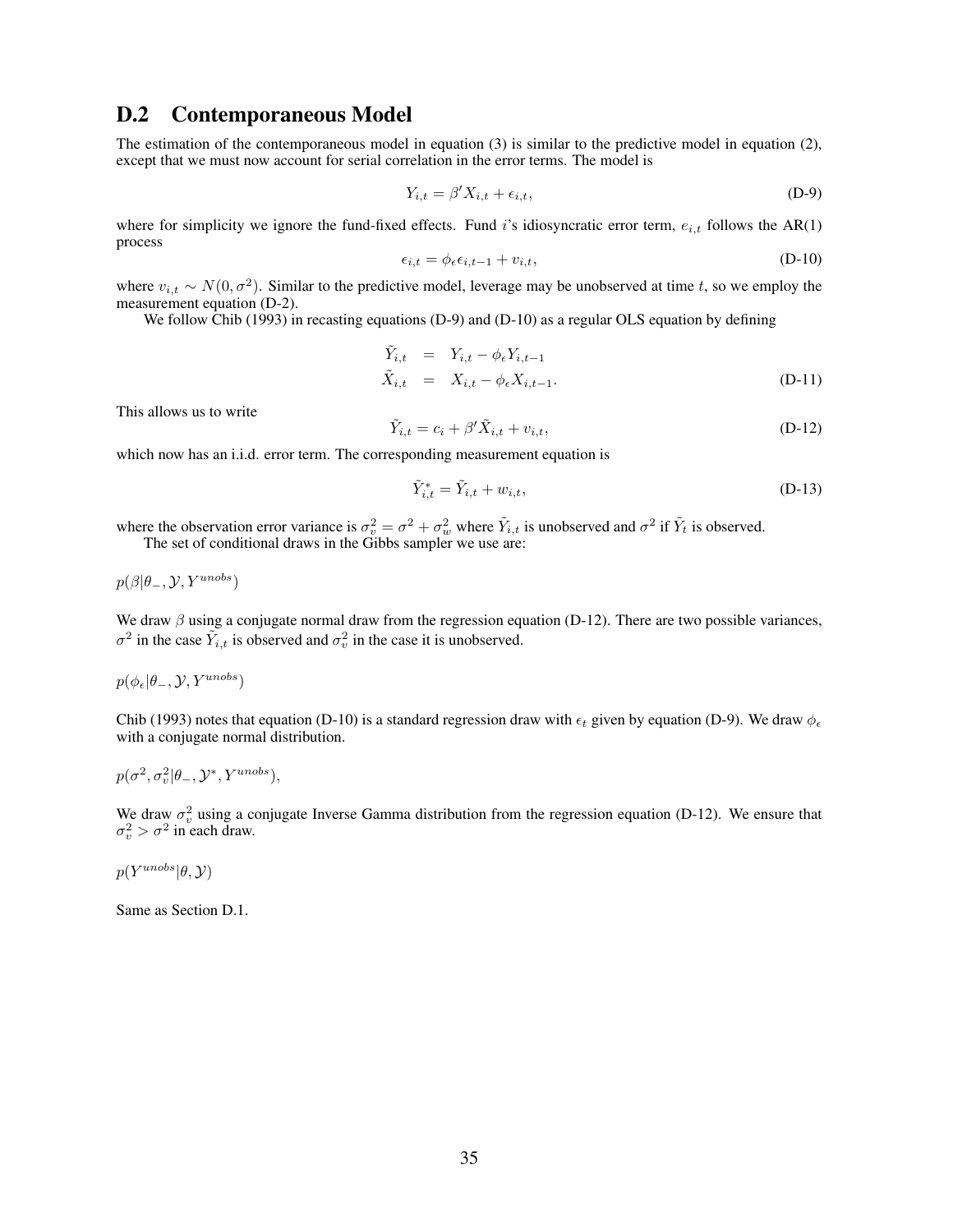## D.2 Contemporaneous Model

The estimation of the contemporaneous model in equation (3) is similar to the predictive model in equation (2), except that we must now account for serial correlation in the error terms. The model is

$$Y_{i,t} = \beta' X_{i,t} + \epsilon_{i,t}, \tag{D-9}$$

where for simplicity we ignore the fund-fixed effects. Fund $i$'s idiosyncratic error term, $e_{i,t}$ follows the AR(1) process

$$\epsilon_{i,t} = \phi_\epsilon \epsilon_{i,t-1} + v_{i,t}, \tag{D-10}$$

where $v_{i,t} \sim N(0, \sigma^2)$. Similar to the predictive model, leverage may be unobserved at time $t$, so we employ the measurement equation (D-2).

We follow Chib (1993) in recasting equations (D-9) and (D-10) as a regular OLS equation by defining

$$\begin{aligned} \tilde{Y}_{i,t} &= Y_{i,t} - \phi_\epsilon Y_{i,t-1} \\ \tilde{X}_{i,t} &= X_{i,t} - \phi_\epsilon X_{i,t-1}. \end{aligned} \tag{D-11}$$

This allows us to write

$$\tilde{Y}_{i,t} = c_i + \beta' \tilde{X}_{i,t} + v_{i,t}, \tag{D-12}$$

which now has an i.i.d. error term. The corresponding measurement equation is

$$\tilde{Y}^*_{i,t} = \tilde{Y}_{i,t} + w_{i,t}, \tag{D-13}$$

where the observation error variance is $\sigma_v^2 = \sigma^2 + \sigma_w^2$ where $\tilde{Y}_{i,t}$ is unobserved and $\sigma^2$ if $\tilde{Y}_t$ is observed.

The set of conditional draws in the Gibbs sampler we use are:

$p(\beta|\theta_-, \mathcal{Y}, Y^{unobs})$

We draw $\beta$ using a conjugate normal draw from the regression equation (D-12). There are two possible variances, $\sigma^2$ in the case $\tilde{Y}_{i,t}$ is observed and $\sigma_v^2$ in the case it is unobserved.

$p(\phi_\epsilon|\theta_-, \mathcal{Y}, Y^{unobs})$

Chib (1993) notes that equation (D-10) is a standard regression draw with $\epsilon_t$ given by equation (D-9). We draw $\phi_\epsilon$ with a conjugate normal distribution.

$p(\sigma^2, \sigma_v^2|\theta_-, \mathcal{Y}^*, Y^{unobs})$,

We draw $\sigma_v^2$ using a conjugate Inverse Gamma distribution from the regression equation (D-12). We ensure that $\sigma_v^2 > \sigma^2$ in each draw.

$p(Y^{unobs}|\theta, \mathcal{Y})$

Same as Section D.1.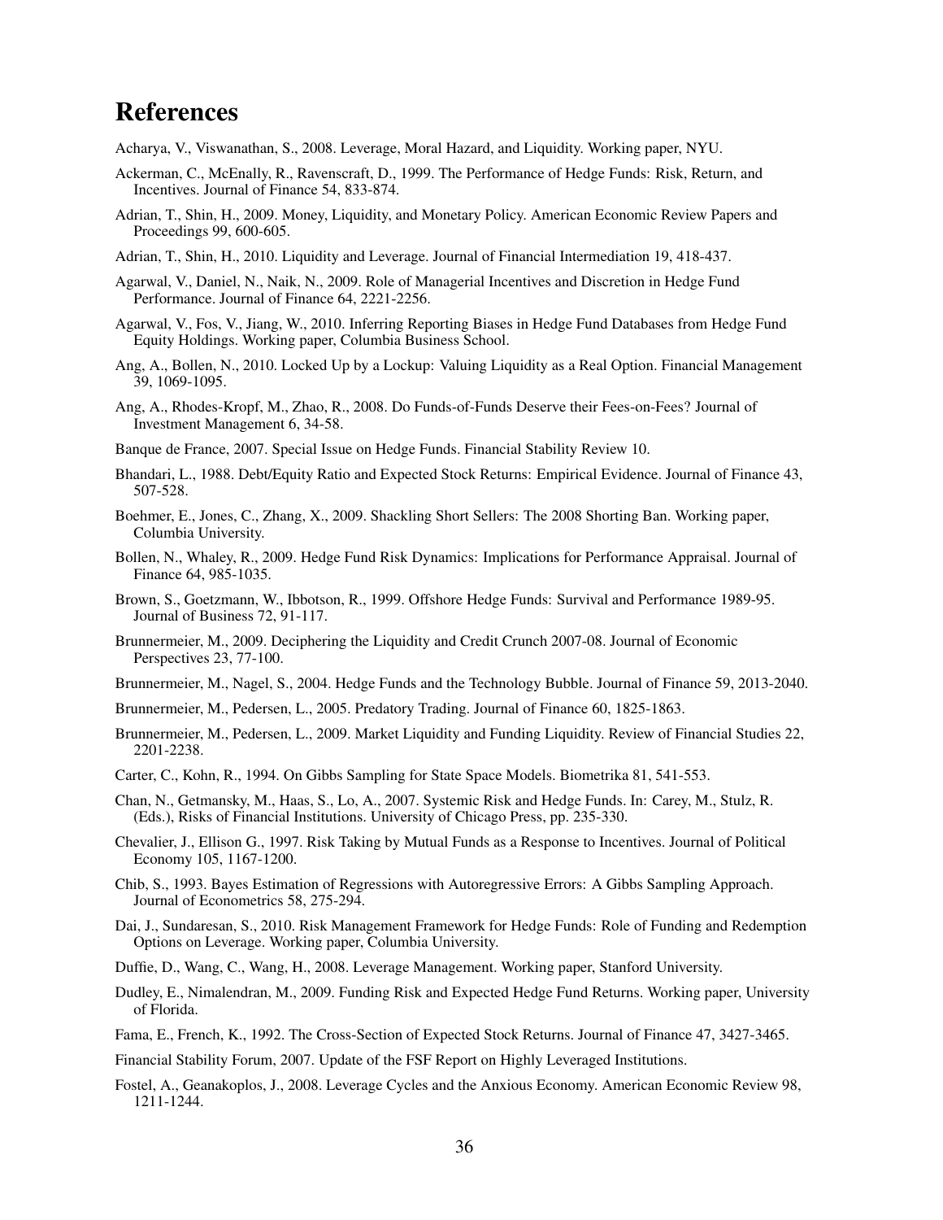# References

Acharya, V., Viswanathan, S., 2008. Leverage, Moral Hazard, and Liquidity. Working paper, NYU.

Ackerman, C., McEnally, R., Ravenscraft, D., 1999. The Performance of Hedge Funds: Risk, Return, and Incentives. Journal of Finance 54, 833-874.

Adrian, T., Shin, H., 2009. Money, Liquidity, and Monetary Policy. American Economic Review Papers and Proceedings 99, 600-605.

Adrian, T., Shin, H., 2010. Liquidity and Leverage. Journal of Financial Intermediation 19, 418-437.

Agarwal, V., Daniel, N., Naik, N., 2009. Role of Managerial Incentives and Discretion in Hedge Fund Performance. Journal of Finance 64, 2221-2256.

Agarwal, V., Fos, V., Jiang, W., 2010. Inferring Reporting Biases in Hedge Fund Databases from Hedge Fund Equity Holdings. Working paper, Columbia Business School.

Ang, A., Bollen, N., 2010. Locked Up by a Lockup: Valuing Liquidity as a Real Option. Financial Management 39, 1069-1095.

Ang, A., Rhodes-Kropf, M., Zhao, R., 2008. Do Funds-of-Funds Deserve their Fees-on-Fees? Journal of Investment Management 6, 34-58.

Banque de France, 2007. Special Issue on Hedge Funds. Financial Stability Review 10.

Bhandari, L., 1988. Debt/Equity Ratio and Expected Stock Returns: Empirical Evidence. Journal of Finance 43, 507-528.

Boehmer, E., Jones, C., Zhang, X., 2009. Shackling Short Sellers: The 2008 Shorting Ban. Working paper, Columbia University.

Bollen, N., Whaley, R., 2009. Hedge Fund Risk Dynamics: Implications for Performance Appraisal. Journal of Finance 64, 985-1035.

Brown, S., Goetzmann, W., Ibbotson, R., 1999. Offshore Hedge Funds: Survival and Performance 1989-95. Journal of Business 72, 91-117.

Brunnermeier, M., 2009. Deciphering the Liquidity and Credit Crunch 2007-08. Journal of Economic Perspectives 23, 77-100.

Brunnermeier, M., Nagel, S., 2004. Hedge Funds and the Technology Bubble. Journal of Finance 59, 2013-2040.

Brunnermeier, M., Pedersen, L., 2005. Predatory Trading. Journal of Finance 60, 1825-1863.

Brunnermeier, M., Pedersen, L., 2009. Market Liquidity and Funding Liquidity. Review of Financial Studies 22, 2201-2238.

Carter, C., Kohn, R., 1994. On Gibbs Sampling for State Space Models. Biometrika 81, 541-553.

Chan, N., Getmansky, M., Haas, S., Lo, A., 2007. Systemic Risk and Hedge Funds. In: Carey, M., Stulz, R. (Eds.), Risks of Financial Institutions. University of Chicago Press, pp. 235-330.

Chevalier, J., Ellison G., 1997. Risk Taking by Mutual Funds as a Response to Incentives. Journal of Political Economy 105, 1167-1200.

Chib, S., 1993. Bayes Estimation of Regressions with Autoregressive Errors: A Gibbs Sampling Approach. Journal of Econometrics 58, 275-294.

Dai, J., Sundaresan, S., 2010. Risk Management Framework for Hedge Funds: Role of Funding and Redemption Options on Leverage. Working paper, Columbia University.

Duffie, D., Wang, C., Wang, H., 2008. Leverage Management. Working paper, Stanford University.

Dudley, E., Nimalendran, M., 2009. Funding Risk and Expected Hedge Fund Returns. Working paper, University of Florida.

Fama, E., French, K., 1992. The Cross-Section of Expected Stock Returns. Journal of Finance 47, 3427-3465.

Financial Stability Forum, 2007. Update of the FSF Report on Highly Leveraged Institutions.

Fostel, A., Geanakoplos, J., 2008. Leverage Cycles and the Anxious Economy. American Economic Review 98, 1211-1244.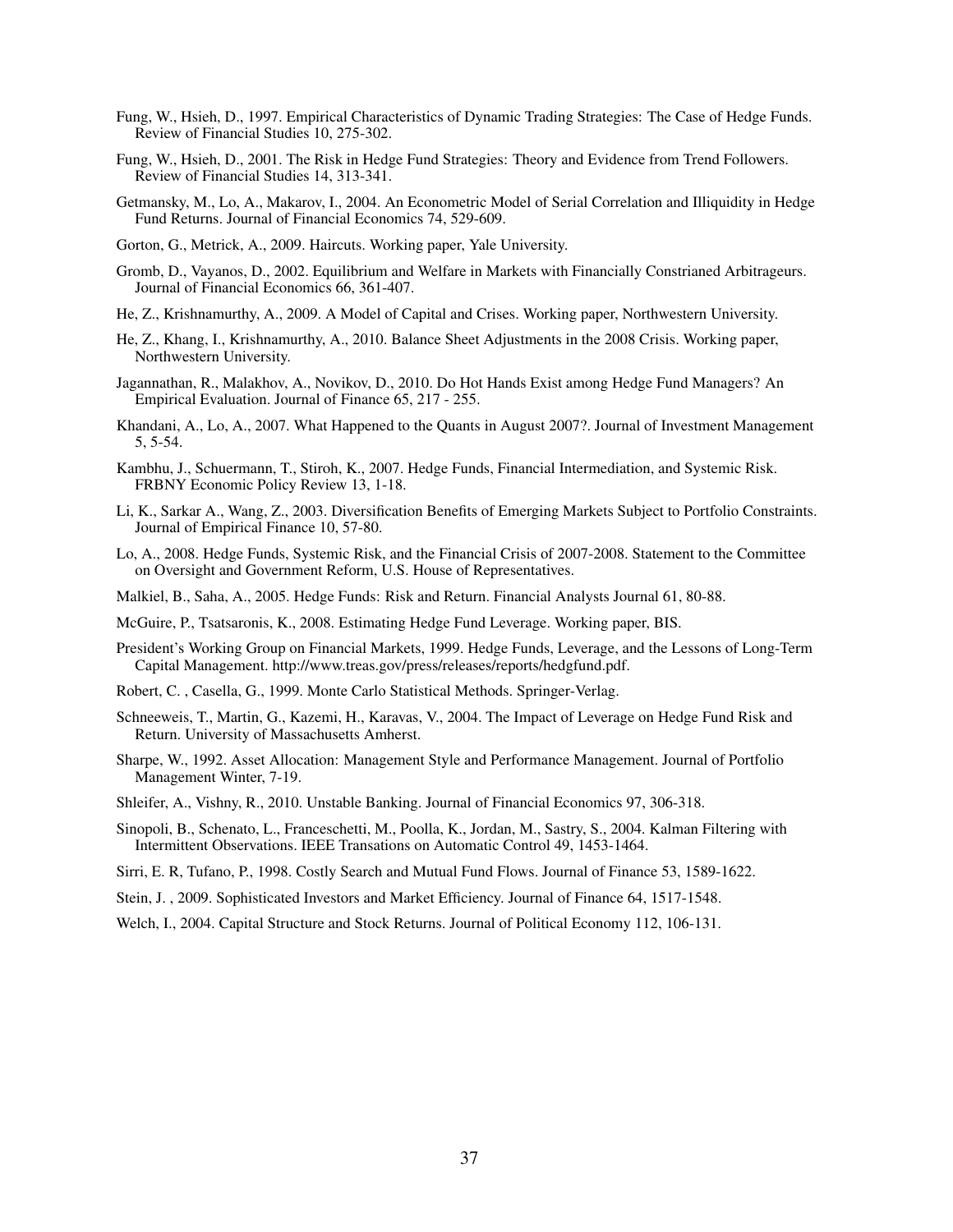Fung, W., Hsieh, D., 1997. Empirical Characteristics of Dynamic Trading Strategies: The Case of Hedge Funds. Review of Financial Studies 10, 275-302.

Fung, W., Hsieh, D., 2001. The Risk in Hedge Fund Strategies: Theory and Evidence from Trend Followers. Review of Financial Studies 14, 313-341.

Getmansky, M., Lo, A., Makarov, I., 2004. An Econometric Model of Serial Correlation and Illiquidity in Hedge Fund Returns. Journal of Financial Economics 74, 529-609.

Gorton, G., Metrick, A., 2009. Haircuts. Working paper, Yale University.

Gromb, D., Vayanos, D., 2002. Equilibrium and Welfare in Markets with Financially Constrianed Arbitrageurs. Journal of Financial Economics 66, 361-407.

He, Z., Krishnamurthy, A., 2009. A Model of Capital and Crises. Working paper, Northwestern University.

He, Z., Khang, I., Krishnamurthy, A., 2010. Balance Sheet Adjustments in the 2008 Crisis. Working paper, Northwestern University.

Jagannathan, R., Malakhov, A., Novikov, D., 2010. Do Hot Hands Exist among Hedge Fund Managers? An Empirical Evaluation. Journal of Finance 65, 217 - 255.

Khandani, A., Lo, A., 2007. What Happened to the Quants in August 2007?. Journal of Investment Management 5, 5-54.

Kambhu, J., Schuermann, T., Stiroh, K., 2007. Hedge Funds, Financial Intermediation, and Systemic Risk. FRBNY Economic Policy Review 13, 1-18.

Li, K., Sarkar A., Wang, Z., 2003. Diversification Benefits of Emerging Markets Subject to Portfolio Constraints. Journal of Empirical Finance 10, 57-80.

Lo, A., 2008. Hedge Funds, Systemic Risk, and the Financial Crisis of 2007-2008. Statement to the Committee on Oversight and Government Reform, U.S. House of Representatives.

Malkiel, B., Saha, A., 2005. Hedge Funds: Risk and Return. Financial Analysts Journal 61, 80-88.

McGuire, P., Tsatsaronis, K., 2008. Estimating Hedge Fund Leverage. Working paper, BIS.

President's Working Group on Financial Markets, 1999. Hedge Funds, Leverage, and the Lessons of Long-Term Capital Management. http://www.treas.gov/press/releases/reports/hedgfund.pdf.

Robert, C. , Casella, G., 1999. Monte Carlo Statistical Methods. Springer-Verlag.

Schneeweis, T., Martin, G., Kazemi, H., Karavas, V., 2004. The Impact of Leverage on Hedge Fund Risk and Return. University of Massachusetts Amherst.

Sharpe, W., 1992. Asset Allocation: Management Style and Performance Management. Journal of Portfolio Management Winter, 7-19.

Shleifer, A., Vishny, R., 2010. Unstable Banking. Journal of Financial Economics 97, 306-318.

Sinopoli, B., Schenato, L., Franceschetti, M., Poolla, K., Jordan, M., Sastry, S., 2004. Kalman Filtering with Intermittent Observations. IEEE Transations on Automatic Control 49, 1453-1464.

Sirri, E. R, Tufano, P., 1998. Costly Search and Mutual Fund Flows. Journal of Finance 53, 1589-1622.

Stein, J. , 2009. Sophisticated Investors and Market Efficiency. Journal of Finance 64, 1517-1548.

Welch, I., 2004. Capital Structure and Stock Returns. Journal of Political Economy 112, 106-131.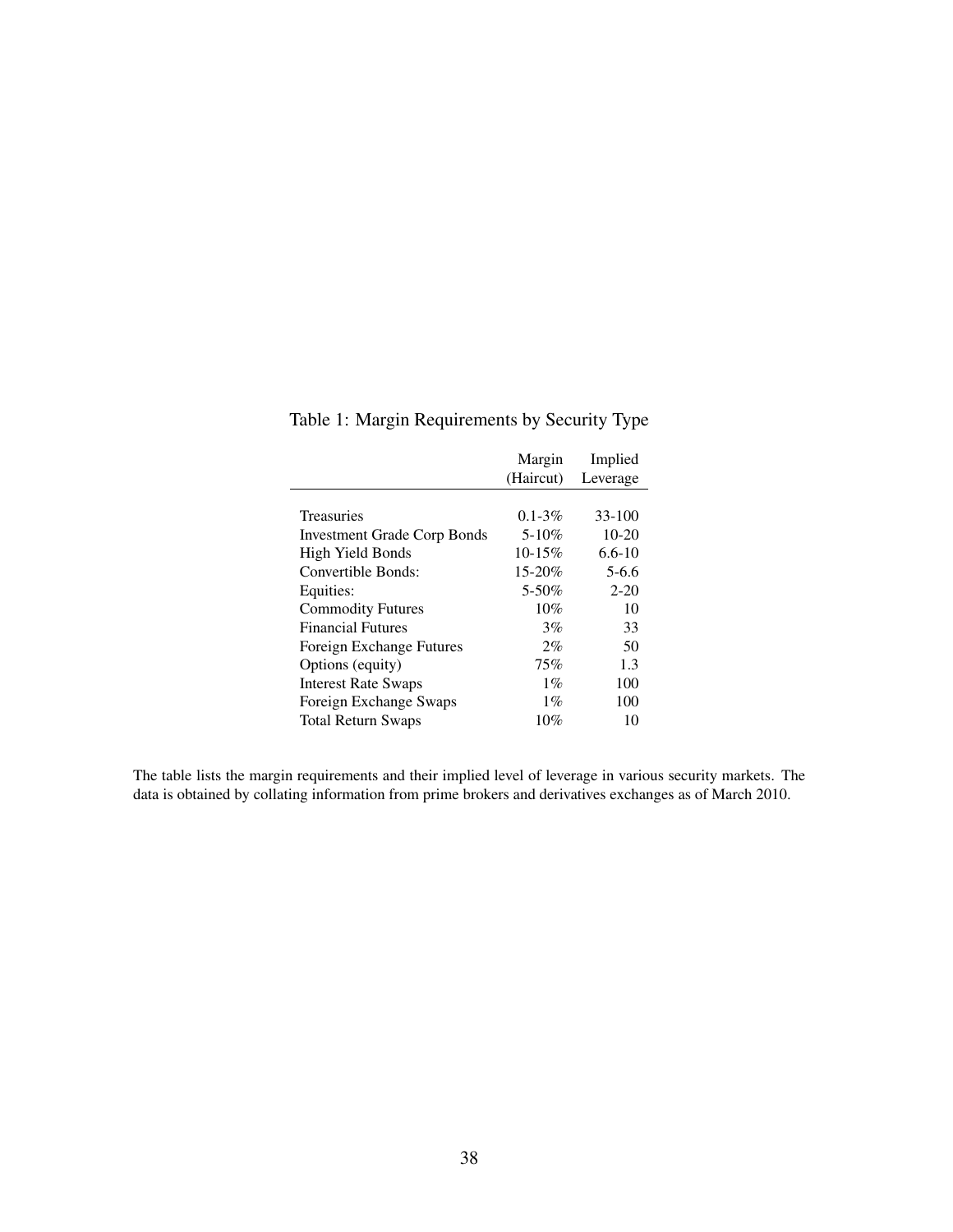Table 1: Margin Requirements by Security Type

| | Margin (Haircut) | Implied Leverage |
|---|---|---|
| Treasuries | 0.1-3% | 33-100 |
| Investment Grade Corp Bonds | 5-10% | 10-20 |
| High Yield Bonds | 10-15% | 6.6-10 |
| Convertible Bonds: | 15-20% | 5-6.6 |
| Equities: | 5-50% | 2-20 |
| Commodity Futures | 10% | 10 |
| Financial Futures | 3% | 33 |
| Foreign Exchange Futures | 2% | 50 |
| Options (equity) | 75% | 1.3 |
| Interest Rate Swaps | 1% | 100 |
| Foreign Exchange Swaps | 1% | 100 |
| Total Return Swaps | 10% | 10 |

The table lists the margin requirements and their implied level of leverage in various security markets. The data is obtained by collating information from prime brokers and derivatives exchanges as of March 2010.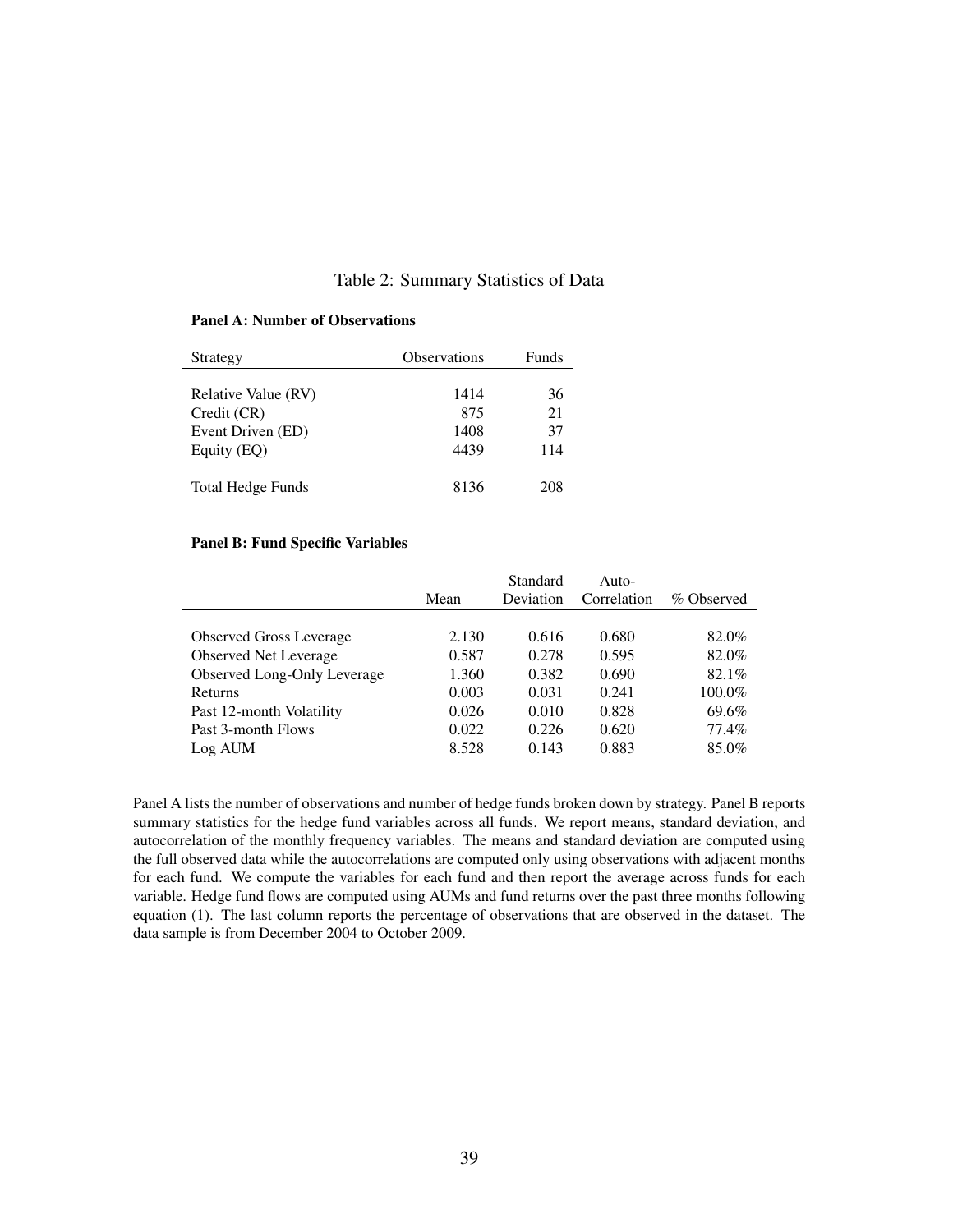Table 2: Summary Statistics of Data

**Panel A: Number of Observations**

| Strategy | Observations | Funds |
|---|---|---|
| Relative Value (RV) | 1414 | 36 |
| Credit (CR) | 875 | 21 |
| Event Driven (ED) | 1408 | 37 |
| Equity (EQ) | 4439 | 114 |
| Total Hedge Funds | 8136 | 208 |

**Panel B: Fund Specific Variables**

| | Mean | Standard Deviation | Auto-Correlation | % Observed |
|---|---|---|---|---|
| Observed Gross Leverage | 2.130 | 0.616 | 0.680 | 82.0% |
| Observed Net Leverage | 0.587 | 0.278 | 0.595 | 82.0% |
| Observed Long-Only Leverage | 1.360 | 0.382 | 0.690 | 82.1% |
| Returns | 0.003 | 0.031 | 0.241 | 100.0% |
| Past 12-month Volatility | 0.026 | 0.010 | 0.828 | 69.6% |
| Past 3-month Flows | 0.022 | 0.226 | 0.620 | 77.4% |
| Log AUM | 8.528 | 0.143 | 0.883 | 85.0% |

Panel A lists the number of observations and number of hedge funds broken down by strategy. Panel B reports summary statistics for the hedge fund variables across all funds. We report means, standard deviation, and autocorrelation of the monthly frequency variables. The means and standard deviation are computed using the full observed data while the autocorrelations are computed only using observations with adjacent months for each fund. We compute the variables for each fund and then report the average across funds for each variable. Hedge fund flows are computed using AUMs and fund returns over the past three months following equation (1). The last column reports the percentage of observations that are observed in the dataset. The data sample is from December 2004 to October 2009.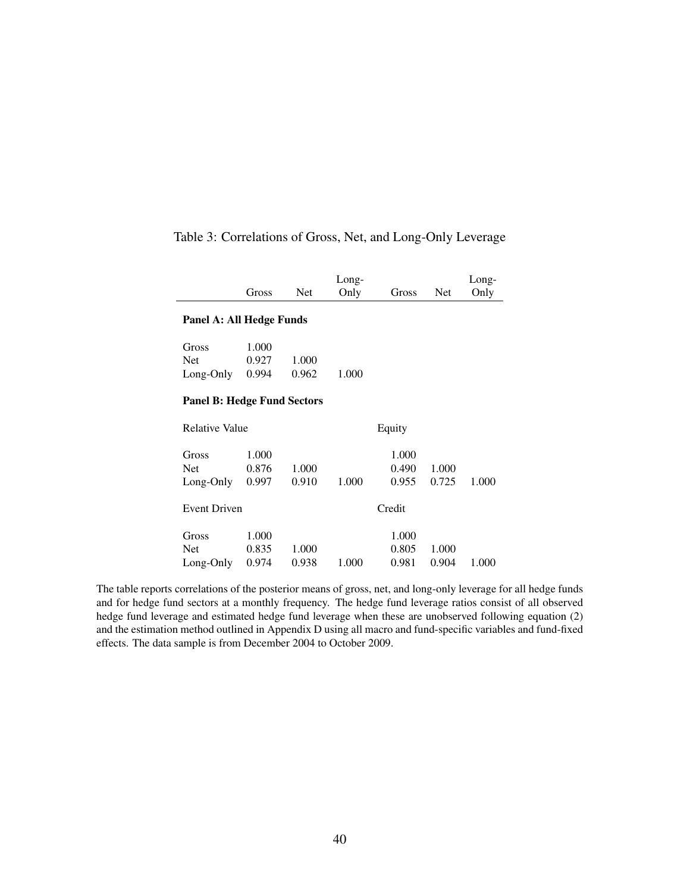Table 3: Correlations of Gross, Net, and Long-Only Leverage

| | Gross | Net | Long-Only | Gross | Net | Long-Only |
|---|---|---|---|---|---|---|
| **Panel A: All Hedge Funds** | | | | | | |
| Gross | 1.000 | | | | | |
| Net | 0.927 | 1.000 | | | | |
| Long-Only | 0.994 | 0.962 | 1.000 | | | |
| **Panel B: Hedge Fund Sectors** | | | | | | |
| Relative Value | | | | Equity | | |
| Gross | 1.000 | | | 1.000 | | |
| Net | 0.876 | 1.000 | | 0.490 | 1.000 | |
| Long-Only | 0.997 | 0.910 | 1.000 | 0.955 | 0.725 | 1.000 |
| Event Driven | | | | Credit | | |
| Gross | 1.000 | | | 1.000 | | |
| Net | 0.835 | 1.000 | | 0.805 | 1.000 | |
| Long-Only | 0.974 | 0.938 | 1.000 | 0.981 | 0.904 | 1.000 |

The table reports correlations of the posterior means of gross, net, and long-only leverage for all hedge funds and for hedge fund sectors at a monthly frequency. The hedge fund leverage ratios consist of all observed hedge fund leverage and estimated hedge fund leverage when these are unobserved following equation (2) and the estimation method outlined in Appendix D using all macro and fund-specific variables and fund-fixed effects. The data sample is from December 2004 to October 2009.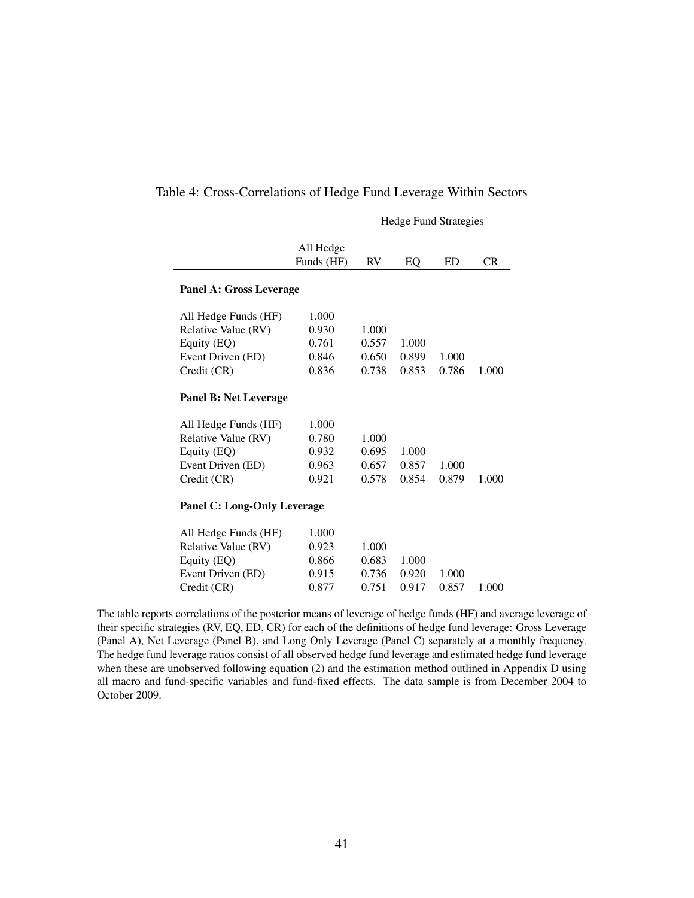Table 4: Cross-Correlations of Hedge Fund Leverage Within Sectors

| | All Hedge Funds (HF) | Hedge Fund Strategies | | | |
|---|---|---|---|---|---|
| | | RV | EQ | ED | CR |
| **Panel A: Gross Leverage** | | | | | |
| All Hedge Funds (HF) | 1.000 | | | | |
| Relative Value (RV) | 0.930 | 1.000 | | | |
| Equity (EQ) | 0.761 | 0.557 | 1.000 | | |
| Event Driven (ED) | 0.846 | 0.650 | 0.899 | 1.000 | |
| Credit (CR) | 0.836 | 0.738 | 0.853 | 0.786 | 1.000 |
| **Panel B: Net Leverage** | | | | | |
| All Hedge Funds (HF) | 1.000 | | | | |
| Relative Value (RV) | 0.780 | 1.000 | | | |
| Equity (EQ) | 0.932 | 0.695 | 1.000 | | |
| Event Driven (ED) | 0.963 | 0.657 | 0.857 | 1.000 | |
| Credit (CR) | 0.921 | 0.578 | 0.854 | 0.879 | 1.000 |
| **Panel C: Long-Only Leverage** | | | | | |
| All Hedge Funds (HF) | 1.000 | | | | |
| Relative Value (RV) | 0.923 | 1.000 | | | |
| Equity (EQ) | 0.866 | 0.683 | 1.000 | | |
| Event Driven (ED) | 0.915 | 0.736 | 0.920 | 1.000 | |
| Credit (CR) | 0.877 | 0.751 | 0.917 | 0.857 | 1.000 |

The table reports correlations of the posterior means of leverage of hedge funds (HF) and average leverage of their specific strategies (RV, EQ, ED, CR) for each of the definitions of hedge fund leverage: Gross Leverage (Panel A), Net Leverage (Panel B), and Long Only Leverage (Panel C) separately at a monthly frequency. The hedge fund leverage ratios consist of all observed hedge fund leverage and estimated hedge fund leverage when these are unobserved following equation (2) and the estimation method outlined in Appendix D using all macro and fund-specific variables and fund-fixed effects. The data sample is from December 2004 to October 2009.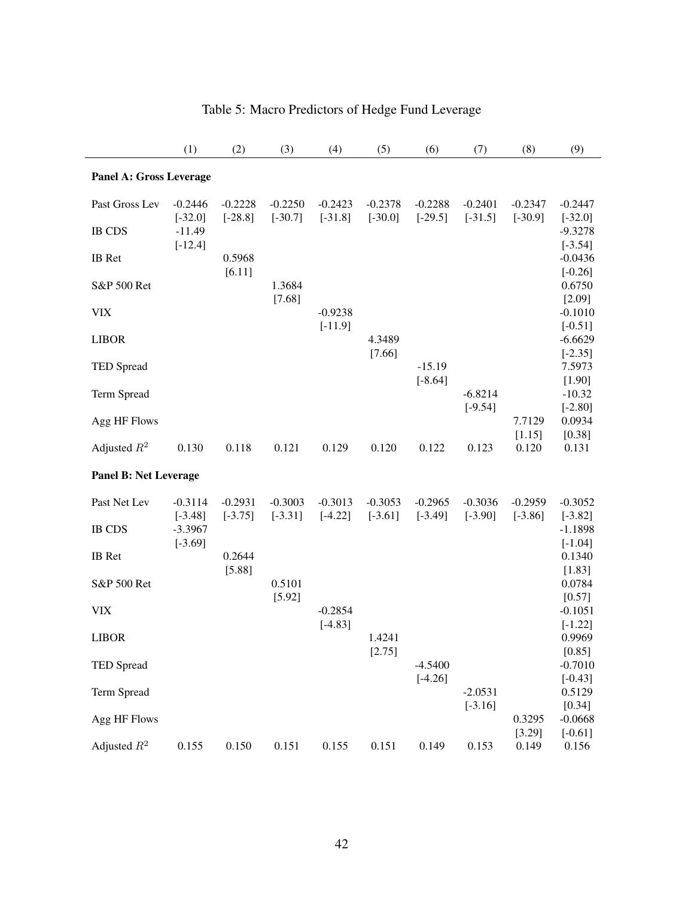# Table 5: Macro Predictors of Hedge Fund Leverage

| | (1) | (2) | (3) | (4) | (5) | (6) | (7) | (8) | (9) |
|---|---|---|---|---|---|---|---|---|---|
| **Panel A: Gross Leverage** | | | | | | | | | |
| Past Gross Lev | -0.2446 | -0.2228 | -0.2250 | -0.2423 | -0.2378 | -0.2288 | -0.2401 | -0.2347 | -0.2447 |
| | [-32.0] | [-28.8] | [-30.7] | [-31.8] | [-30.0] | [-29.5] | [-31.5] | [-30.9] | [-32.0] |
| IB CDS | -11.49 | | | | | | | | -9.3278 |
| | [-12.4] | | | | | | | | [-3.54] |
| IB Ret | | 0.5968 | | | | | | | -0.0436 |
| | | [6.11] | | | | | | | [-0.26] |
| S&P 500 Ret | | | 1.3684 | | | | | | 0.6750 |
| | | | [7.68] | | | | | | [2.09] |
| VIX | | | | -0.9238 | | | | | -0.1010 |
| | | | | [-11.9] | | | | | [-0.51] |
| LIBOR | | | | | 4.3489 | | | | -6.6629 |
| | | | | | [7.66] | | | | [-2.35] |
| TED Spread | | | | | | -15.19 | | | 7.5973 |
| | | | | | | [-8.64] | | | [1.90] |
| Term Spread | | | | | | | -6.8214 | | -10.32 |
| | | | | | | | [-9.54] | | [-2.80] |
| Agg HF Flows | | | | | | | | 7.7129 | 0.0934 |
| | | | | | | | | [1.15] | [0.38] |
| Adjusted $R^2$ | 0.130 | 0.118 | 0.121 | 0.129 | 0.120 | 0.122 | 0.123 | 0.120 | 0.131 |
| **Panel B: Net Leverage** | | | | | | | | | |
| Past Net Lev | -0.3114 | -0.2931 | -0.3003 | -0.3013 | -0.3053 | -0.2965 | -0.3036 | -0.2959 | -0.3052 |
| | [-3.48] | [-3.75] | [-3.31] | [-4.22] | [-3.61] | [-3.49] | [-3.90] | [-3.86] | [-3.82] |
| IB CDS | -3.3967 | | | | | | | | -1.1898 |
| | [-3.69] | | | | | | | | [-1.04] |
| IB Ret | | 0.2644 | | | | | | | 0.1340 |
| | | [5.88] | | | | | | | [1.83] |
| S&P 500 Ret | | | 0.5101 | | | | | | 0.0784 |
| | | | [5.92] | | | | | | [0.57] |
| VIX | | | | -0.2854 | | | | | -0.1051 |
| | | | | [-4.83] | | | | | [-1.22] |
| LIBOR | | | | | 1.4241 | | | | 0.9969 |
| | | | | | [2.75] | | | | [0.85] |
| TED Spread | | | | | | -4.5400 | | | -0.7010 |
| | | | | | | [-4.26] | | | [-0.43] |
| Term Spread | | | | | | | -2.0531 | | 0.5129 |
| | | | | | | | [-3.16] | | [0.34] |
| Agg HF Flows | | | | | | | | 0.3295 | -0.0668 |
| | | | | | | | | [3.29] | [-0.61] |
| Adjusted $R^2$ | 0.155 | 0.150 | 0.151 | 0.155 | 0.151 | 0.149 | 0.153 | 0.149 | 0.156 |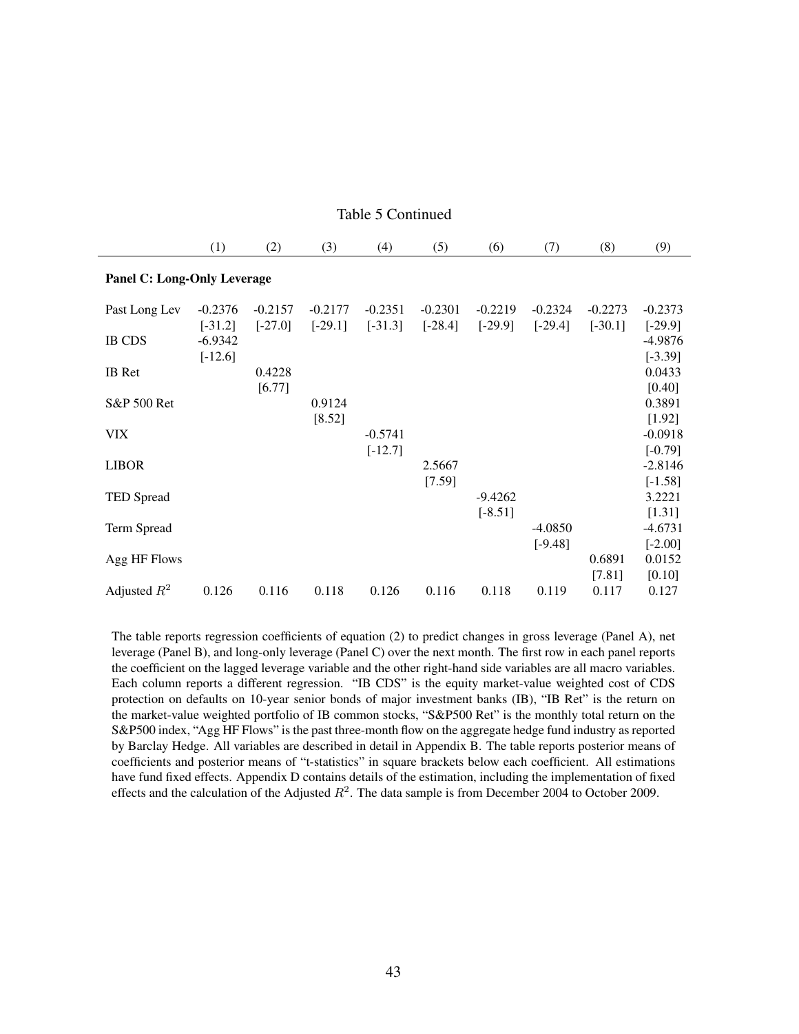Table 5 Continued

| | (1) | (2) | (3) | (4) | (5) | (6) | (7) | (8) | (9) |
|---|---|---|---|---|---|---|---|---|---|
| **Panel C: Long-Only Leverage** | | | | | | | | | |
| Past Long Lev | -0.2376 | -0.2157 | -0.2177 | -0.2351 | -0.2301 | -0.2219 | -0.2324 | -0.2273 | -0.2373 |
| | [-31.2] | [-27.0] | [-29.1] | [-31.3] | [-28.4] | [-29.9] | [-29.4] | [-30.1] | [-29.9] |
| IB CDS | -6.9342 | | | | | | | | -4.9876 |
| | [-12.6] | | | | | | | | [-3.39] |
| IB Ret | | 0.4228 | | | | | | | 0.0433 |
| | | [6.77] | | | | | | | [0.40] |
| S&P 500 Ret | | | 0.9124 | | | | | | 0.3891 |
| | | | [8.52] | | | | | | [1.92] |
| VIX | | | | -0.5741 | | | | | -0.0918 |
| | | | | [-12.7] | | | | | [-0.79] |
| LIBOR | | | | | 2.5667 | | | | -2.8146 |
| | | | | | [7.59] | | | | [-1.58] |
| TED Spread | | | | | | -9.4262 | | | 3.2221 |
| | | | | | | [-8.51] | | | [1.31] |
| Term Spread | | | | | | | -4.0850 | | -4.6731 |
| | | | | | | | [-9.48] | | [-2.00] |
| Agg HF Flows | | | | | | | | 0.6891 | 0.0152 |
| | | | | | | | | [7.81] | [0.10] |
| Adjusted $R^2$ | 0.126 | 0.116 | 0.118 | 0.126 | 0.116 | 0.118 | 0.119 | 0.117 | 0.127 |

The table reports regression coefficients of equation (2) to predict changes in gross leverage (Panel A), net leverage (Panel B), and long-only leverage (Panel C) over the next month. The first row in each panel reports the coefficient on the lagged leverage variable and the other right-hand side variables are all macro variables. Each column reports a different regression. "IB CDS" is the equity market-value weighted cost of CDS protection on defaults on 10-year senior bonds of major investment banks (IB), "IB Ret" is the return on the market-value weighted portfolio of IB common stocks, "S&P500 Ret" is the monthly total return on the S&P500 index, "Agg HF Flows" is the past three-month flow on the aggregate hedge fund industry as reported by Barclay Hedge. All variables are described in detail in Appendix B. The table reports posterior means of coefficients and posterior means of "t-statistics" in square brackets below each coefficient. All estimations have fund fixed effects. Appendix D contains details of the estimation, including the implementation of fixed effects and the calculation of the Adjusted $R^2$. The data sample is from December 2004 to October 2009.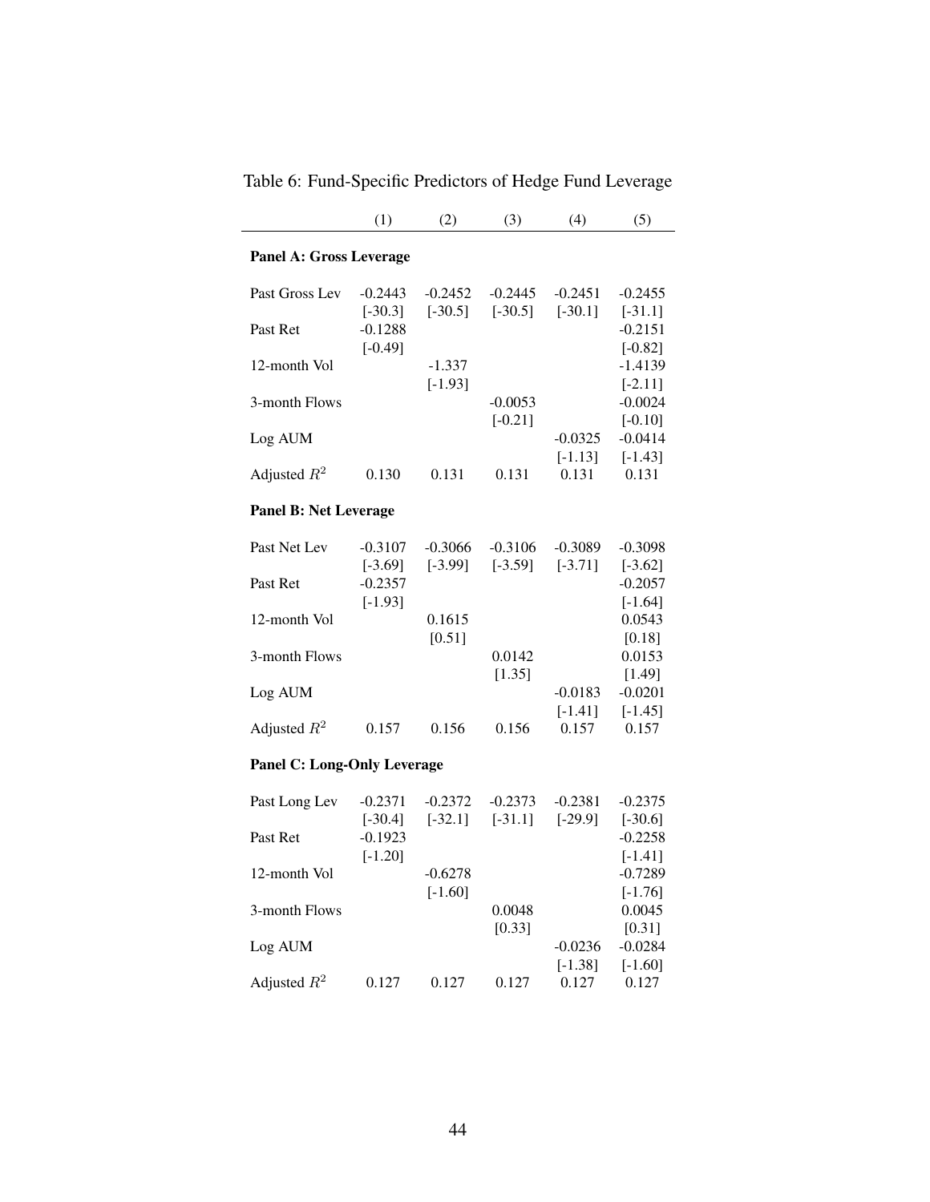Table 6: Fund-Specific Predictors of Hedge Fund Leverage

| | (1) | (2) | (3) | (4) | (5) |
|---|---|---|---|---|---|
| **Panel A: Gross Leverage** | | | | | |
| Past Gross Lev | -0.2443 | -0.2452 | -0.2445 | -0.2451 | -0.2455 |
| | [-30.3] | [-30.5] | [-30.5] | [-30.1] | [-31.1] |
| Past Ret | -0.1288 | | | | -0.2151 |
| | [-0.49] | | | | [-0.82] |
| 12-month Vol | | -1.337 | | | -1.4139 |
| | | [-1.93] | | | [-2.11] |
| 3-month Flows | | | -0.0053 | | -0.0024 |
| | | | [-0.21] | | [-0.10] |
| Log AUM | | | | -0.0325 | -0.0414 |
| | | | | [-1.13] | [-1.43] |
| Adjusted $R^2$ | 0.130 | 0.131 | 0.131 | 0.131 | 0.131 |
| **Panel B: Net Leverage** | | | | | |
| Past Net Lev | -0.3107 | -0.3066 | -0.3106 | -0.3089 | -0.3098 |
| | [-3.69] | [-3.99] | [-3.59] | [-3.71] | [-3.62] |
| Past Ret | -0.2357 | | | | -0.2057 |
| | [-1.93] | | | | [-1.64] |
| 12-month Vol | | 0.1615 | | | 0.0543 |
| | | [0.51] | | | [0.18] |
| 3-month Flows | | | 0.0142 | | 0.0153 |
| | | | [1.35] | | [1.49] |
| Log AUM | | | | -0.0183 | -0.0201 |
| | | | | [-1.41] | [-1.45] |
| Adjusted $R^2$ | 0.157 | 0.156 | 0.156 | 0.157 | 0.157 |
| **Panel C: Long-Only Leverage** | | | | | |
| Past Long Lev | -0.2371 | -0.2372 | -0.2373 | -0.2381 | -0.2375 |
| | [-30.4] | [-32.1] | [-31.1] | [-29.9] | [-30.6] |
| Past Ret | -0.1923 | | | | -0.2258 |
| | [-1.20] | | | | [-1.41] |
| 12-month Vol | | -0.6278 | | | -0.7289 |
| | | [-1.60] | | | [-1.76] |
| 3-month Flows | | | 0.0048 | | 0.0045 |
| | | | [0.33] | | [0.31] |
| Log AUM | | | | -0.0236 | -0.0284 |
| | | | | [-1.38] | [-1.60] |
| Adjusted $R^2$ | 0.127 | 0.127 | 0.127 | 0.127 | 0.127 |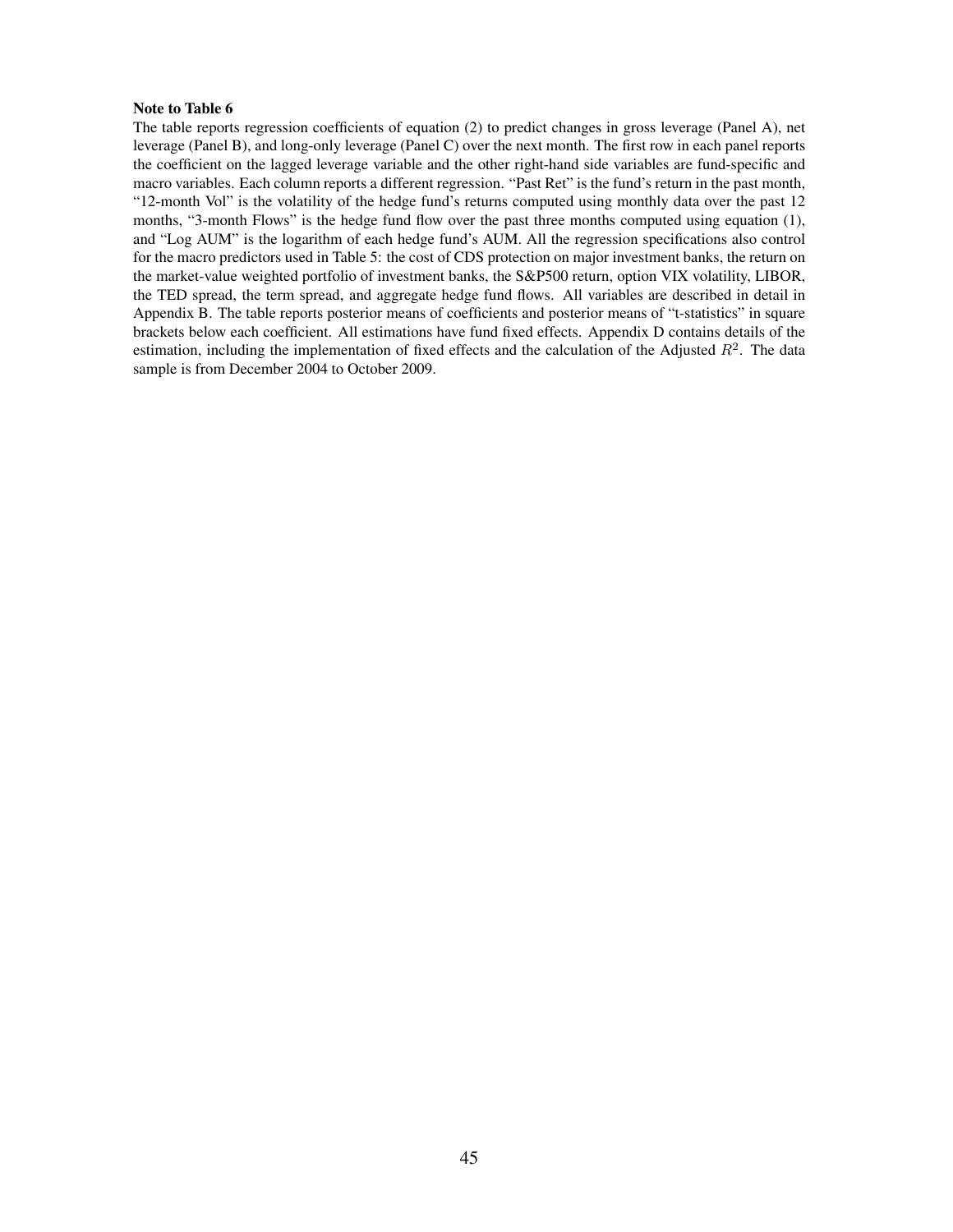**Note to Table 6**

The table reports regression coefficients of equation (2) to predict changes in gross leverage (Panel A), net leverage (Panel B), and long-only leverage (Panel C) over the next month. The first row in each panel reports the coefficient on the lagged leverage variable and the other right-hand side variables are fund-specific and macro variables. Each column reports a different regression. "Past Ret" is the fund's return in the past month, "12-month Vol" is the volatility of the hedge fund's returns computed using monthly data over the past 12 months, "3-month Flows" is the hedge fund flow over the past three months computed using equation (1), and "Log AUM" is the logarithm of each hedge fund's AUM. All the regression specifications also control for the macro predictors used in Table 5: the cost of CDS protection on major investment banks, the return on the market-value weighted portfolio of investment banks, the S&P500 return, option VIX volatility, LIBOR, the TED spread, the term spread, and aggregate hedge fund flows. All variables are described in detail in Appendix B. The table reports posterior means of coefficients and posterior means of "t-statistics" in square brackets below each coefficient. All estimations have fund fixed effects. Appendix D contains details of the estimation, including the implementation of fixed effects and the calculation of the Adjusted $R^2$. The data sample is from December 2004 to October 2009.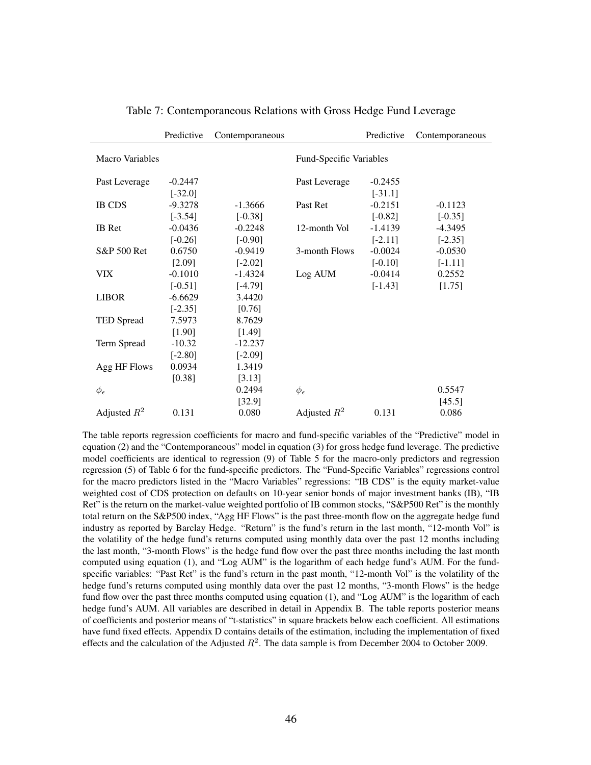Table 7: Contemporaneous Relations with Gross Hedge Fund Leverage

| | Predictive | Contemporaneous | | Predictive | Contemporaneous |
|---|---|---|---|---|---|
| Macro Variables | | | Fund-Specific Variables | | |
| Past Leverage | -0.2447 | | Past Leverage | -0.2455 | |
| | [-32.0] | | | [-31.1] | |
| IB CDS | -9.3278 | -1.3666 | Past Ret | -0.2151 | -0.1123 |
| | [-3.54] | [-0.38] | | [-0.82] | [-0.35] |
| IB Ret | -0.0436 | -0.2248 | 12-month Vol | -1.4139 | -4.3495 |
| | [-0.26] | [-0.90] | | [-2.11] | [-2.35] |
| S&P 500 Ret | 0.6750 | -0.9419 | 3-month Flows | -0.0024 | -0.0530 |
| | [2.09] | [-2.02] | | [-0.10] | [-1.11] |
| VIX | -0.1010 | -1.4324 | Log AUM | -0.0414 | 0.2552 |
| | [-0.51] | [-4.79] | | [-1.43] | [1.75] |
| LIBOR | -6.6629 | 3.4420 | | | |
| | [-2.35] | [0.76] | | | |
| TED Spread | 7.5973 | 8.7629 | | | |
| | [1.90] | [1.49] | | | |
| Term Spread | -10.32 | -12.237 | | | |
| | [-2.80] | [-2.09] | | | |
| Agg HF Flows | 0.0934 | 1.3419 | | | |
| | [0.38] | [3.13] | | | |
| $\phi_\epsilon$ | | 0.2494 | $\phi_\epsilon$ | | 0.5547 |
| | | [32.9] | | | [45.5] |
| Adjusted $R^2$ | 0.131 | 0.080 | Adjusted $R^2$ | 0.131 | 0.086 |

The table reports regression coefficients for macro and fund-specific variables of the "Predictive" model in equation (2) and the "Contemporaneous" model in equation (3) for gross hedge fund leverage. The predictive model coefficients are identical to regression (9) of Table 5 for the macro-only predictors and regression regression (5) of Table 6 for the fund-specific predictors. The "Fund-Specific Variables" regressions control for the macro predictors listed in the "Macro Variables" regressions: "IB CDS" is the equity market-value weighted cost of CDS protection on defaults on 10-year senior bonds of major investment banks (IB), "IB Ret" is the return on the market-value weighted portfolio of IB common stocks, "S&P500 Ret" is the monthly total return on the S&P500 index, "Agg HF Flows" is the past three-month flow on the aggregate hedge fund industry as reported by Barclay Hedge. "Return" is the fund's return in the last month, "12-month Vol" is the volatility of the hedge fund's returns computed using monthly data over the past 12 months including the last month, "3-month Flows" is the hedge fund flow over the past three months including the last month computed using equation (1), and "Log AUM" is the logarithm of each hedge fund's AUM. For the fund-specific variables: "Past Ret" is the fund's return in the past month, "12-month Vol" is the volatility of the hedge fund's returns computed using monthly data over the past 12 months, "3-month Flows" is the hedge fund flow over the past three months computed using equation (1), and "Log AUM" is the logarithm of each hedge fund's AUM. All variables are described in detail in Appendix B. The table reports posterior means of coefficients and posterior means of "t-statistics" in square brackets below each coefficient. All estimations have fund fixed effects. Appendix D contains details of the estimation, including the implementation of fixed effects and the calculation of the Adjusted $R^2$. The data sample is from December 2004 to October 2009.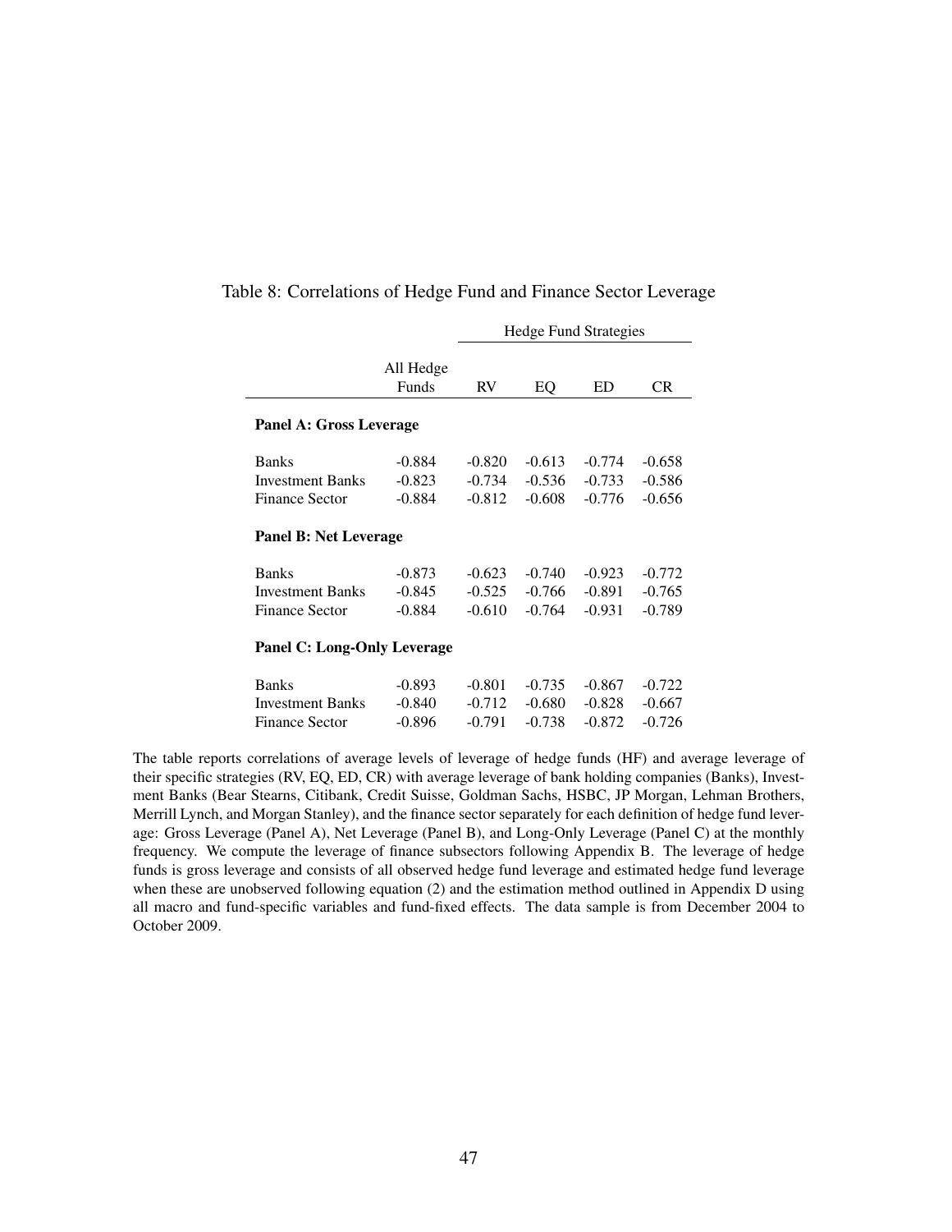Table 8: Correlations of Hedge Fund and Finance Sector Leverage

| | | Hedge Fund Strategies | | | |
|---|---|---|---|---|---|
| | All Hedge Funds | RV | EQ | ED | CR |
| **Panel A: Gross Leverage** | | | | | |
| Banks | -0.884 | -0.820 | -0.613 | -0.774 | -0.658 |
| Investment Banks | -0.823 | -0.734 | -0.536 | -0.733 | -0.586 |
| Finance Sector | -0.884 | -0.812 | -0.608 | -0.776 | -0.656 |
| **Panel B: Net Leverage** | | | | | |
| Banks | -0.873 | -0.623 | -0.740 | -0.923 | -0.772 |
| Investment Banks | -0.845 | -0.525 | -0.766 | -0.891 | -0.765 |
| Finance Sector | -0.884 | -0.610 | -0.764 | -0.931 | -0.789 |
| **Panel C: Long-Only Leverage** | | | | | |
| Banks | -0.893 | -0.801 | -0.735 | -0.867 | -0.722 |
| Investment Banks | -0.840 | -0.712 | -0.680 | -0.828 | -0.667 |
| Finance Sector | -0.896 | -0.791 | -0.738 | -0.872 | -0.726 |

The table reports correlations of average levels of leverage of hedge funds (HF) and average leverage of their specific strategies (RV, EQ, ED, CR) with average leverage of bank holding companies (Banks), Investment Banks (Bear Stearns, Citibank, Credit Suisse, Goldman Sachs, HSBC, JP Morgan, Lehman Brothers, Merrill Lynch, and Morgan Stanley), and the finance sector separately for each definition of hedge fund leverage: Gross Leverage (Panel A), Net Leverage (Panel B), and Long-Only Leverage (Panel C) at the monthly frequency. We compute the leverage of finance subsectors following Appendix B. The leverage of hedge funds is gross leverage and consists of all observed hedge fund leverage and estimated hedge fund leverage when these are unobserved following equation (2) and the estimation method outlined in Appendix D using all macro and fund-specific variables and fund-fixed effects. The data sample is from December 2004 to October 2009.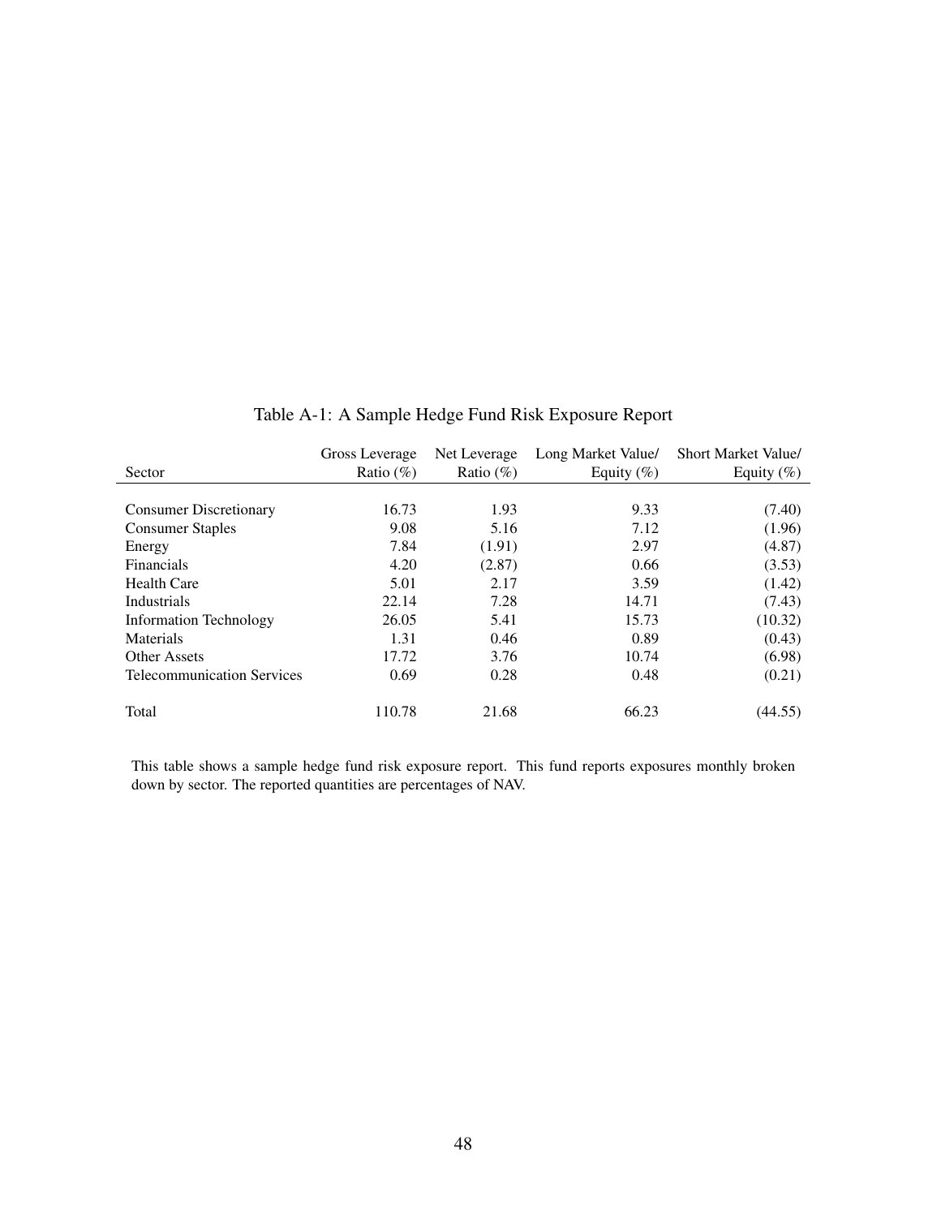Table A-1: A Sample Hedge Fund Risk Exposure Report

| Sector | Gross Leverage Ratio (%) | Net Leverage Ratio (%) | Long Market Value/ Equity (%) | Short Market Value/ Equity (%) |
|---|---|---|---|---|
| Consumer Discretionary | 16.73 | 1.93 | 9.33 | (7.40) |
| Consumer Staples | 9.08 | 5.16 | 7.12 | (1.96) |
| Energy | 7.84 | (1.91) | 2.97 | (4.87) |
| Financials | 4.20 | (2.87) | 0.66 | (3.53) |
| Health Care | 5.01 | 2.17 | 3.59 | (1.42) |
| Industrials | 22.14 | 7.28 | 14.71 | (7.43) |
| Information Technology | 26.05 | 5.41 | 15.73 | (10.32) |
| Materials | 1.31 | 0.46 | 0.89 | (0.43) |
| Other Assets | 17.72 | 3.76 | 10.74 | (6.98) |
| Telecommunication Services | 0.69 | 0.28 | 0.48 | (0.21) |
| Total | 110.78 | 21.68 | 66.23 | (44.55) |

This table shows a sample hedge fund risk exposure report. This fund reports exposures monthly broken down by sector. The reported quantities are percentages of NAV.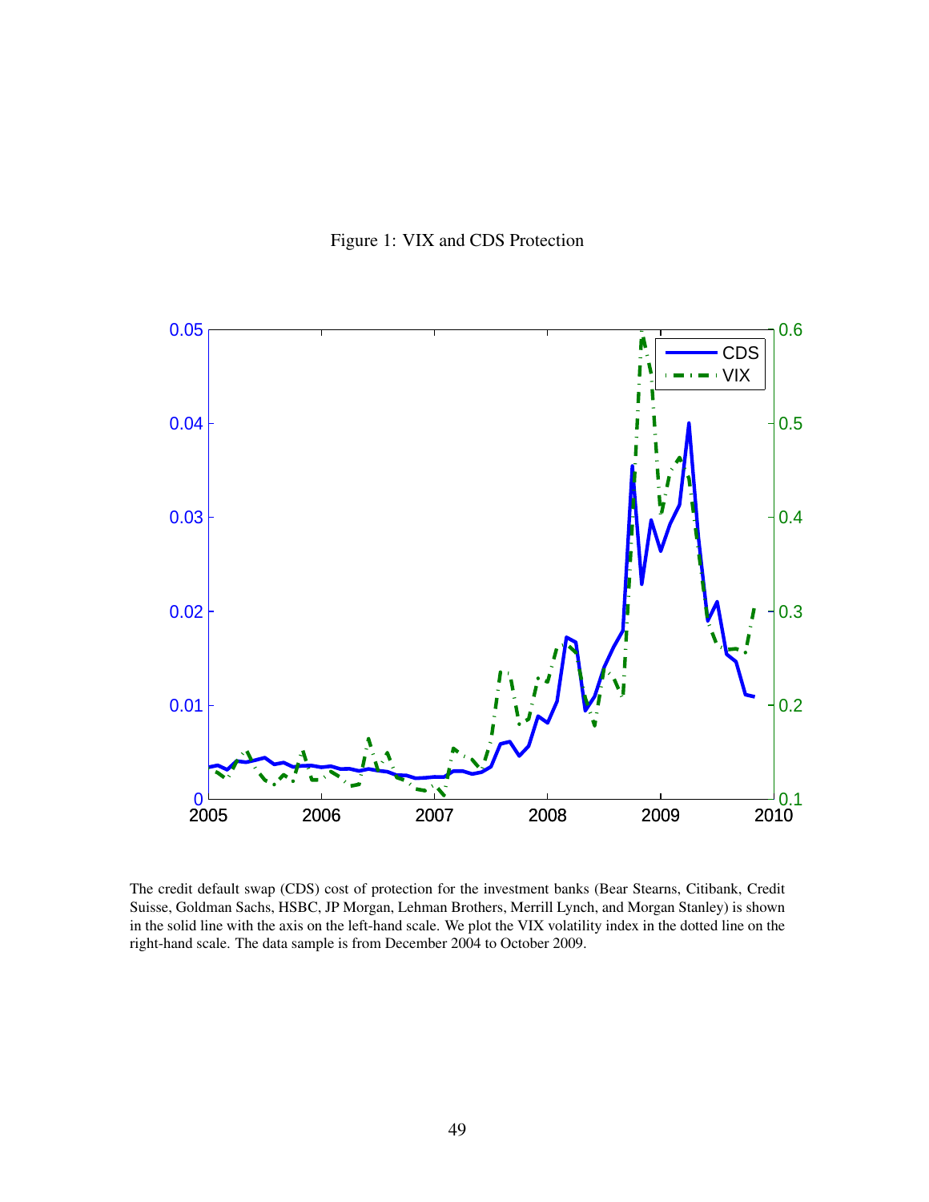Figure 1: VIX and CDS Protection

0.05
0.04
0.03
0.02
0.01
0

0.6
0.5
0.4
0.3
0.2
0.1

2005
2006
2007
2008
2009
2010

CDS
VIX

The credit default swap (CDS) cost of protection for the investment banks (Bear Stearns, Citibank, Credit Suisse, Goldman Sachs, HSBC, JP Morgan, Lehman Brothers, Merrill Lynch, and Morgan Stanley) is shown in the solid line with the axis on the left-hand scale. We plot the VIX volatility index in the dotted line on the right-hand scale. The data sample is from December 2004 to October 2009.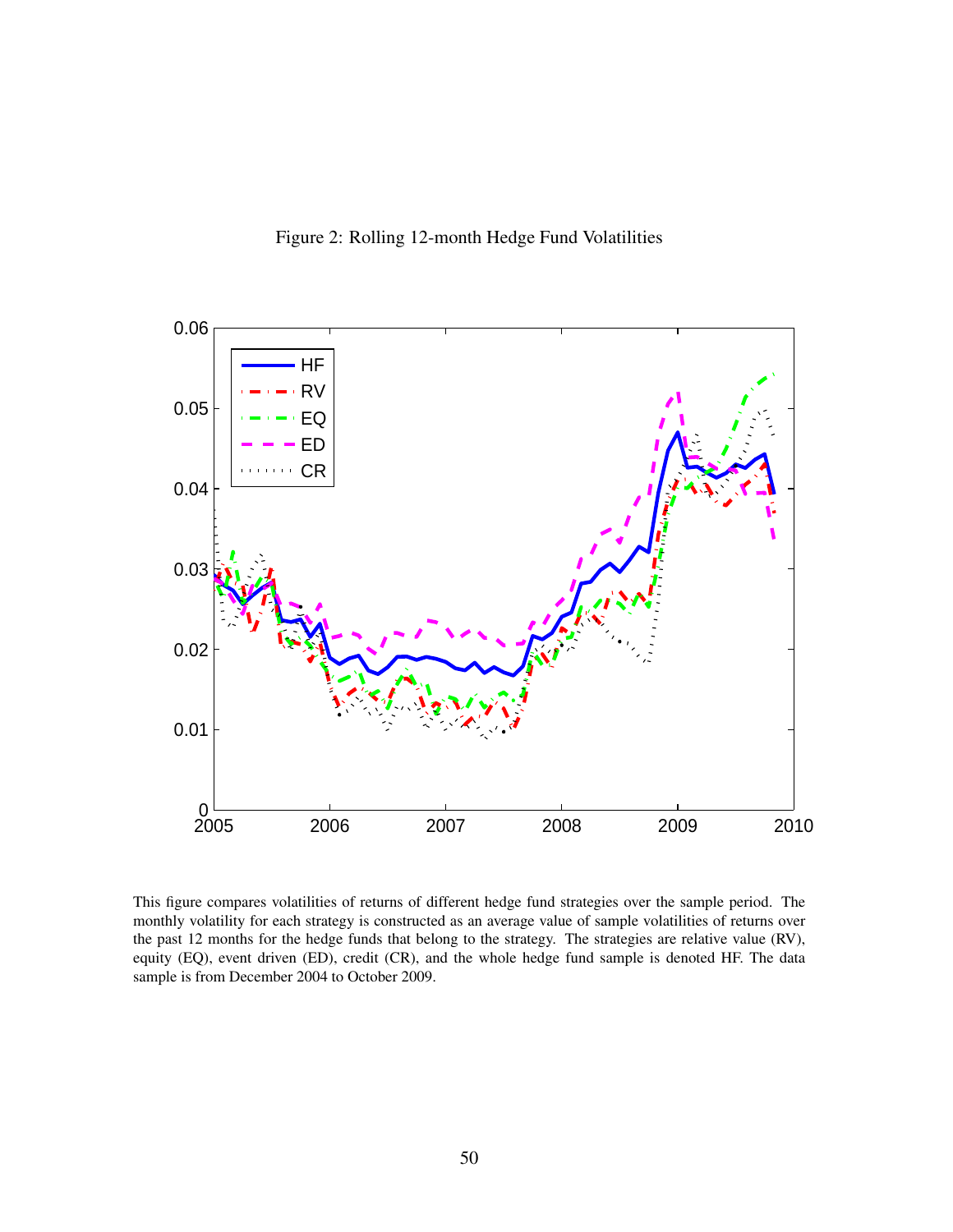Figure 2: Rolling 12-month Hedge Fund Volatilities

0.06
0.05
0.04
0.03
0.02
0.01
0

2005 2006 2007 2008 2009 2010

HF
RV
EQ
ED
CR

This figure compares volatilities of returns of different hedge fund strategies over the sample period. The monthly volatility for each strategy is constructed as an average value of sample volatilities of returns over the past 12 months for the hedge funds that belong to the strategy. The strategies are relative value (RV), equity (EQ), event driven (ED), credit (CR), and the whole hedge fund sample is denoted HF. The data sample is from December 2004 to October 2009.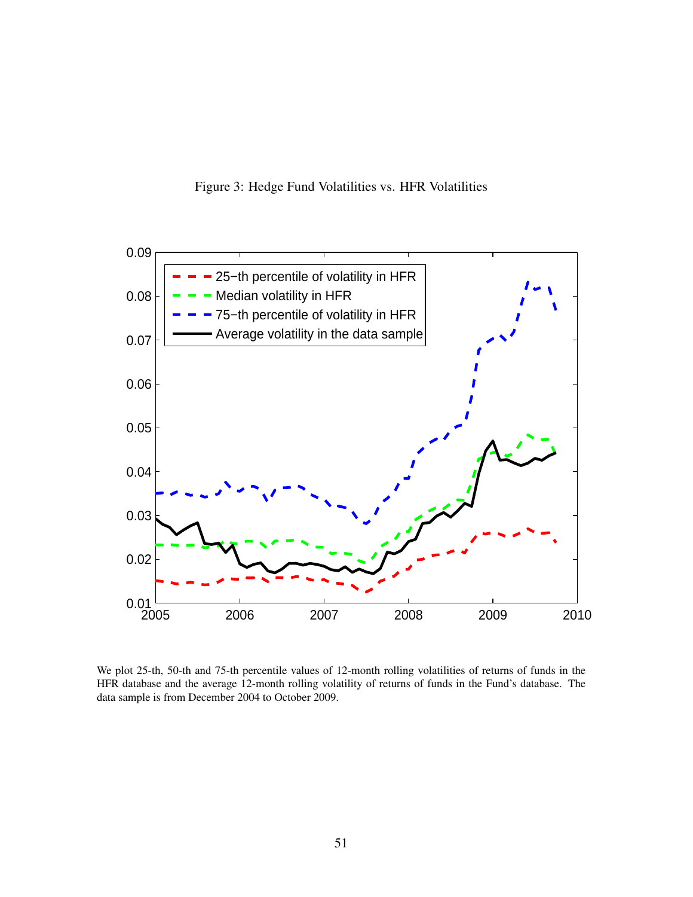Figure 3: Hedge Fund Volatilities vs. HFR Volatilities

0.09
0.08
0.07
0.06
0.05
0.04
0.03
0.02
0.01

2005
2006
2007
2008
2009
2010

25−th percentile of volatility in HFR
Median volatility in HFR
75−th percentile of volatility in HFR
Average volatility in the data sample

We plot 25-th, 50-th and 75-th percentile values of 12-month rolling volatilities of returns of funds in the HFR database and the average 12-month rolling volatility of returns of funds in the Fund's database. The data sample is from December 2004 to October 2009.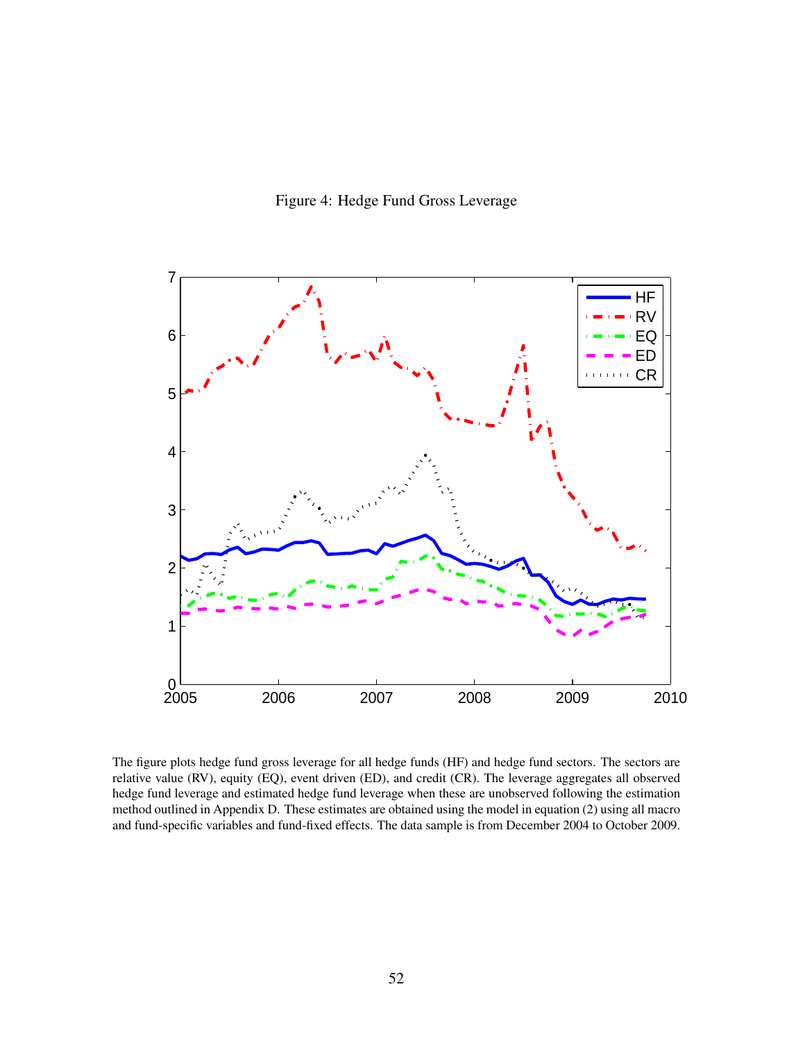Figure 4: Hedge Fund Gross Leverage

7
6
5
4
3
2
1
0

2005
2006
2007
2008
2009
2010

HF
RV
EQ
ED
CR

The figure plots hedge fund gross leverage for all hedge funds (HF) and hedge fund sectors. The sectors are relative value (RV), equity (EQ), event driven (ED), and credit (CR). The leverage aggregates all observed hedge fund leverage and estimated hedge fund leverage when these are unobserved following the estimation method outlined in Appendix D. These estimates are obtained using the model in equation (2) using all macro and fund-specific variables and fund-fixed effects. The data sample is from December 2004 to October 2009.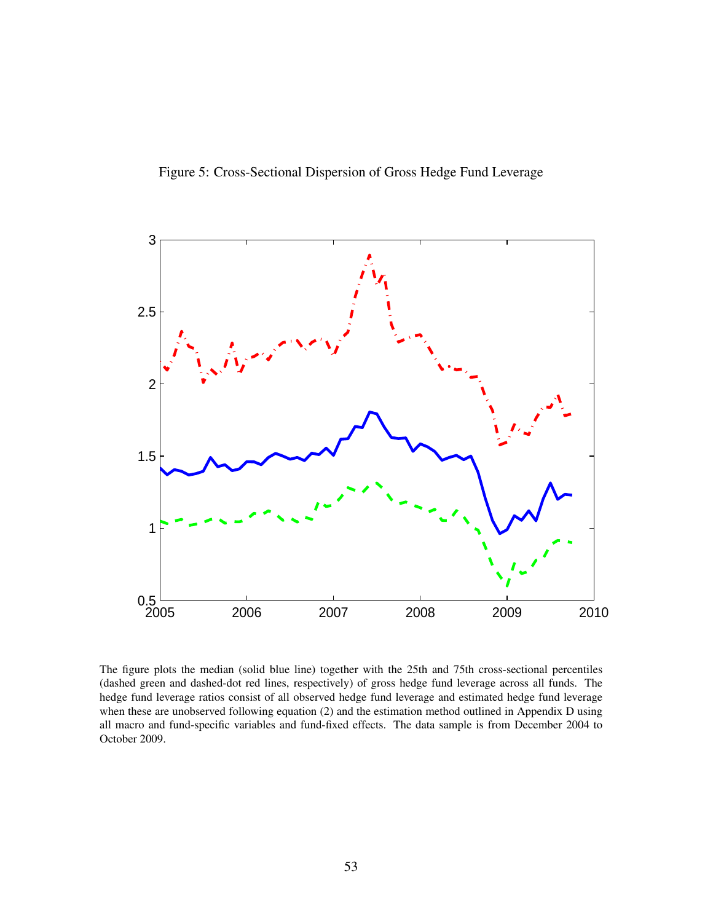Figure 5: Cross-Sectional Dispersion of Gross Hedge Fund Leverage

3
2.5
2
1.5
1
0.5
2005
2006
2007
2008
2009
2010

The figure plots the median (solid blue line) together with the 25th and 75th cross-sectional percentiles (dashed green and dashed-dot red lines, respectively) of gross hedge fund leverage across all funds. The hedge fund leverage ratios consist of all observed hedge fund leverage and estimated hedge fund leverage when these are unobserved following equation (2) and the estimation method outlined in Appendix D using all macro and fund-specific variables and fund-fixed effects. The data sample is from December 2004 to October 2009.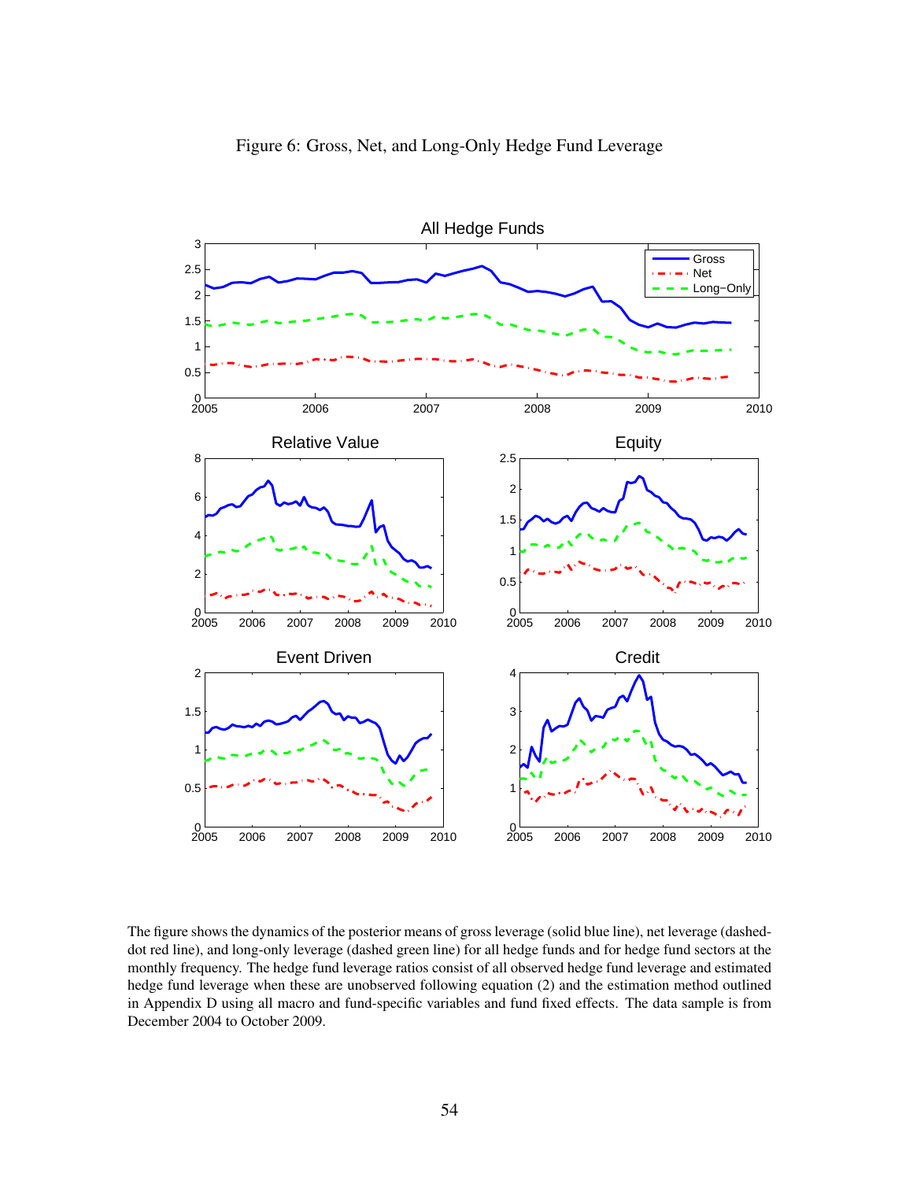Figure 6: Gross, Net, and Long-Only Hedge Fund Leverage

All Hedge Funds

Gross
Net
Long−Only

0
0.5
1
1.5
2
2.5
3

2005 2006 2007 2008 2009 2010

Relative Value

0
2
4
6
8

2005 2006 2007 2008 2009 2010

Equity

0
0.5
1
1.5
2
2.5

2005 2006 2007 2008 2009 2010

Event Driven

0
0.5
1
1.5
2

2005 2006 2007 2008 2009 2010

Credit

0
1
2
3
4

2005 2006 2007 2008 2009 2010

The figure shows the dynamics of the posterior means of gross leverage (solid blue line), net leverage (dashed-dot red line), and long-only leverage (dashed green line) for all hedge funds and for hedge fund sectors at the monthly frequency. The hedge fund leverage ratios consist of all observed hedge fund leverage and estimated hedge fund leverage when these are unobserved following equation (2) and the estimation method outlined in Appendix D using all macro and fund-specific variables and fund fixed effects. The data sample is from December 2004 to October 2009.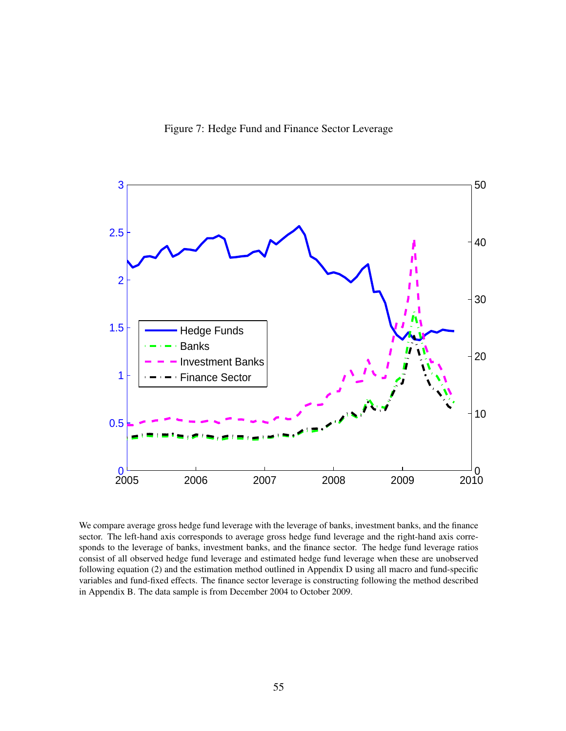Figure 7: Hedge Fund and Finance Sector Leverage

3
2.5
2
1.5
1
0.5
0

50
40
30
20
10
0

2005
2006
2007
2008
2009
2010

Hedge Funds
Banks
Investment Banks
Finance Sector

We compare average gross hedge fund leverage with the leverage of banks, investment banks, and the finance sector. The left-hand axis corresponds to average gross hedge fund leverage and the right-hand axis corresponds to the leverage of banks, investment banks, and the finance sector. The hedge fund leverage ratios consist of all observed hedge fund leverage and estimated hedge fund leverage when these are unobserved following equation (2) and the estimation method outlined in Appendix D using all macro and fund-specific variables and fund-fixed effects. The finance sector leverage is constructing following the method described in Appendix B. The data sample is from December 2004 to October 2009.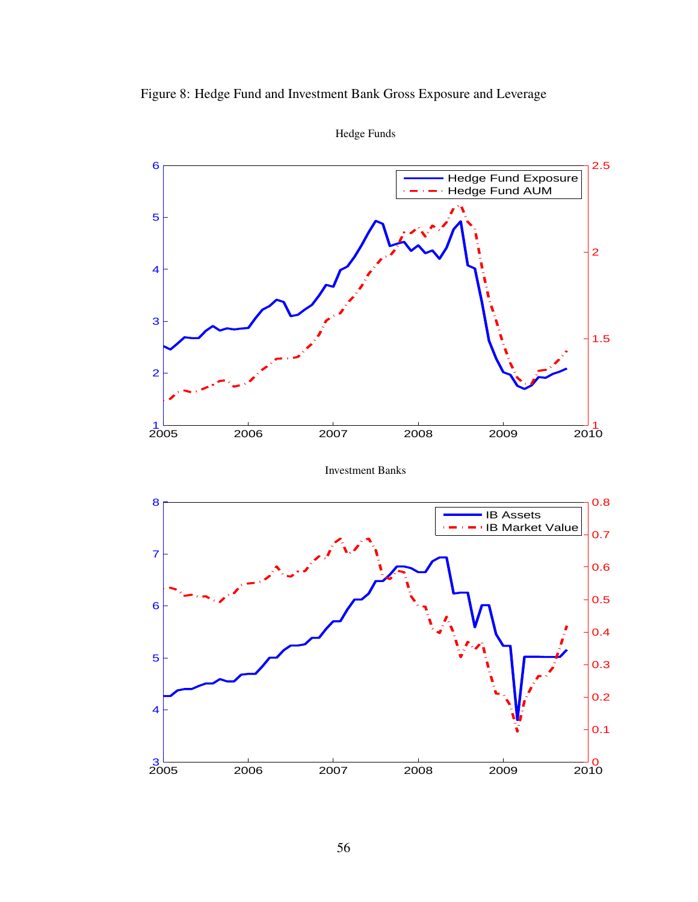Figure 8: Hedge Fund and Investment Bank Gross Exposure and Leverage

Hedge Funds

Hedge Fund Exposure
Hedge Fund AUM

6
5
4
3
2
1

2.5
2
1.5
1

2005 2006 2007 2008 2009 2010

Investment Banks

IB Assets
IB Market Value

8
7
6
5
4
3

0.8
0.7
0.6
0.5
0.4
0.3
0.2
0.1
0

2005 2006 2007 2008 2009 2010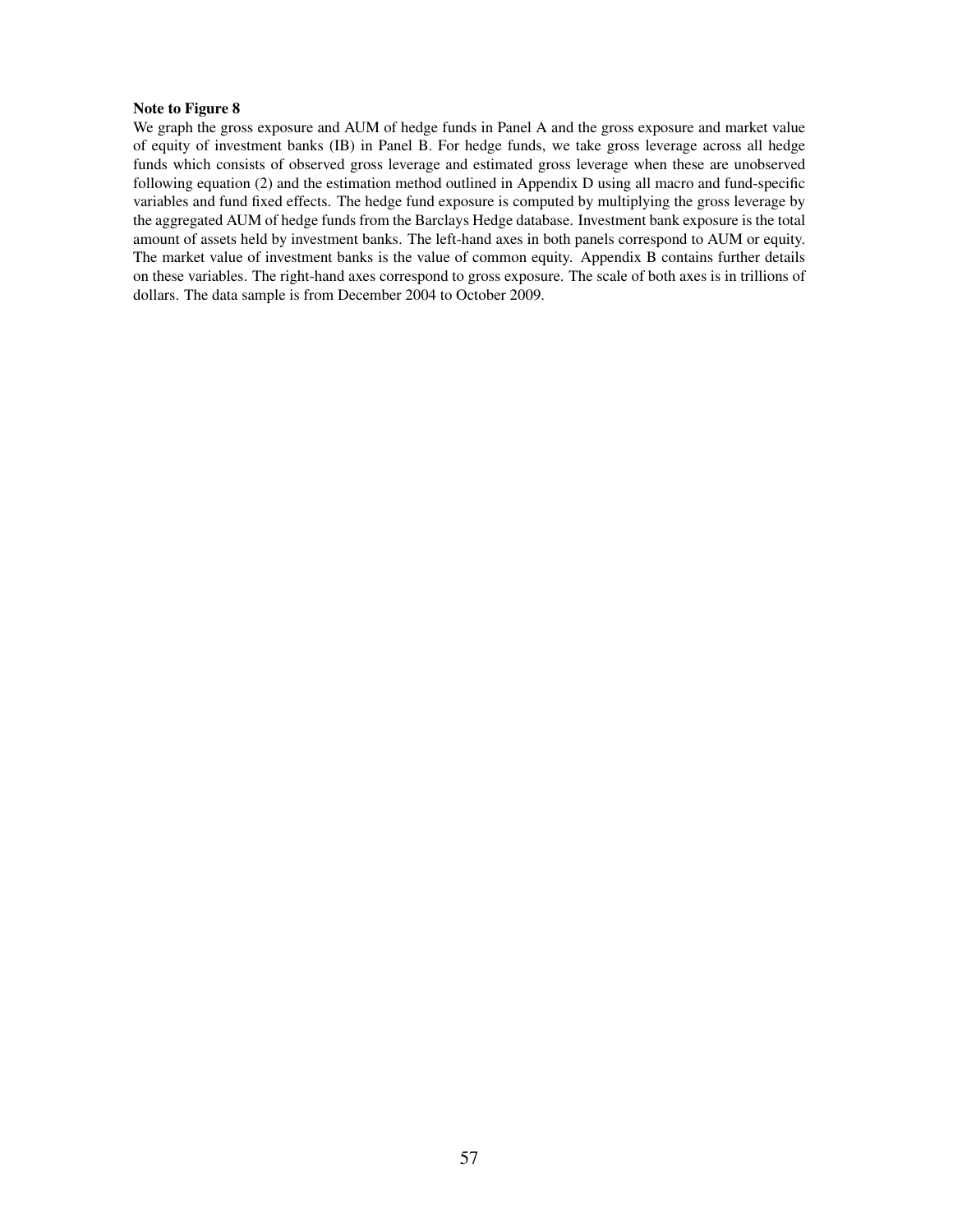**Note to Figure 8**

We graph the gross exposure and AUM of hedge funds in Panel A and the gross exposure and market value of equity of investment banks (IB) in Panel B. For hedge funds, we take gross leverage across all hedge funds which consists of observed gross leverage and estimated gross leverage when these are unobserved following equation (2) and the estimation method outlined in Appendix D using all macro and fund-specific variables and fund fixed effects. The hedge fund exposure is computed by multiplying the gross leverage by the aggregated AUM of hedge funds from the Barclays Hedge database. Investment bank exposure is the total amount of assets held by investment banks. The left-hand axes in both panels correspond to AUM or equity. The market value of investment banks is the value of common equity. Appendix B contains further details on these variables. The right-hand axes correspond to gross exposure. The scale of both axes is in trillions of dollars. The data sample is from December 2004 to October 2009.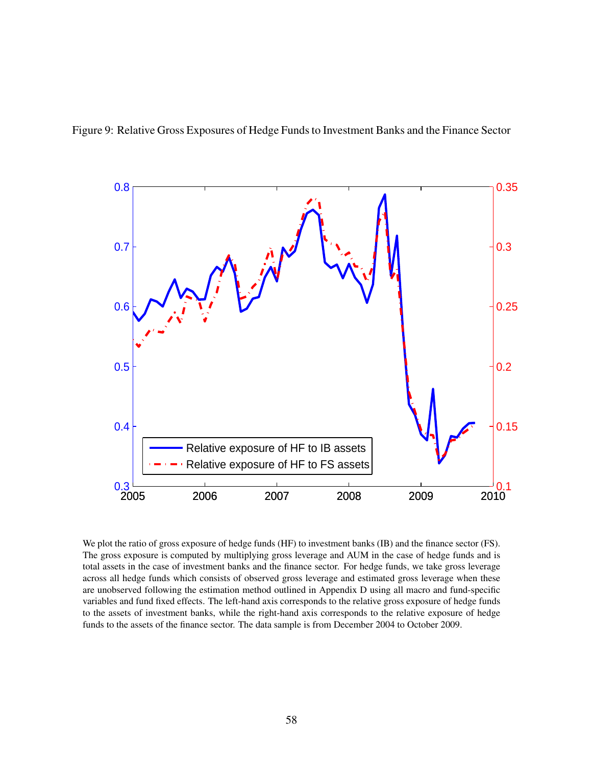Figure 9: Relative Gross Exposures of Hedge Funds to Investment Banks and the Finance Sector

0.8
0.7
0.6
0.5
0.4
0.3

0.35
0.3
0.25
0.2
0.15
0.1

2005
2006
2007
2008
2009
2010

Relative exposure of HF to IB assets
Relative exposure of HF to FS assets

We plot the ratio of gross exposure of hedge funds (HF) to investment banks (IB) and the finance sector (FS). The gross exposure is computed by multiplying gross leverage and AUM in the case of hedge funds and is total assets in the case of investment banks and the finance sector. For hedge funds, we take gross leverage across all hedge funds which consists of observed gross leverage and estimated gross leverage when these are unobserved following the estimation method outlined in Appendix D using all macro and fund-specific variables and fund fixed effects. The left-hand axis corresponds to the relative gross exposure of hedge funds to the assets of investment banks, while the right-hand axis corresponds to the relative exposure of hedge funds to the assets of the finance sector. The data sample is from December 2004 to October 2009.